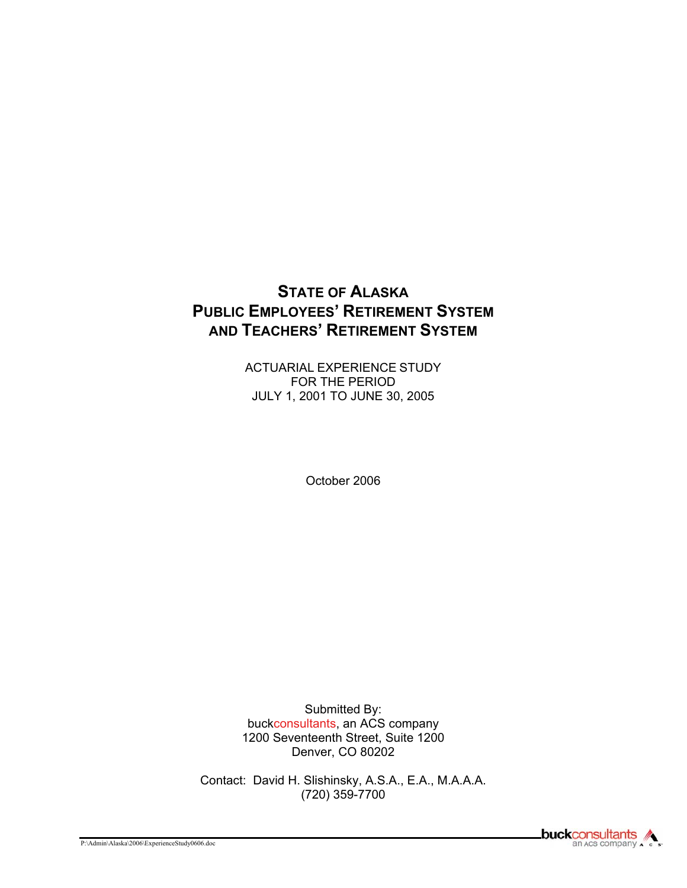# STATE OF ALASKA
# PUBLIC EMPLOYEES' RETIREMENT SYSTEM
# AND TEACHERS' RETIREMENT SYSTEM

ACTUARIAL EXPERIENCE STUDY
FOR THE PERIOD
JULY 1, 2001 TO JUNE 30, 2005

October 2006

Submitted By:
buckconsultants, an ACS company
1200 Seventeenth Street, Suite 1200
Denver, CO 80202

Contact: David H. Slishinsky, A.S.A., E.A., M.A.A.A.
(720) 359-7700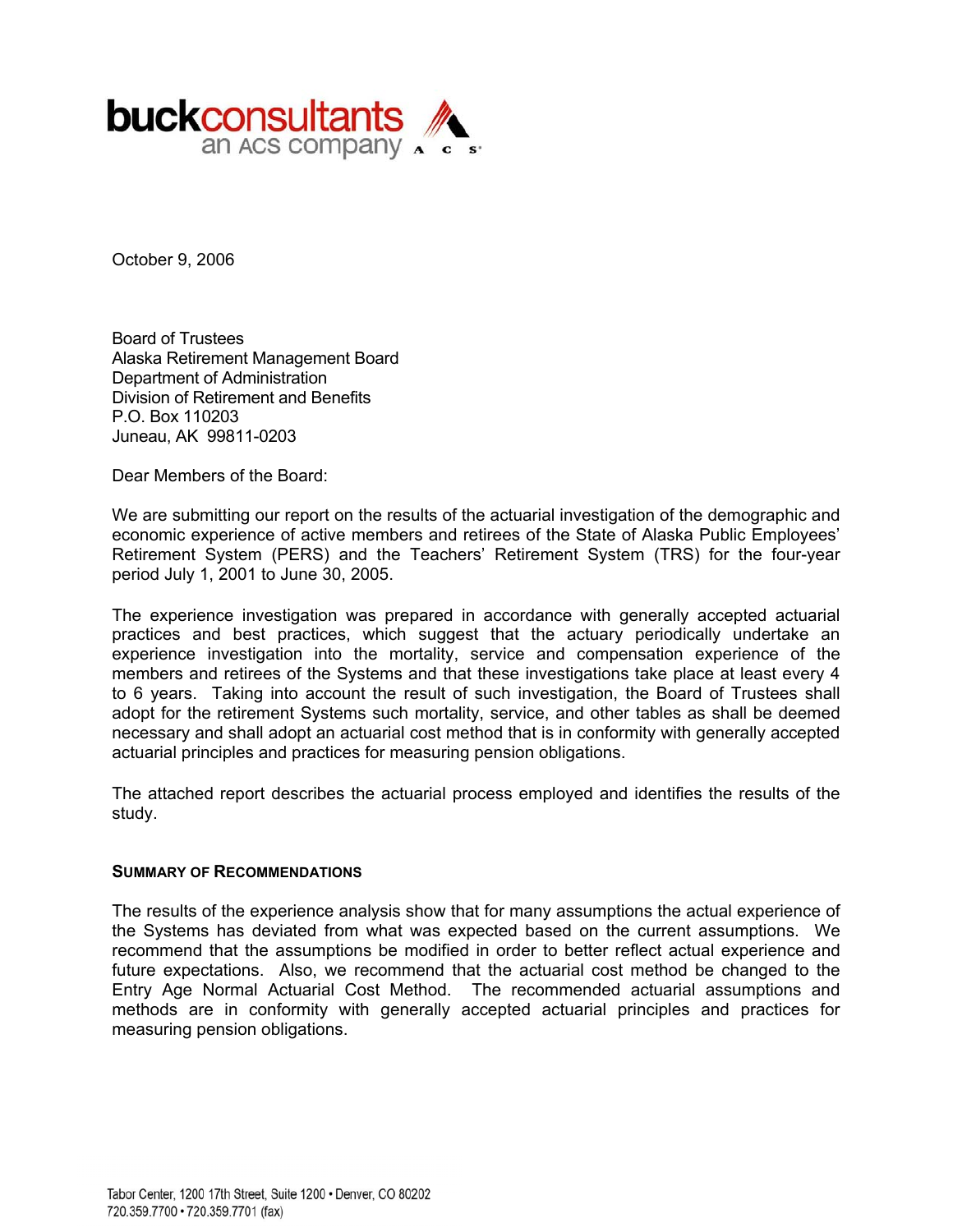buckconsultants
an ACS company

October 9, 2006

Board of Trustees
Alaska Retirement Management Board
Department of Administration
Division of Retirement and Benefits
P.O. Box 110203
Juneau, AK 99811-0203

Dear Members of the Board:

We are submitting our report on the results of the actuarial investigation of the demographic and economic experience of active members and retirees of the State of Alaska Public Employees' Retirement System (PERS) and the Teachers' Retirement System (TRS) for the four-year period July 1, 2001 to June 30, 2005.

The experience investigation was prepared in accordance with generally accepted actuarial practices and best practices, which suggest that the actuary periodically undertake an experience investigation into the mortality, service and compensation experience of the members and retirees of the Systems and that these investigations take place at least every 4 to 6 years. Taking into account the result of such investigation, the Board of Trustees shall adopt for the retirement Systems such mortality, service, and other tables as shall be deemed necessary and shall adopt an actuarial cost method that is in conformity with generally accepted actuarial principles and practices for measuring pension obligations.

The attached report describes the actuarial process employed and identifies the results of the study.

**SUMMARY OF RECOMMENDATIONS**

The results of the experience analysis show that for many assumptions the actual experience of the Systems has deviated from what was expected based on the current assumptions. We recommend that the assumptions be modified in order to better reflect actual experience and future expectations. Also, we recommend that the actuarial cost method be changed to the Entry Age Normal Actuarial Cost Method. The recommended actuarial assumptions and methods are in conformity with generally accepted actuarial principles and practices for measuring pension obligations.

Tabor Center, 1200 17th Street, Suite 1200 • Denver, CO 80202
720.359.7700 • 720.359.7701 (fax)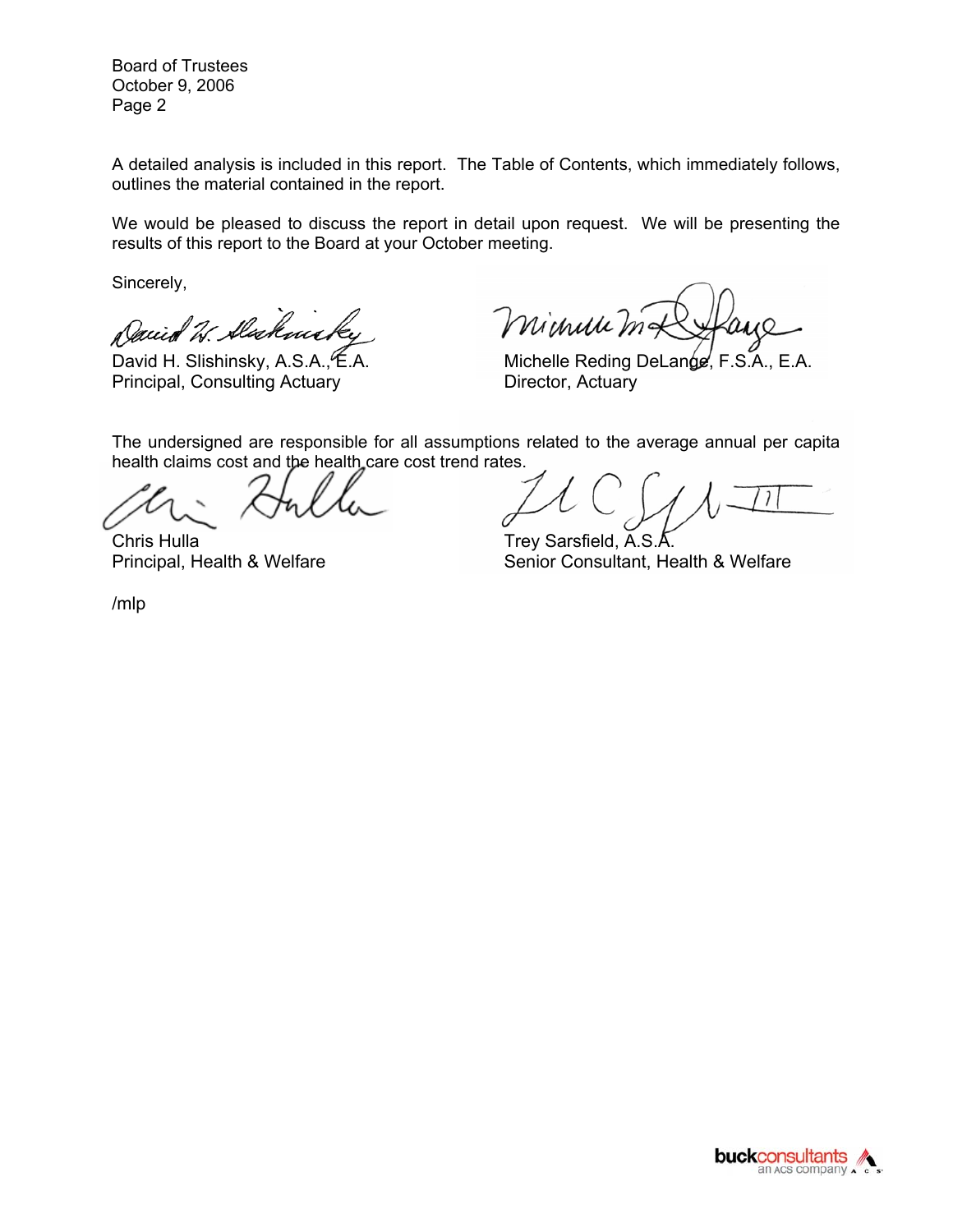A detailed analysis is included in this report. The Table of Contents, which immediately follows, outlines the material contained in the report.

We would be pleased to discuss the report in detail upon request. We will be presenting the results of this report to the Board at your October meeting.

Sincerely,

David H. Slishinsky, A.S.A., E.A.
Principal, Consulting Actuary

Michelle Reding DeLange, F.S.A., E.A.
Director, Actuary

The undersigned are responsible for all assumptions related to the average annual per capita health claims cost and the health care cost trend rates.

Chris Hulla
Principal, Health & Welfare

Trey Sarsfield, A.S.A.
Senior Consultant, Health & Welfare

/mlp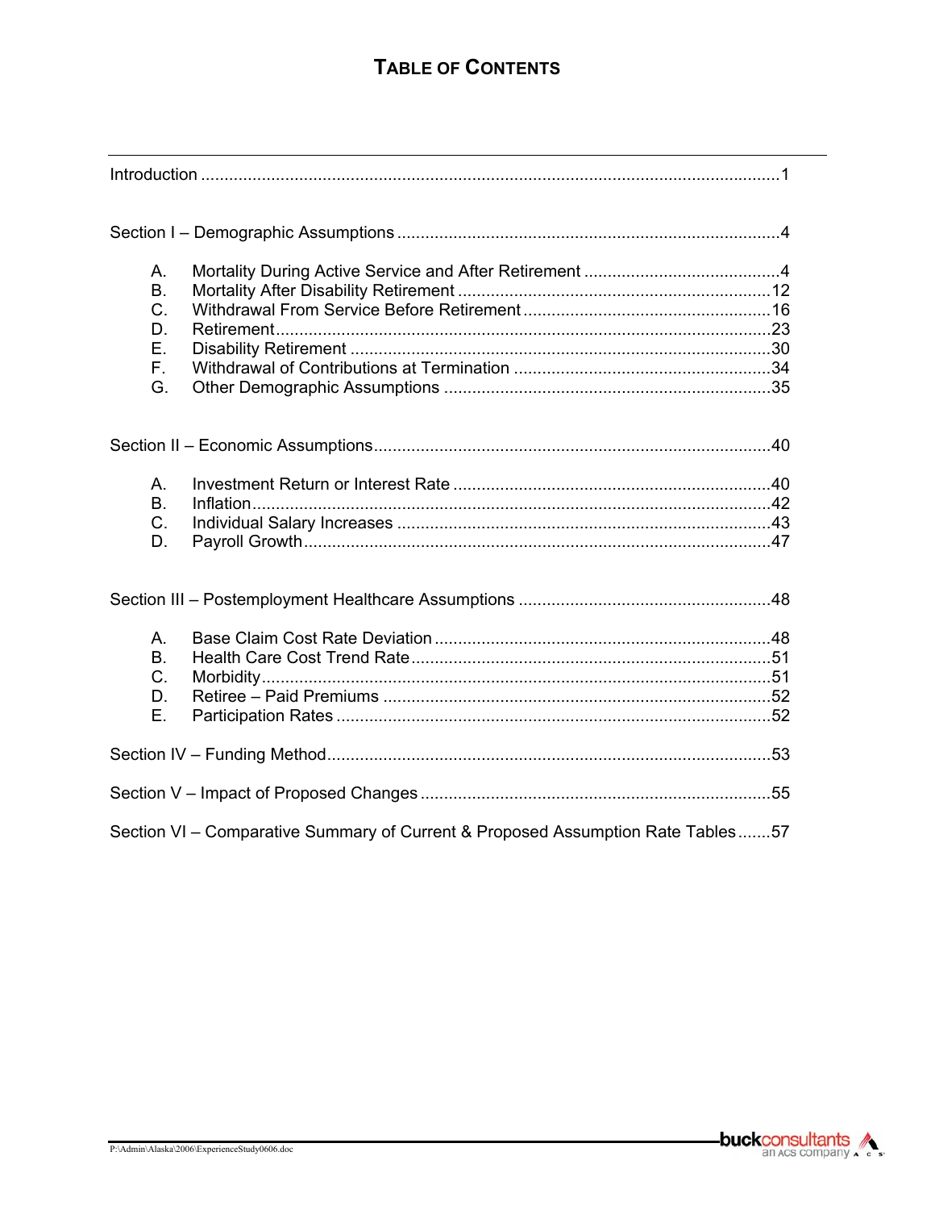# TABLE OF CONTENTS

Introduction ....................................................................................................................1

Section I – Demographic Assumptions ..........................................................................4

- A. Mortality During Active Service and After Retirement ..........................................4
- B. Mortality After Disability Retirement ....................................................................12
- C. Withdrawal From Service Before Retirement .......................................................16
- D. Retirement.............................................................................................................23
- E. Disability Retirement ...........................................................................................30
- F. Withdrawal of Contributions at Termination .........................................................34
- G. Other Demographic Assumptions .......................................................................35

Section II – Economic Assumptions................................................................................40

- A. Investment Return or Interest Rate .....................................................................40
- B. Inflation.................................................................................................................42
- C. Individual Salary Increases .................................................................................43
- D. Payroll Growth......................................................................................................47

Section III – Postemployment Healthcare Assumptions .................................................48

- A. Base Claim Cost Rate Deviation .........................................................................48
- B. Health Care Cost Trend Rate...............................................................................51
- C. Morbidity...............................................................................................................51
- D. Retiree – Paid Premiums .....................................................................................52
- E. Participation Rates ...............................................................................................52

Section IV – Funding Method..........................................................................................53

Section V – Impact of Proposed Changes .......................................................................55

Section VI – Comparative Summary of Current & Proposed Assumption Rate Tables .......57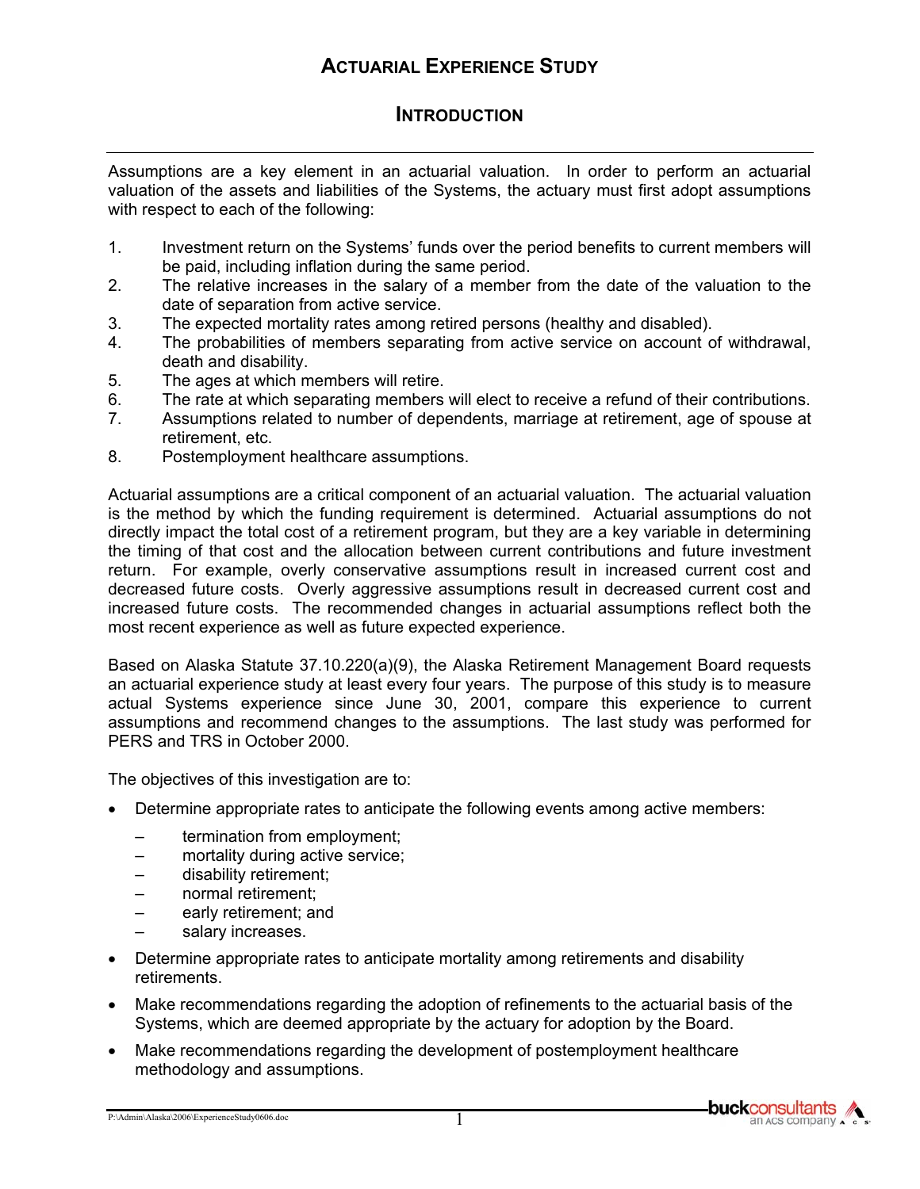# ACTUARIAL EXPERIENCE STUDY

## INTRODUCTION

Assumptions are a key element in an actuarial valuation. In order to perform an actuarial valuation of the assets and liabilities of the Systems, the actuary must first adopt assumptions with respect to each of the following:

1. Investment return on the Systems' funds over the period benefits to current members will be paid, including inflation during the same period.
2. The relative increases in the salary of a member from the date of the valuation to the date of separation from active service.
3. The expected mortality rates among retired persons (healthy and disabled).
4. The probabilities of members separating from active service on account of withdrawal, death and disability.
5. The ages at which members will retire.
6. The rate at which separating members will elect to receive a refund of their contributions.
7. Assumptions related to number of dependents, marriage at retirement, age of spouse at retirement, etc.
8. Postemployment healthcare assumptions.

Actuarial assumptions are a critical component of an actuarial valuation. The actuarial valuation is the method by which the funding requirement is determined. Actuarial assumptions do not directly impact the total cost of a retirement program, but they are a key variable in determining the timing of that cost and the allocation between current contributions and future investment return. For example, overly conservative assumptions result in increased current cost and decreased future costs. Overly aggressive assumptions result in decreased current cost and increased future costs. The recommended changes in actuarial assumptions reflect both the most recent experience as well as future expected experience.

Based on Alaska Statute 37.10.220(a)(9), the Alaska Retirement Management Board requests an actuarial experience study at least every four years. The purpose of this study is to measure actual Systems experience since June 30, 2001, compare this experience to current assumptions and recommend changes to the assumptions. The last study was performed for PERS and TRS in October 2000.

The objectives of this investigation are to:

- Determine appropriate rates to anticipate the following events among active members:
  - termination from employment;
  - mortality during active service;
  - disability retirement;
  - normal retirement;
  - early retirement; and
  - salary increases.
- Determine appropriate rates to anticipate mortality among retirements and disability retirements.
- Make recommendations regarding the adoption of refinements to the actuarial basis of the Systems, which are deemed appropriate by the actuary for adoption by the Board.
- Make recommendations regarding the development of postemployment healthcare methodology and assumptions.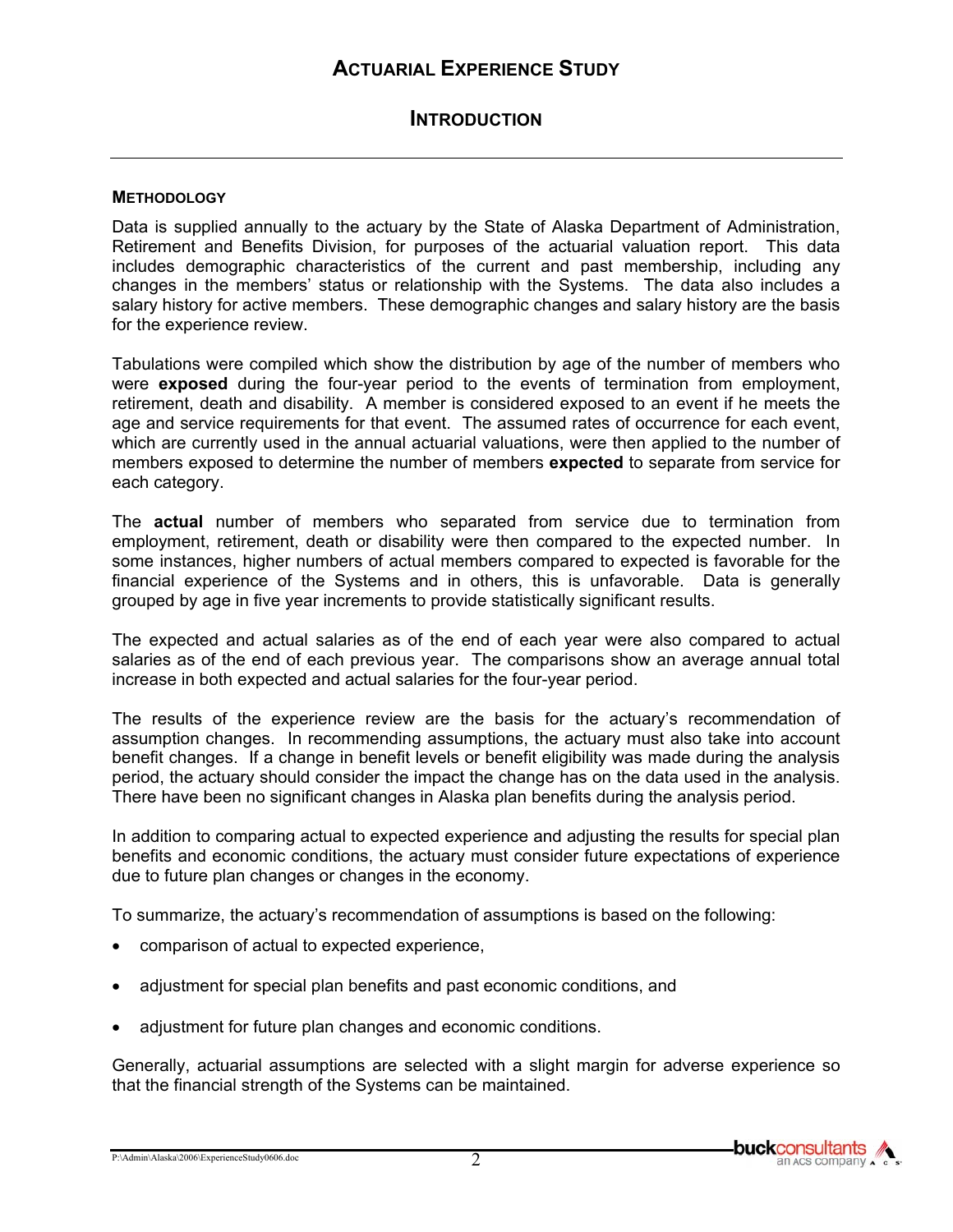# ACTUARIAL EXPERIENCE STUDY

## INTRODUCTION

### METHODOLOGY

Data is supplied annually to the actuary by the State of Alaska Department of Administration, Retirement and Benefits Division, for purposes of the actuarial valuation report. This data includes demographic characteristics of the current and past membership, including any changes in the members' status or relationship with the Systems. The data also includes a salary history for active members. These demographic changes and salary history are the basis for the experience review.

Tabulations were compiled which show the distribution by age of the number of members who were **exposed** during the four-year period to the events of termination from employment, retirement, death and disability. A member is considered exposed to an event if he meets the age and service requirements for that event. The assumed rates of occurrence for each event, which are currently used in the annual actuarial valuations, were then applied to the number of members exposed to determine the number of members **expected** to separate from service for each category.

The **actual** number of members who separated from service due to termination from employment, retirement, death or disability were then compared to the expected number. In some instances, higher numbers of actual members compared to expected is favorable for the financial experience of the Systems and in others, this is unfavorable. Data is generally grouped by age in five year increments to provide statistically significant results.

The expected and actual salaries as of the end of each year were also compared to actual salaries as of the end of each previous year. The comparisons show an average annual total increase in both expected and actual salaries for the four-year period.

The results of the experience review are the basis for the actuary's recommendation of assumption changes. In recommending assumptions, the actuary must also take into account benefit changes. If a change in benefit levels or benefit eligibility was made during the analysis period, the actuary should consider the impact the change has on the data used in the analysis. There have been no significant changes in Alaska plan benefits during the analysis period.

In addition to comparing actual to expected experience and adjusting the results for special plan benefits and economic conditions, the actuary must consider future expectations of experience due to future plan changes or changes in the economy.

To summarize, the actuary's recommendation of assumptions is based on the following:

- comparison of actual to expected experience,
- adjustment for special plan benefits and past economic conditions, and
- adjustment for future plan changes and economic conditions.

Generally, actuarial assumptions are selected with a slight margin for adverse experience so that the financial strength of the Systems can be maintained.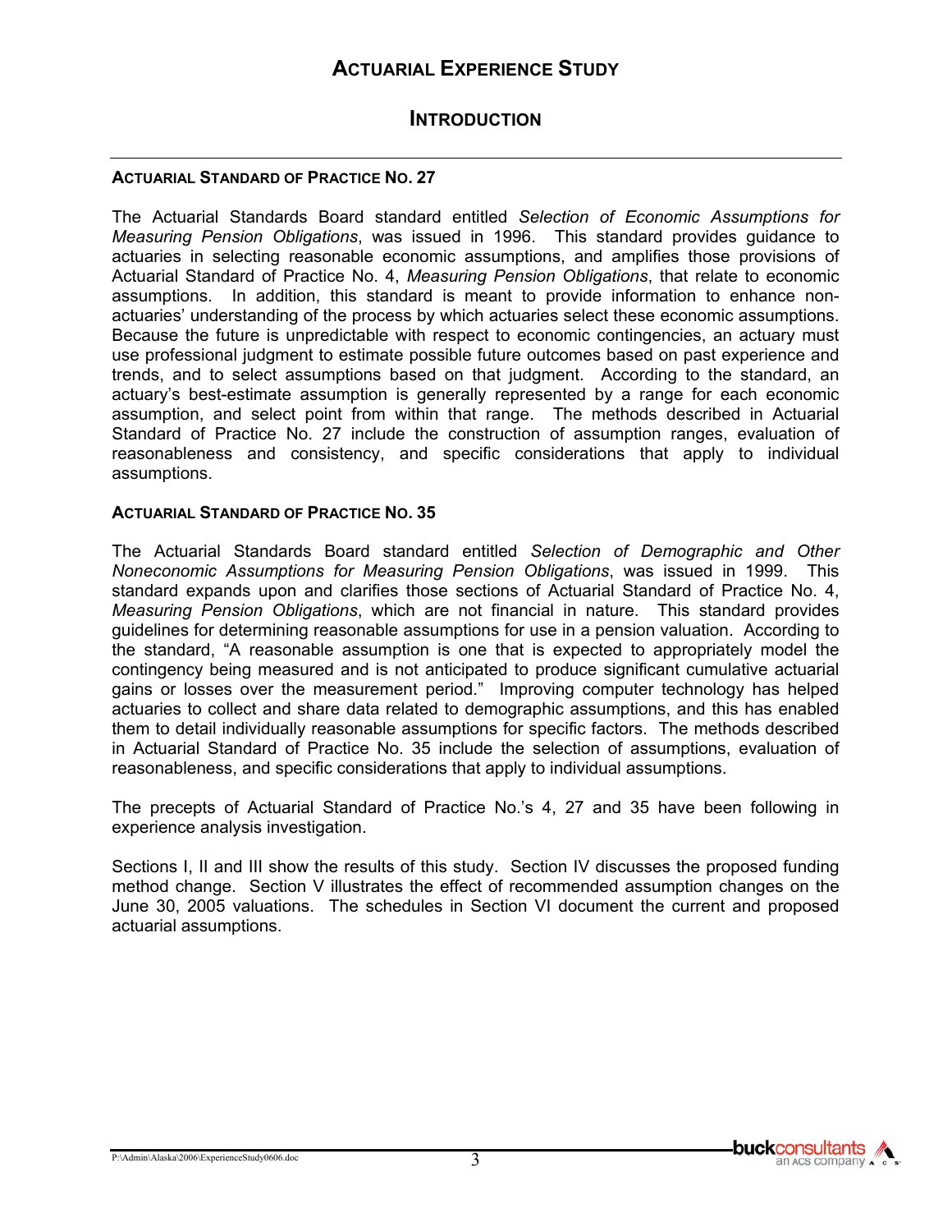# ACTUARIAL EXPERIENCE STUDY

## INTRODUCTION

### ACTUARIAL STANDARD OF PRACTICE NO. 27

The Actuarial Standards Board standard entitled *Selection of Economic Assumptions for Measuring Pension Obligations*, was issued in 1996. This standard provides guidance to actuaries in selecting reasonable economic assumptions, and amplifies those provisions of Actuarial Standard of Practice No. 4, *Measuring Pension Obligations*, that relate to economic assumptions. In addition, this standard is meant to provide information to enhance non-actuaries' understanding of the process by which actuaries select these economic assumptions. Because the future is unpredictable with respect to economic contingencies, an actuary must use professional judgment to estimate possible future outcomes based on past experience and trends, and to select assumptions based on that judgment. According to the standard, an actuary's best-estimate assumption is generally represented by a range for each economic assumption, and select point from within that range. The methods described in Actuarial Standard of Practice No. 27 include the construction of assumption ranges, evaluation of reasonableness and consistency, and specific considerations that apply to individual assumptions.

### ACTUARIAL STANDARD OF PRACTICE NO. 35

The Actuarial Standards Board standard entitled *Selection of Demographic and Other Noneconomic Assumptions for Measuring Pension Obligations*, was issued in 1999. This standard expands upon and clarifies those sections of Actuarial Standard of Practice No. 4, *Measuring Pension Obligations*, which are not financial in nature. This standard provides guidelines for determining reasonable assumptions for use in a pension valuation. According to the standard, "A reasonable assumption is one that is expected to appropriately model the contingency being measured and is not anticipated to produce significant cumulative actuarial gains or losses over the measurement period." Improving computer technology has helped actuaries to collect and share data related to demographic assumptions, and this has enabled them to detail individually reasonable assumptions for specific factors. The methods described in Actuarial Standard of Practice No. 35 include the selection of assumptions, evaluation of reasonableness, and specific considerations that apply to individual assumptions.

The precepts of Actuarial Standard of Practice No.'s 4, 27 and 35 have been following in experience analysis investigation.

Sections I, II and III show the results of this study. Section IV discusses the proposed funding method change. Section V illustrates the effect of recommended assumption changes on the June 30, 2005 valuations. The schedules in Section VI document the current and proposed actuarial assumptions.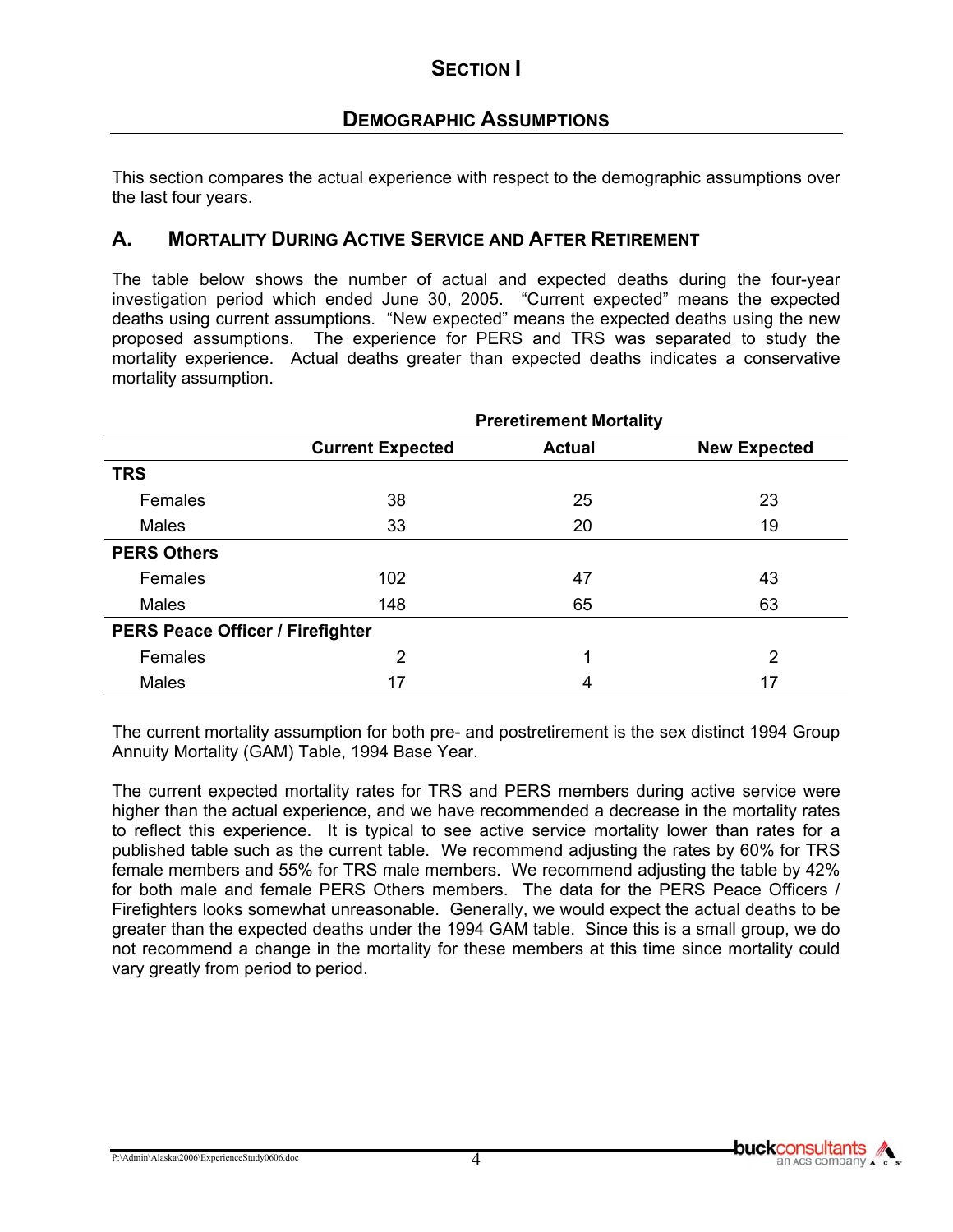# SECTION I

## DEMOGRAPHIC ASSUMPTIONS

This section compares the actual experience with respect to the demographic assumptions over the last four years.

### A. MORTALITY DURING ACTIVE SERVICE AND AFTER RETIREMENT

The table below shows the number of actual and expected deaths during the four-year investigation period which ended June 30, 2005. "Current expected" means the expected deaths using current assumptions. "New expected" means the expected deaths using the new proposed assumptions. The experience for PERS and TRS was separated to study the mortality experience. Actual deaths greater than expected deaths indicates a conservative mortality assumption.

| | Preretirement Mortality | | |
|---|---|---|---|
| | **Current Expected** | **Actual** | **New Expected** |
| **TRS** | | | |
| Females | 38 | 25 | 23 |
| Males | 33 | 20 | 19 |
| **PERS Others** | | | |
| Females | 102 | 47 | 43 |
| Males | 148 | 65 | 63 |
| **PERS Peace Officer / Firefighter** | | | |
| Females | 2 | 1 | 2 |
| Males | 17 | 4 | 17 |

The current mortality assumption for both pre- and postretirement is the sex distinct 1994 Group Annuity Mortality (GAM) Table, 1994 Base Year.

The current expected mortality rates for TRS and PERS members during active service were higher than the actual experience, and we have recommended a decrease in the mortality rates to reflect this experience. It is typical to see active service mortality lower than rates for a published table such as the current table. We recommend adjusting the rates by 60% for TRS female members and 55% for TRS male members. We recommend adjusting the table by 42% for both male and female PERS Others members. The data for the PERS Peace Officers / Firefighters looks somewhat unreasonable. Generally, we would expect the actual deaths to be greater than the expected deaths under the 1994 GAM table. Since this is a small group, we do not recommend a change in the mortality for these members at this time since mortality could vary greatly from period to period.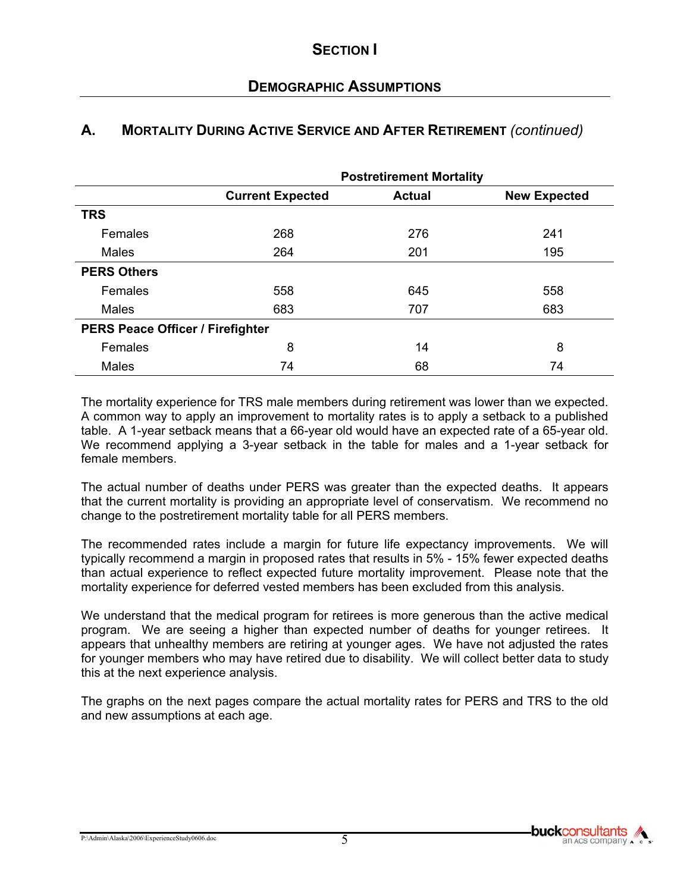# SECTION I

## DEMOGRAPHIC ASSUMPTIONS

### A. MORTALITY DURING ACTIVE SERVICE AND AFTER RETIREMENT *(continued)*

| | Postretirement Mortality | | |
|---|---|---|---|
| | **Current Expected** | **Actual** | **New Expected** |
| **TRS** | | | |
| Females | 268 | 276 | 241 |
| Males | 264 | 201 | 195 |
| **PERS Others** | | | |
| Females | 558 | 645 | 558 |
| Males | 683 | 707 | 683 |
| **PERS Peace Officer / Firefighter** | | | |
| Females | 8 | 14 | 8 |
| Males | 74 | 68 | 74 |

The mortality experience for TRS male members during retirement was lower than we expected. A common way to apply an improvement to mortality rates is to apply a setback to a published table. A 1-year setback means that a 66-year old would have an expected rate of a 65-year old. We recommend applying a 3-year setback in the table for males and a 1-year setback for female members.

The actual number of deaths under PERS was greater than the expected deaths. It appears that the current mortality is providing an appropriate level of conservatism. We recommend no change to the postretirement mortality table for all PERS members.

The recommended rates include a margin for future life expectancy improvements. We will typically recommend a margin in proposed rates that results in 5% - 15% fewer expected deaths than actual experience to reflect expected future mortality improvement. Please note that the mortality experience for deferred vested members has been excluded from this analysis.

We understand that the medical program for retirees is more generous than the active medical program. We are seeing a higher than expected number of deaths for younger retirees. It appears that unhealthy members are retiring at younger ages. We have not adjusted the rates for younger members who may have retired due to disability. We will collect better data to study this at the next experience analysis.

The graphs on the next pages compare the actual mortality rates for PERS and TRS to the old and new assumptions at each age.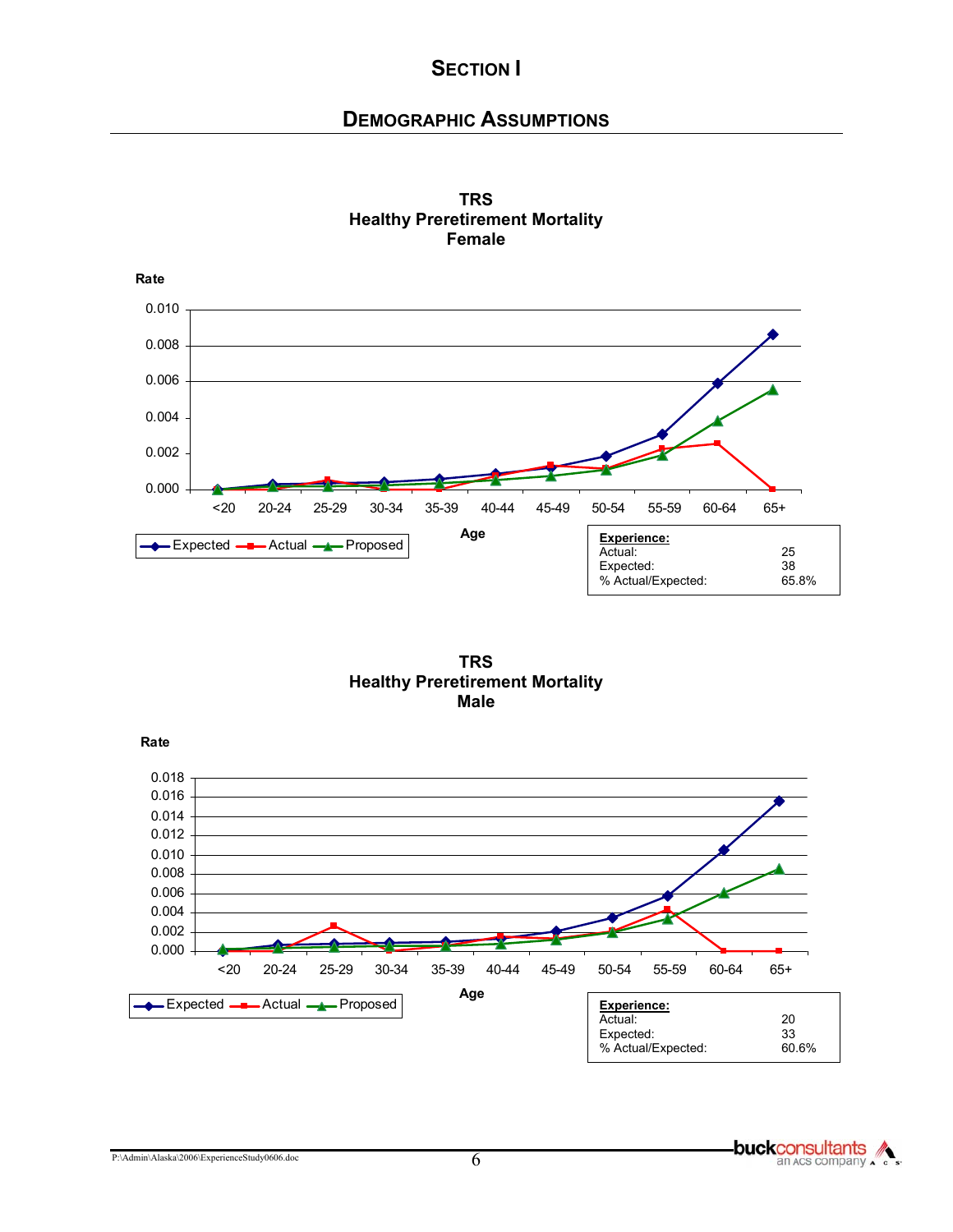# SECTION I

## DEMOGRAPHIC ASSUMPTIONS

**TRS**
**Healthy Preretirement Mortality**
**Female**

Rate

Age

Expected — Actual — Proposed

| **Experience:** | |
|---|---|
| Actual: | 25 |
| Expected: | 38 |
| % Actual/Expected: | 65.8% |

**TRS**
**Healthy Preretirement Mortality**
**Male**

Rate

Age

Expected — Actual — Proposed

| **Experience:** | |
|---|---|
| Actual: | 20 |
| Expected: | 33 |
| % Actual/Expected: | 60.6% |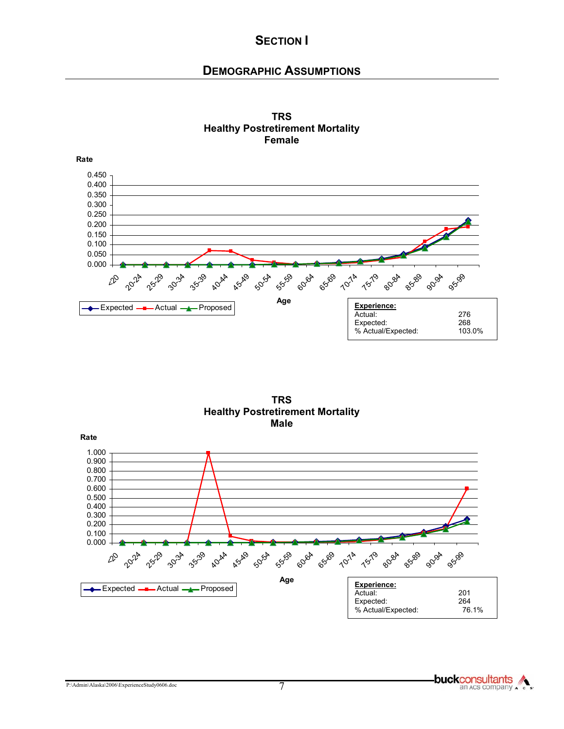## SECTION I

## DEMOGRAPHIC ASSUMPTIONS

**TRS**
**Healthy Postretirement Mortality**
**Female**

| Experience: | |
|---|---|
| Actual: | 276 |
| Expected: | 268 |
| % Actual/Expected: | 103.0% |

**TRS**
**Healthy Postretirement Mortality**
**Male**

| Experience: | |
|---|---|
| Actual: | 201 |
| Expected: | 264 |
| % Actual/Expected: | 76.1% |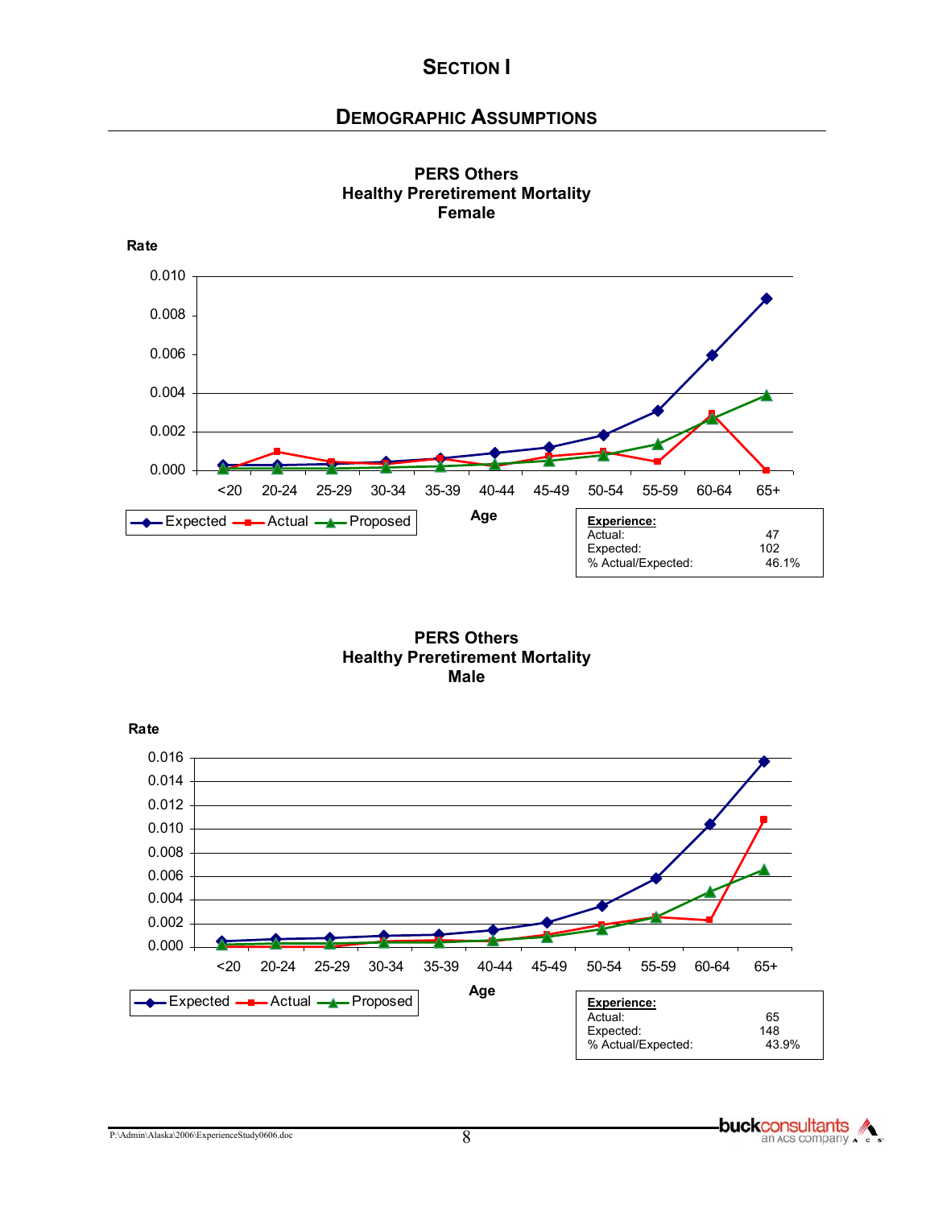# SECTION I

## DEMOGRAPHIC ASSUMPTIONS

**PERS Others**
**Healthy Preretirement Mortality**
**Female**

Rate

Age

Expected — Actual — Proposed

| **Experience:** | |
|---|---|
| Actual: | 47 |
| Expected: | 102 |
| % Actual/Expected: | 46.1% |

**PERS Others**
**Healthy Preretirement Mortality**
**Male**

Rate

Age

Expected — Actual — Proposed

| **Experience:** | |
|---|---|
| Actual: | 65 |
| Expected: | 148 |
| % Actual/Expected: | 43.9% |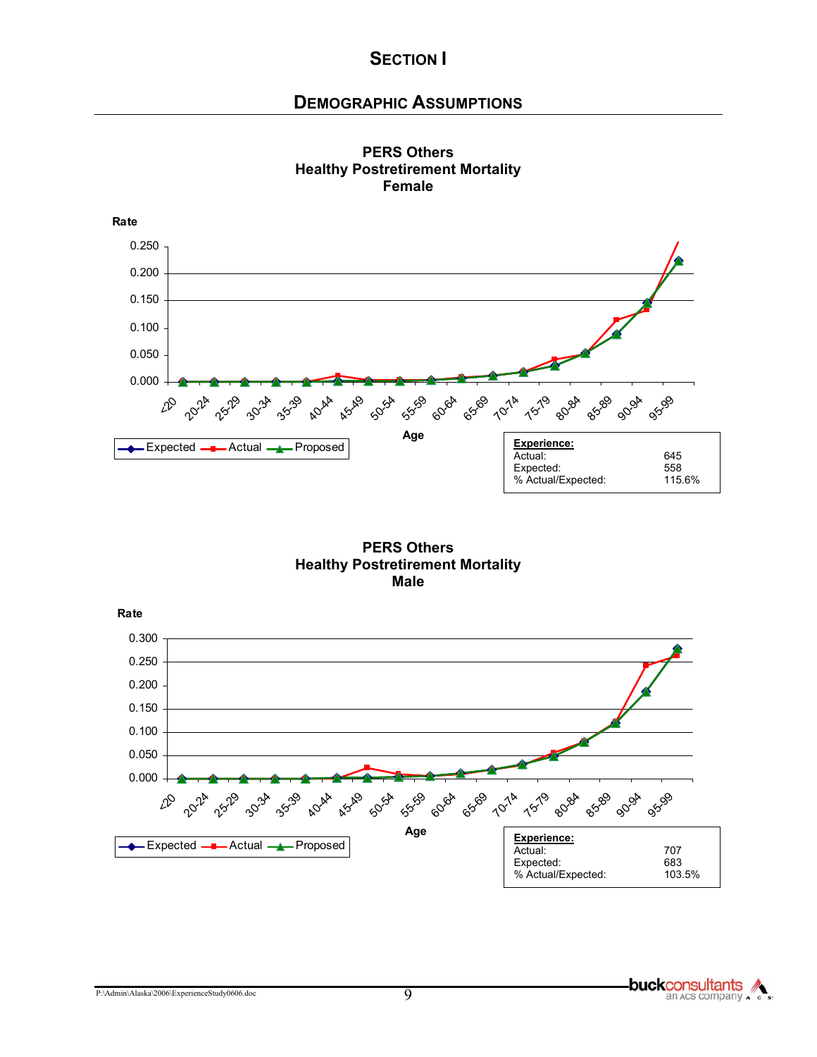# SECTION I

## DEMOGRAPHIC ASSUMPTIONS

**PERS Others**
**Healthy Postretirement Mortality**
**Female**

| Experience: | |
|---|---|
| Actual: | 645 |
| Expected: | 558 |
| % Actual/Expected: | 115.6% |

**PERS Others**
**Healthy Postretirement Mortality**
**Male**

| Experience: | |
|---|---|
| Actual: | 707 |
| Expected: | 683 |
| % Actual/Expected: | 103.5% |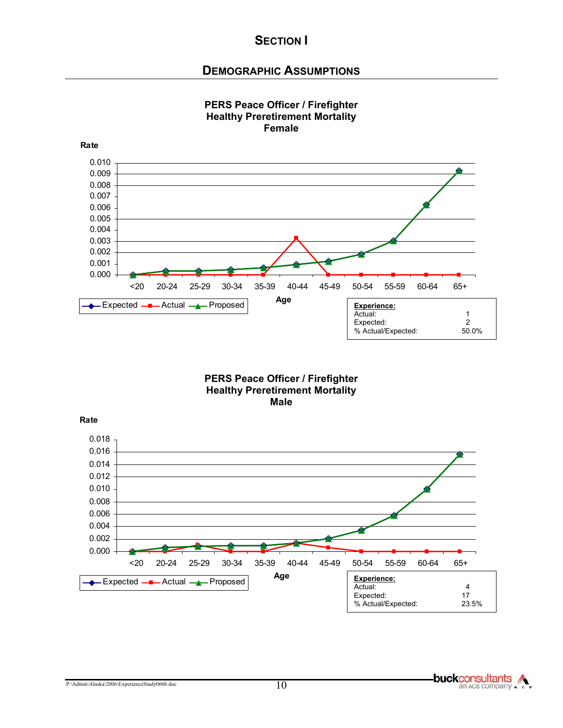# SECTION I

## DEMOGRAPHIC ASSUMPTIONS

**PERS Peace Officer / Firefighter**
**Healthy Preretirement Mortality**
**Female**

| Experience: | |
|---|---|
| Actual: | 1 |
| Expected: | 2 |
| % Actual/Expected: | 50.0% |

**PERS Peace Officer / Firefighter**
**Healthy Preretirement Mortality**
**Male**

| Experience: | |
|---|---|
| Actual: | 4 |
| Expected: | 17 |
| % Actual/Expected: | 23.5% |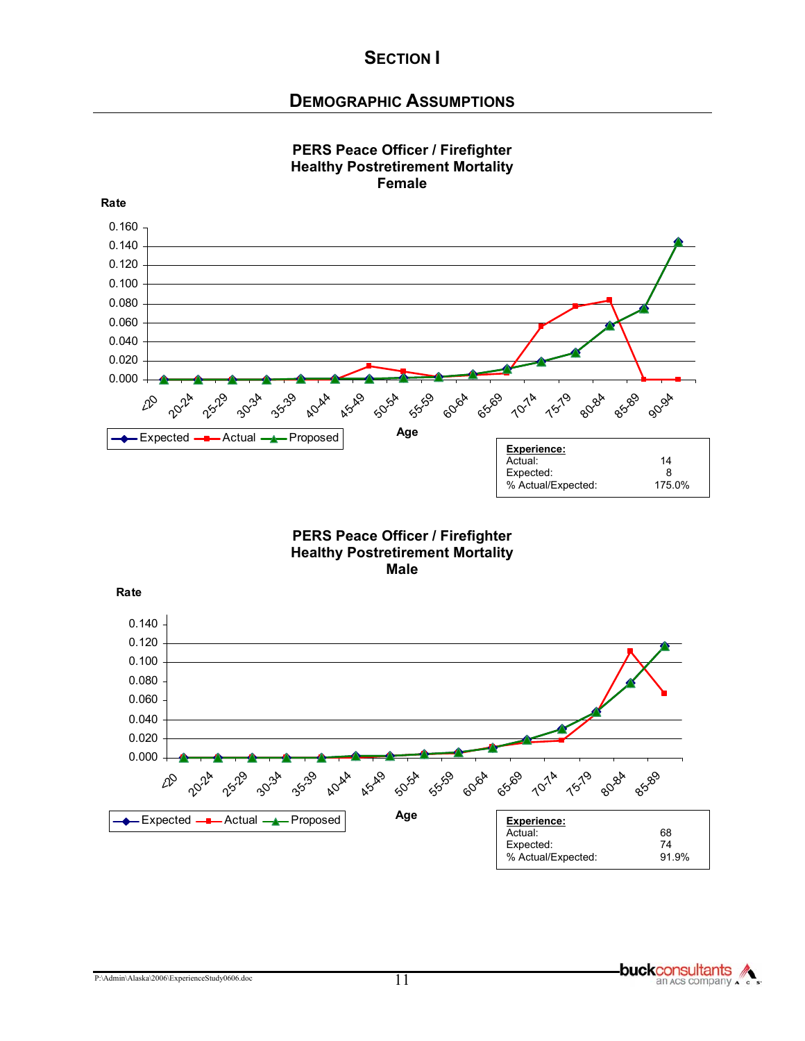# SECTION I

## DEMOGRAPHIC ASSUMPTIONS

**PERS Peace Officer / Firefighter**
**Healthy Postretirement Mortality**
**Female**

Rate

Age

Expected — Actual — Proposed

| Experience: | |
|---|---|
| Actual: | 14 |
| Expected: | 8 |
| % Actual/Expected: | 175.0% |

**PERS Peace Officer / Firefighter**
**Healthy Postretirement Mortality**
**Male**

Rate

Age

Expected — Actual — Proposed

| Experience: | |
|---|---|
| Actual: | 68 |
| Expected: | 74 |
| % Actual/Expected: | 91.9% |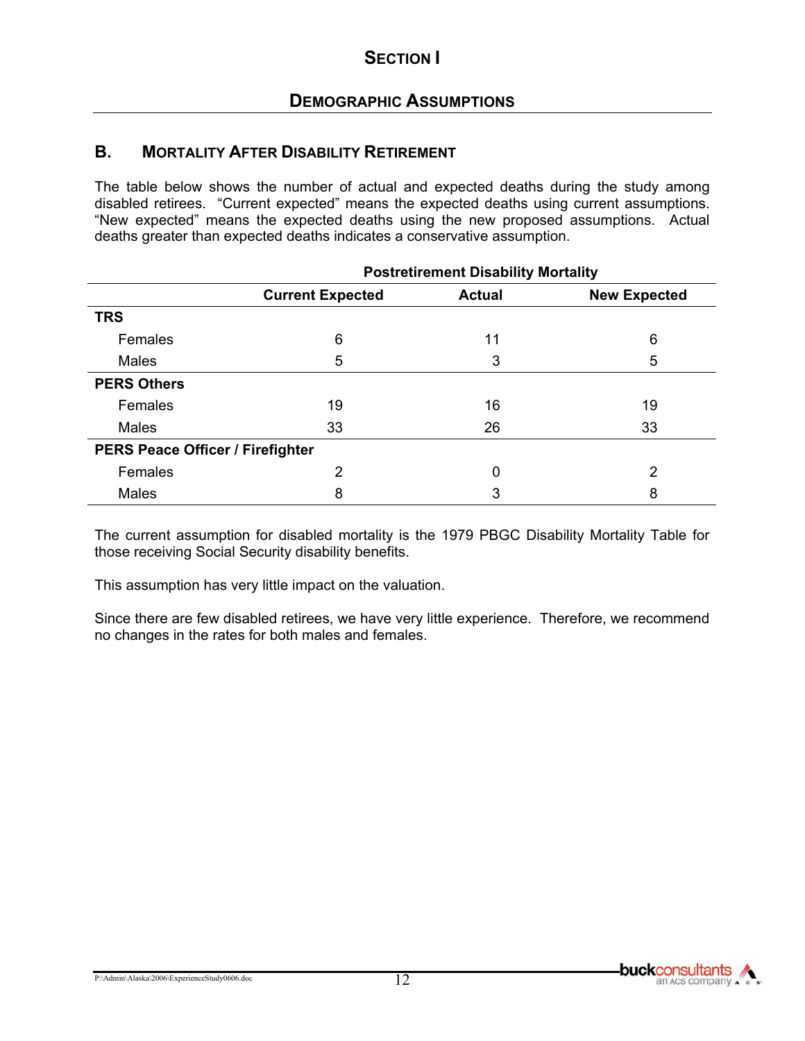# Section I

## Demographic Assumptions

### B. Mortality After Disability Retirement

The table below shows the number of actual and expected deaths during the study among disabled retirees. "Current expected" means the expected deaths using current assumptions. "New expected" means the expected deaths using the new proposed assumptions. Actual deaths greater than expected deaths indicates a conservative assumption.

| | Postretirement Disability Mortality | | |
|---|---|---|---|
| | **Current Expected** | **Actual** | **New Expected** |
| **TRS** | | | |
| Females | 6 | 11 | 6 |
| Males | 5 | 3 | 5 |
| **PERS Others** | | | |
| Females | 19 | 16 | 19 |
| Males | 33 | 26 | 33 |
| **PERS Peace Officer / Firefighter** | | | |
| Females | 2 | 0 | 2 |
| Males | 8 | 3 | 8 |

The current assumption for disabled mortality is the 1979 PBGC Disability Mortality Table for those receiving Social Security disability benefits.

This assumption has very little impact on the valuation.

Since there are few disabled retirees, we have very little experience. Therefore, we recommend no changes in the rates for both males and females.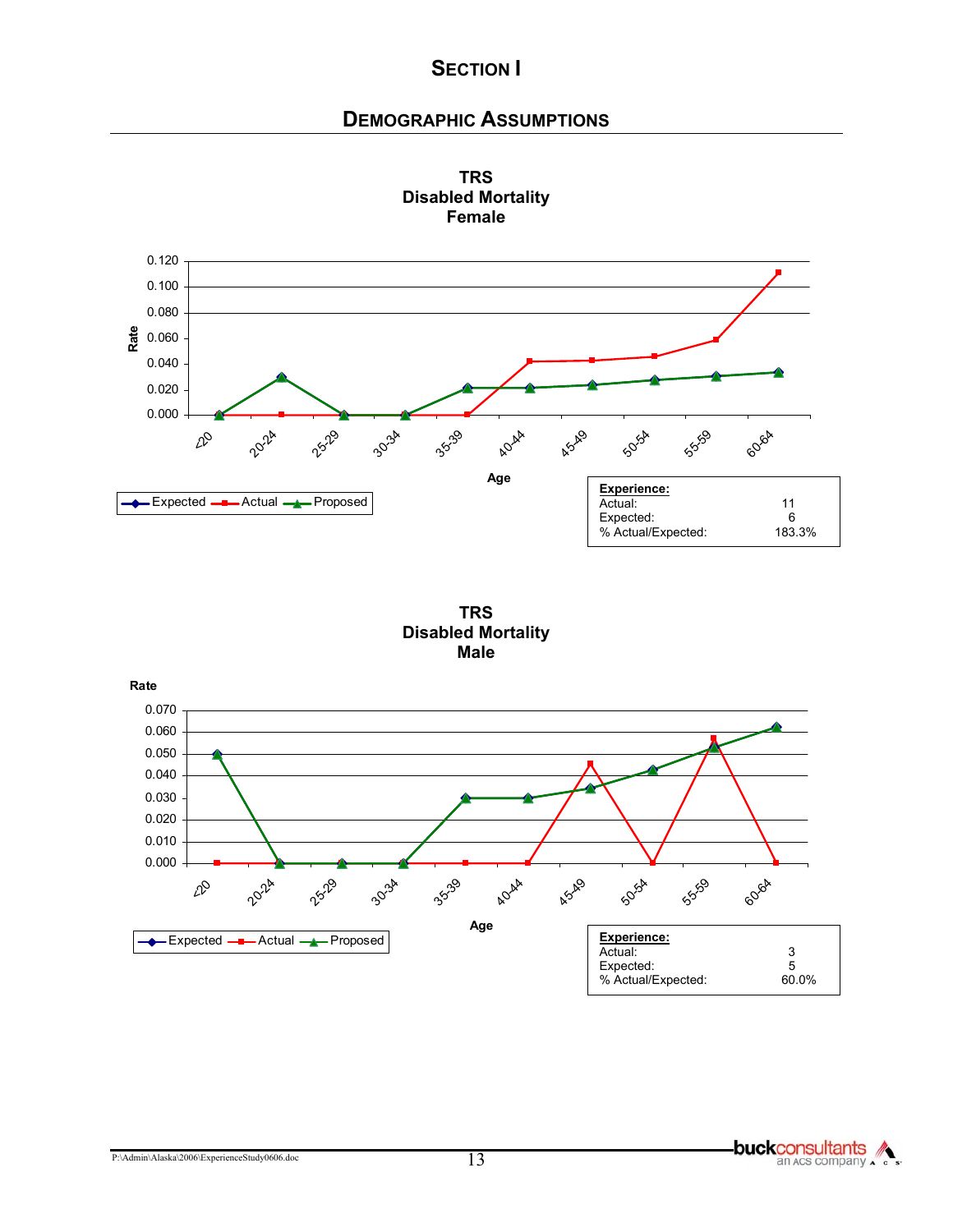# Section I

## Demographic Assumptions

**TRS**
**Disabled Mortality**
**Female**

Rate

0.120
0.100
0.080
0.060
0.040
0.020
0.000

<20 | 20-24 | 25-29 | 30-34 | 35-39 | 40-44 | 45-49 | 50-54 | 55-59 | 60-64

Age

Expected — Actual — Proposed

| **Experience:** | |
|---|---|
| Actual: | 11 |
| Expected: | 6 |
| % Actual/Expected: | 183.3% |

**TRS**
**Disabled Mortality**
**Male**

Rate

0.070
0.060
0.050
0.040
0.030
0.020
0.010
0.000

<20 | 20-24 | 25-29 | 30-34 | 35-39 | 40-44 | 45-49 | 50-54 | 55-59 | 60-64

Age

Expected — Actual — Proposed

| **Experience:** | |
|---|---|
| Actual: | 3 |
| Expected: | 5 |
| % Actual/Expected: | 60.0% |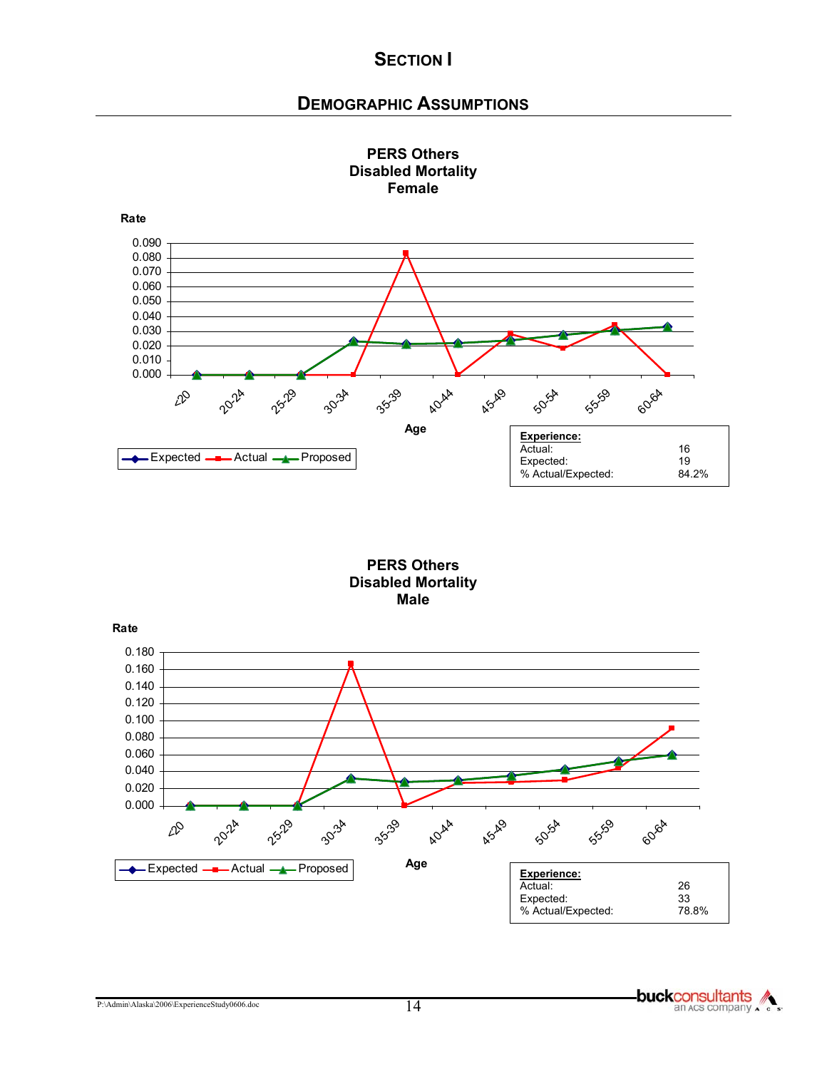# Section I

## Demographic Assumptions

**PERS Others**
**Disabled Mortality**
**Female**

| Experience: | |
|---|---|
| Actual: | 16 |
| Expected: | 19 |
| % Actual/Expected: | 84.2% |

**PERS Others**
**Disabled Mortality**
**Male**

| Experience: | |
|---|---|
| Actual: | 26 |
| Expected: | 33 |
| % Actual/Expected: | 78.8% |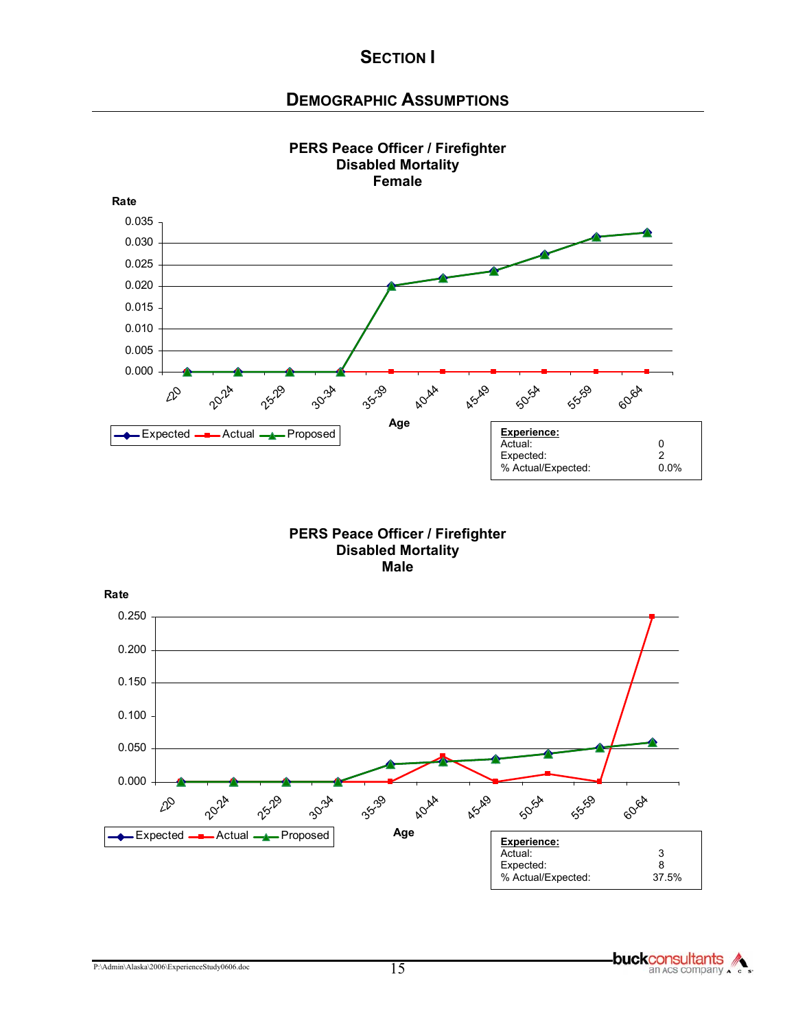# SECTION I

## DEMOGRAPHIC ASSUMPTIONS

**PERS Peace Officer / Firefighter**
**Disabled Mortality**
**Female**

| Experience: | |
|---|---|
| Actual: | 0 |
| Expected: | 2 |
| % Actual/Expected: | 0.0% |

**PERS Peace Officer / Firefighter**
**Disabled Mortality**
**Male**

| Experience: | |
|---|---|
| Actual: | 3 |
| Expected: | 8 |
| % Actual/Expected: | 37.5% |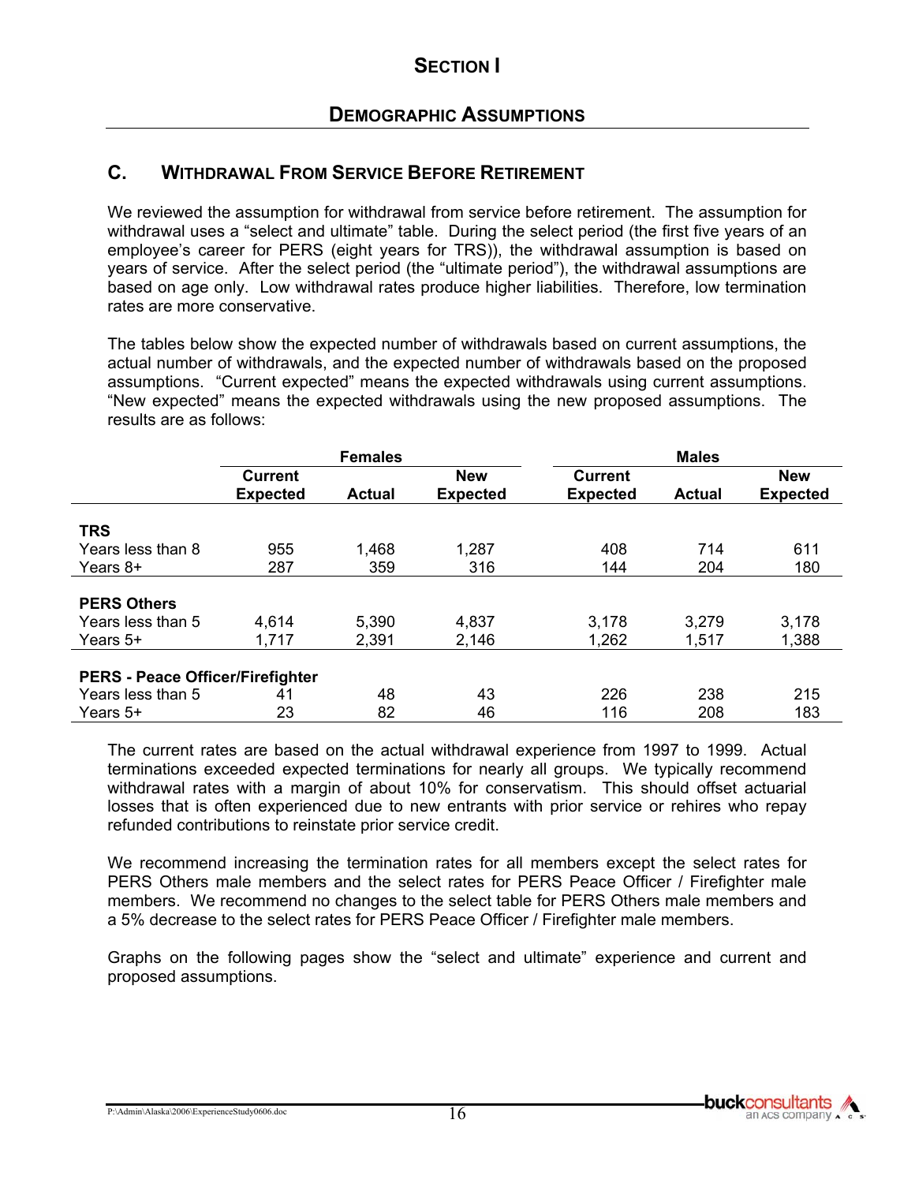# Section I

## Demographic Assumptions

### C. Withdrawal From Service Before Retirement

We reviewed the assumption for withdrawal from service before retirement. The assumption for withdrawal uses a "select and ultimate" table. During the select period (the first five years of an employee's career for PERS (eight years for TRS)), the withdrawal assumption is based on years of service. After the select period (the "ultimate period"), the withdrawal assumptions are based on age only. Low withdrawal rates produce higher liabilities. Therefore, low termination rates are more conservative.

The tables below show the expected number of withdrawals based on current assumptions, the actual number of withdrawals, and the expected number of withdrawals based on the proposed assumptions. "Current expected" means the expected withdrawals using current assumptions. "New expected" means the expected withdrawals using the new proposed assumptions. The results are as follows:

| | Females | | | Males | | |
|---|---|---|---|---|---|---|
| | **Current Expected** | **Actual** | **New Expected** | **Current Expected** | **Actual** | **New Expected** |
| **TRS** | | | | | | |
| Years less than 8 | 955 | 1,468 | 1,287 | 408 | 714 | 611 |
| Years 8+ | 287 | 359 | 316 | 144 | 204 | 180 |
| **PERS Others** | | | | | | |
| Years less than 5 | 4,614 | 5,390 | 4,837 | 3,178 | 3,279 | 3,178 |
| Years 5+ | 1,717 | 2,391 | 2,146 | 1,262 | 1,517 | 1,388 |
| **PERS - Peace Officer/Firefighter** | | | | | | |
| Years less than 5 | 41 | 48 | 43 | 226 | 238 | 215 |
| Years 5+ | 23 | 82 | 46 | 116 | 208 | 183 |

The current rates are based on the actual withdrawal experience from 1997 to 1999. Actual terminations exceeded expected terminations for nearly all groups. We typically recommend withdrawal rates with a margin of about 10% for conservatism. This should offset actuarial losses that is often experienced due to new entrants with prior service or rehires who repay refunded contributions to reinstate prior service credit.

We recommend increasing the termination rates for all members except the select rates for PERS Others male members and the select rates for PERS Peace Officer / Firefighter male members. We recommend no changes to the select table for PERS Others male members and a 5% decrease to the select rates for PERS Peace Officer / Firefighter male members.

Graphs on the following pages show the "select and ultimate" experience and current and proposed assumptions.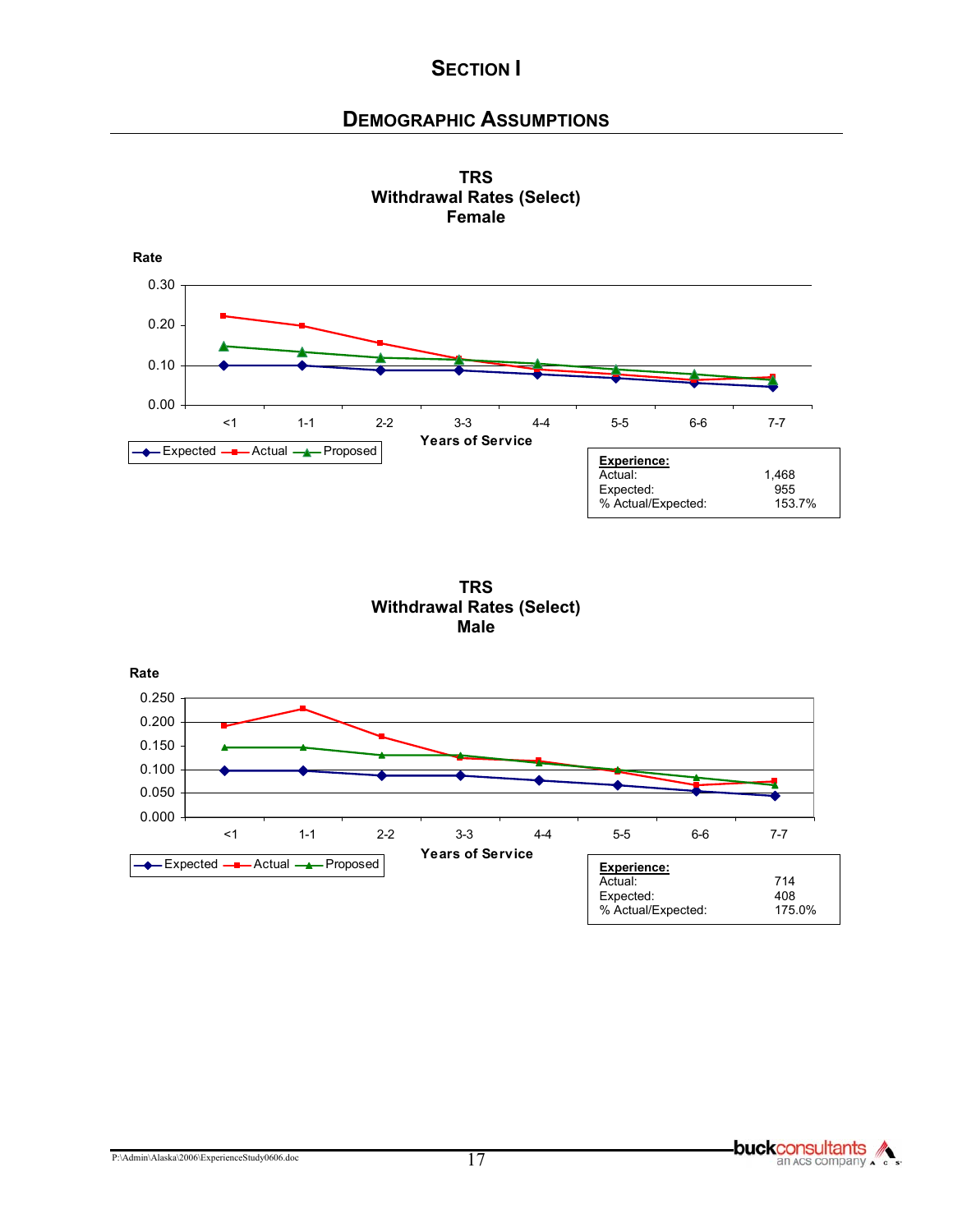# SECTION I

## DEMOGRAPHIC ASSUMPTIONS

**TRS**
**Withdrawal Rates (Select)**
**Female**

Rate

0.30
0.20
0.10
0.00

<1 1-1 2-2 3-3 4-4 5-5 6-6 7-7

Years of Service

Expected — Actual — Proposed

| **Experience:** | |
|---|---|
| Actual: | 1,468 |
| Expected: | 955 |
| % Actual/Expected: | 153.7% |

**TRS**
**Withdrawal Rates (Select)**
**Male**

Rate

0.250
0.200
0.150
0.100
0.050
0.000

<1 1-1 2-2 3-3 4-4 5-5 6-6 7-7

Years of Service

Expected — Actual — Proposed

| **Experience:** | |
|---|---|
| Actual: | 714 |
| Expected: | 408 |
| % Actual/Expected: | 175.0% |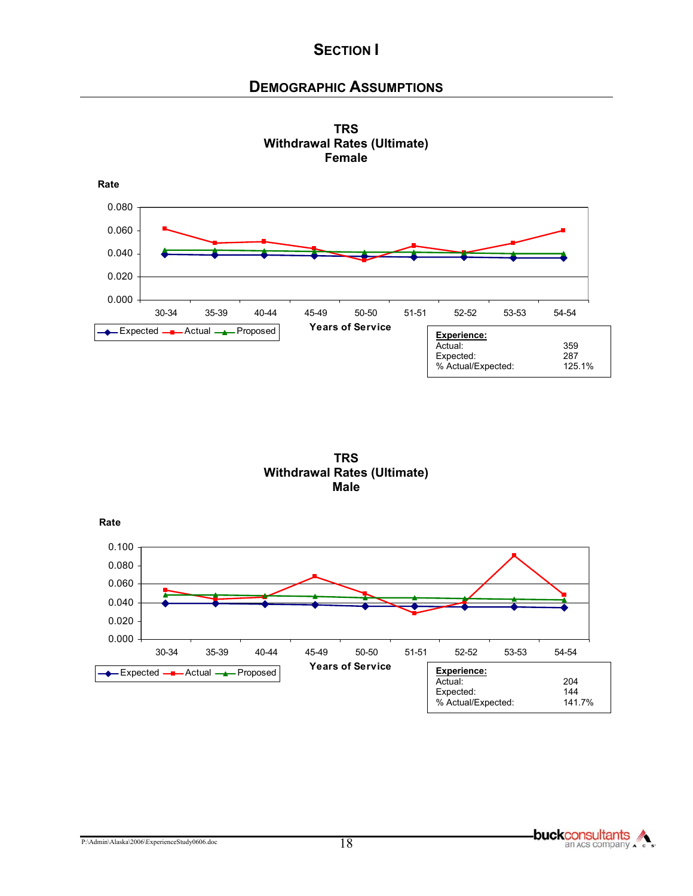# SECTION I

## DEMOGRAPHIC ASSUMPTIONS

### TRS Withdrawal Rates (Ultimate) Female

Rate

0.080
0.060
0.040
0.020
0.000

30-34 35-39 40-44 45-49 50-50 51-51 52-52 53-53 54-54

Years of Service

Expected — Actual — Proposed

| Experience: | |
|---|---|
| Actual: | 359 |
| Expected: | 287 |
| % Actual/Expected: | 125.1% |

### TRS Withdrawal Rates (Ultimate) Male

Rate

0.100
0.080
0.060
0.040
0.020
0.000

30-34 35-39 40-44 45-49 50-50 51-51 52-52 53-53 54-54

Years of Service

Expected — Actual — Proposed

| Experience: | |
|---|---|
| Actual: | 204 |
| Expected: | 144 |
| % Actual/Expected: | 141.7% |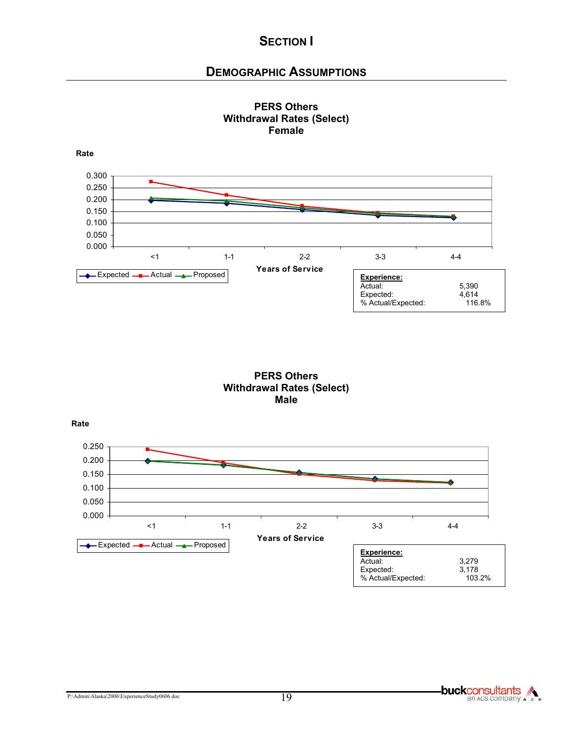# SECTION I

## DEMOGRAPHIC ASSUMPTIONS

### PERS Others
### Withdrawal Rates (Select)
### Female

Rate

Years of Service: <1, 1-1, 2-2, 3-3, 4-4

Legend: Expected, Actual, Proposed

| Experience: | |
|---|---|
| Actual: | 5,390 |
| Expected: | 4,614 |
| % Actual/Expected: | 116.8% |

### PERS Others
### Withdrawal Rates (Select)
### Male

Rate

Years of Service: <1, 1-1, 2-2, 3-3, 4-4

Legend: Expected, Actual, Proposed

| Experience: | |
|---|---|
| Actual: | 3,279 |
| Expected: | 3,178 |
| % Actual/Expected: | 103.2% |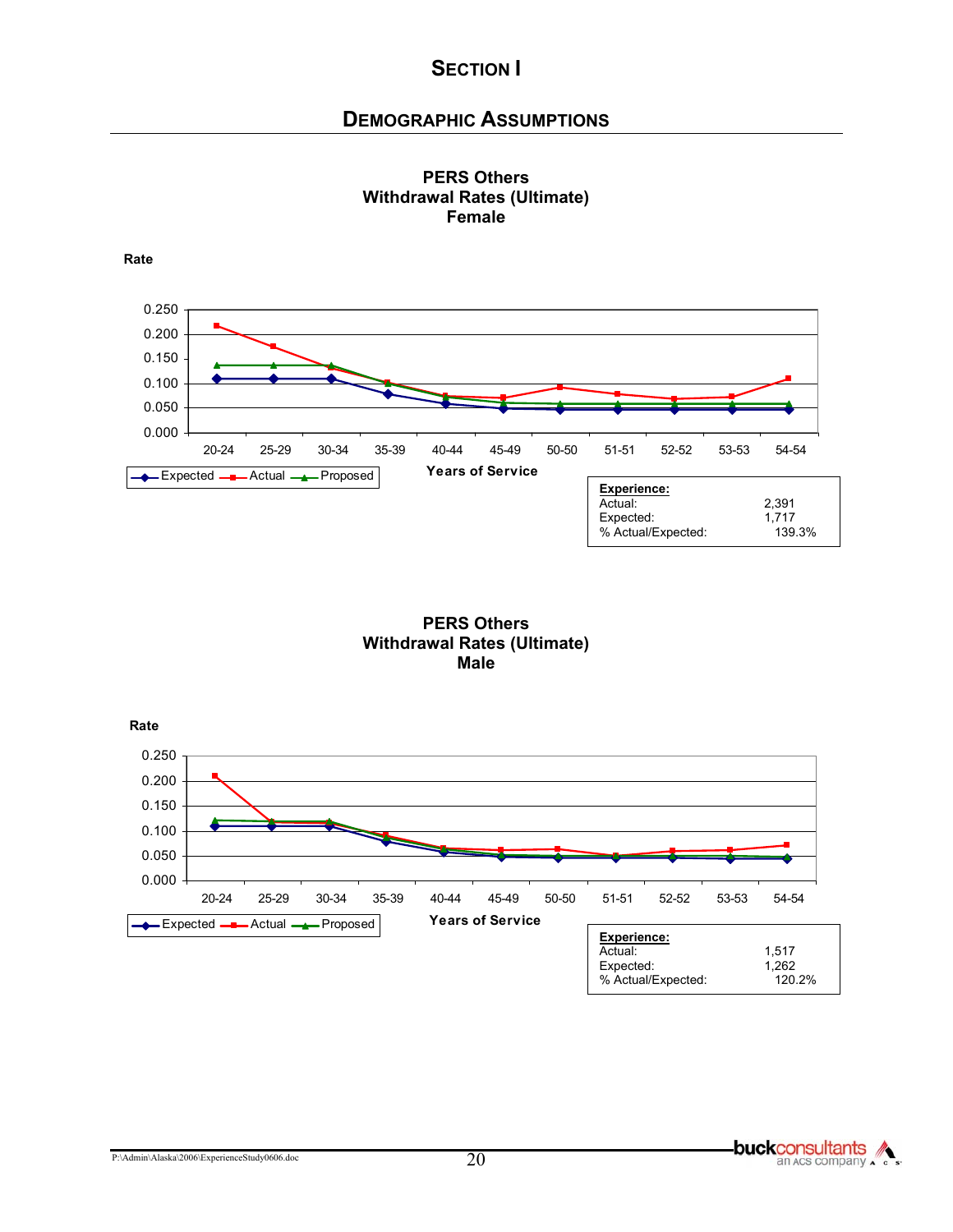# SECTION I

## DEMOGRAPHIC ASSUMPTIONS

### PERS Others
### Withdrawal Rates (Ultimate)
### Female

Rate

Years of Service

Expected — Actual — Proposed

| Experience: | |
|---|---|
| Actual: | 2,391 |
| Expected: | 1,717 |
| % Actual/Expected: | 139.3% |

### PERS Others
### Withdrawal Rates (Ultimate)
### Male

Rate

Years of Service

Expected — Actual — Proposed

| Experience: | |
|---|---|
| Actual: | 1,517 |
| Expected: | 1,262 |
| % Actual/Expected: | 120.2% |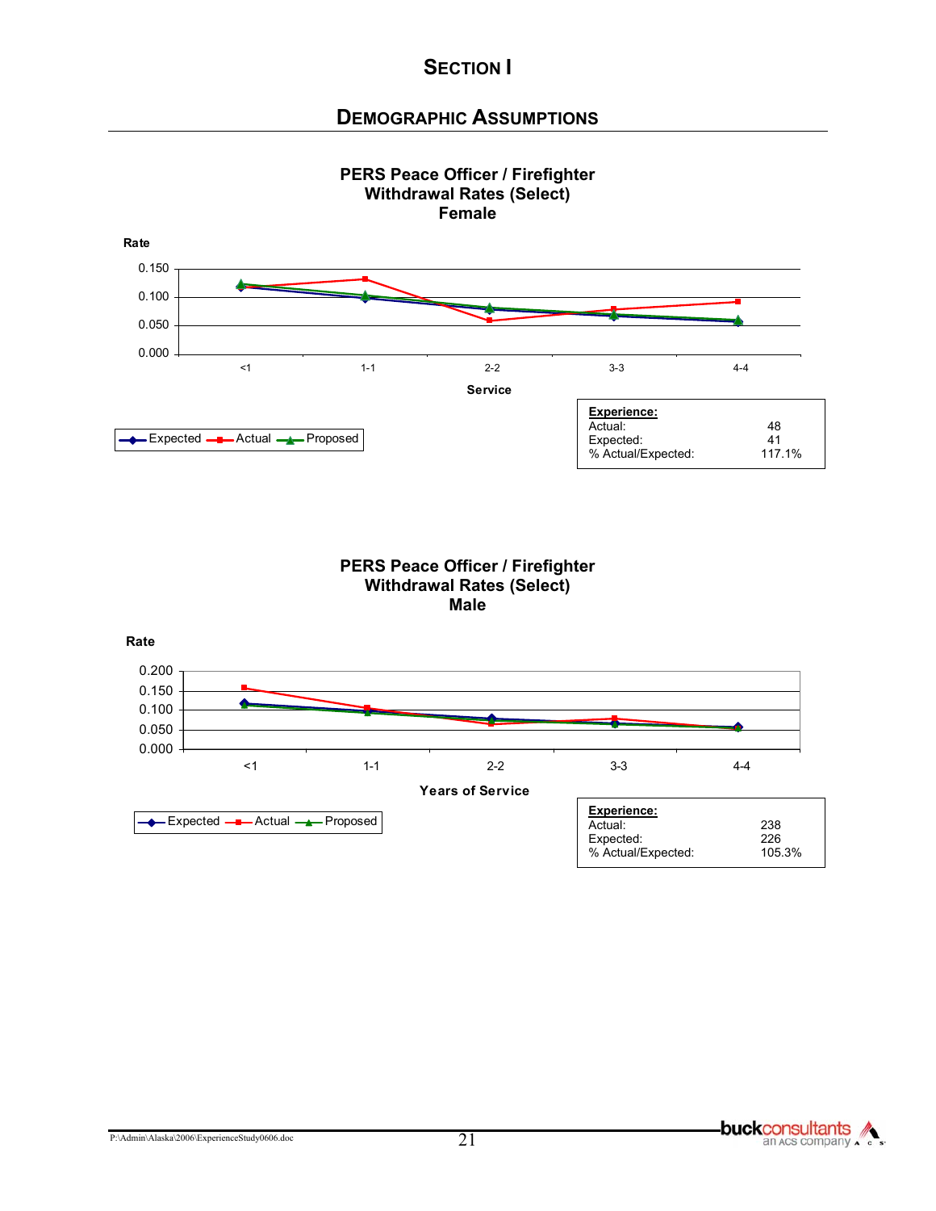# SECTION I

## DEMOGRAPHIC ASSUMPTIONS

### PERS Peace Officer / Firefighter Withdrawal Rates (Select) Female

Rate

0.150
0.100
0.050
0.000

<1 1-1 2-2 3-3 4-4

Service

Expected — Actual — Proposed

| **Experience:** | |
|---|---|
| Actual: | 48 |
| Expected: | 41 |
| % Actual/Expected: | 117.1% |

### PERS Peace Officer / Firefighter Withdrawal Rates (Select) Male

Rate

0.200
0.150
0.100
0.050
0.000

<1 1-1 2-2 3-3 4-4

Years of Service

Expected — Actual — Proposed

| **Experience:** | |
|---|---|
| Actual: | 238 |
| Expected: | 226 |
| % Actual/Expected: | 105.3% |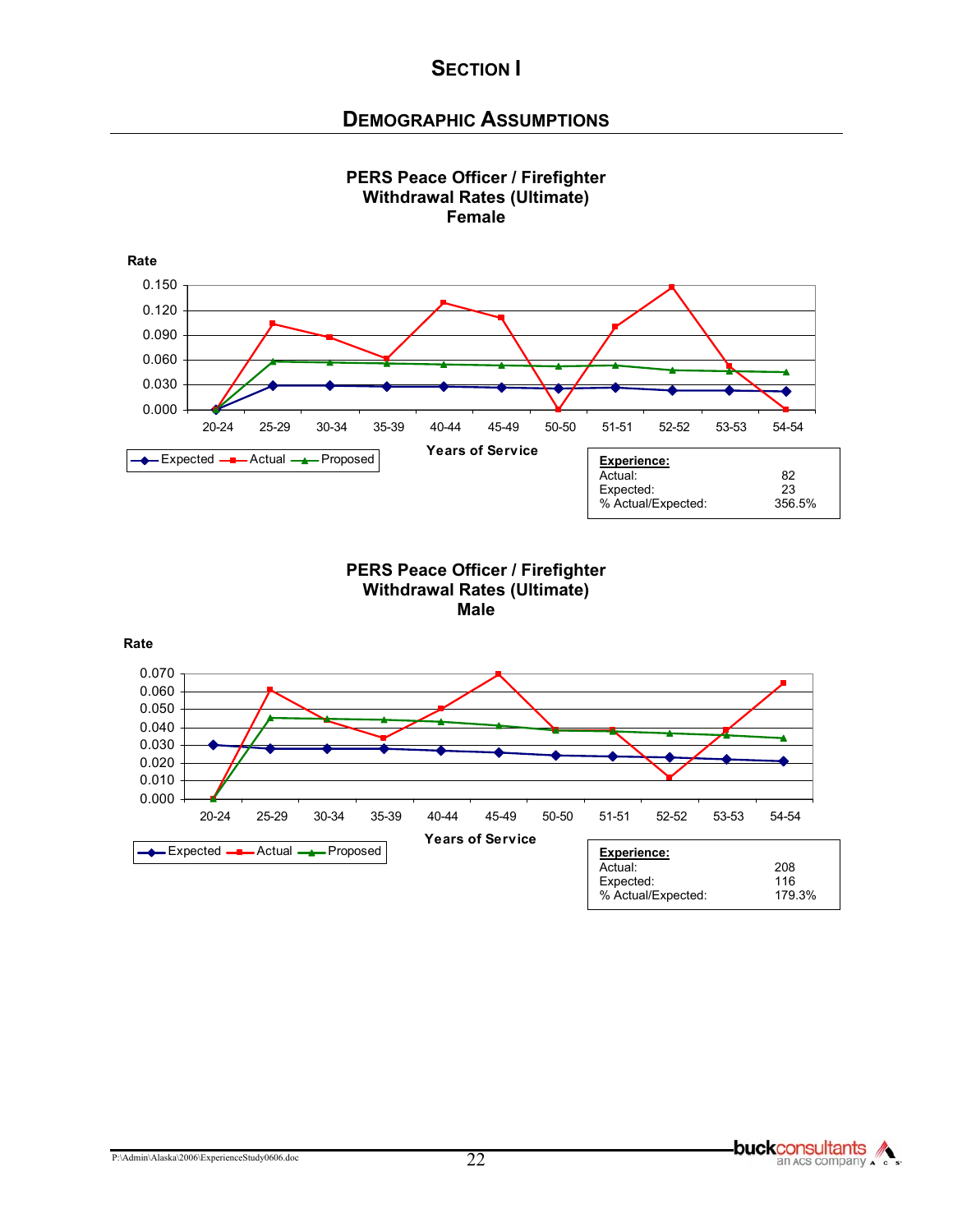# SECTION I

## DEMOGRAPHIC ASSUMPTIONS

### PERS Peace Officer / Firefighter Withdrawal Rates (Ultimate) Female

Rate

0.150
0.120
0.090
0.060
0.030
0.000

20-24 25-29 30-34 35-39 40-44 45-49 50-50 51-51 52-52 53-53 54-54

Years of Service

Expected — Actual — Proposed

| Experience: | |
|---|---|
| Actual: | 82 |
| Expected: | 23 |
| % Actual/Expected: | 356.5% |

### PERS Peace Officer / Firefighter Withdrawal Rates (Ultimate) Male

Rate

0.070
0.060
0.050
0.040
0.030
0.020
0.010
0.000

20-24 25-29 30-34 35-39 40-44 45-49 50-50 51-51 52-52 53-53 54-54

Years of Service

Expected — Actual — Proposed

| Experience: | |
|---|---|
| Actual: | 208 |
| Expected: | 116 |
| % Actual/Expected: | 179.3% |

P:\Admin\Alaska\2006\ExperienceStudy0606.doc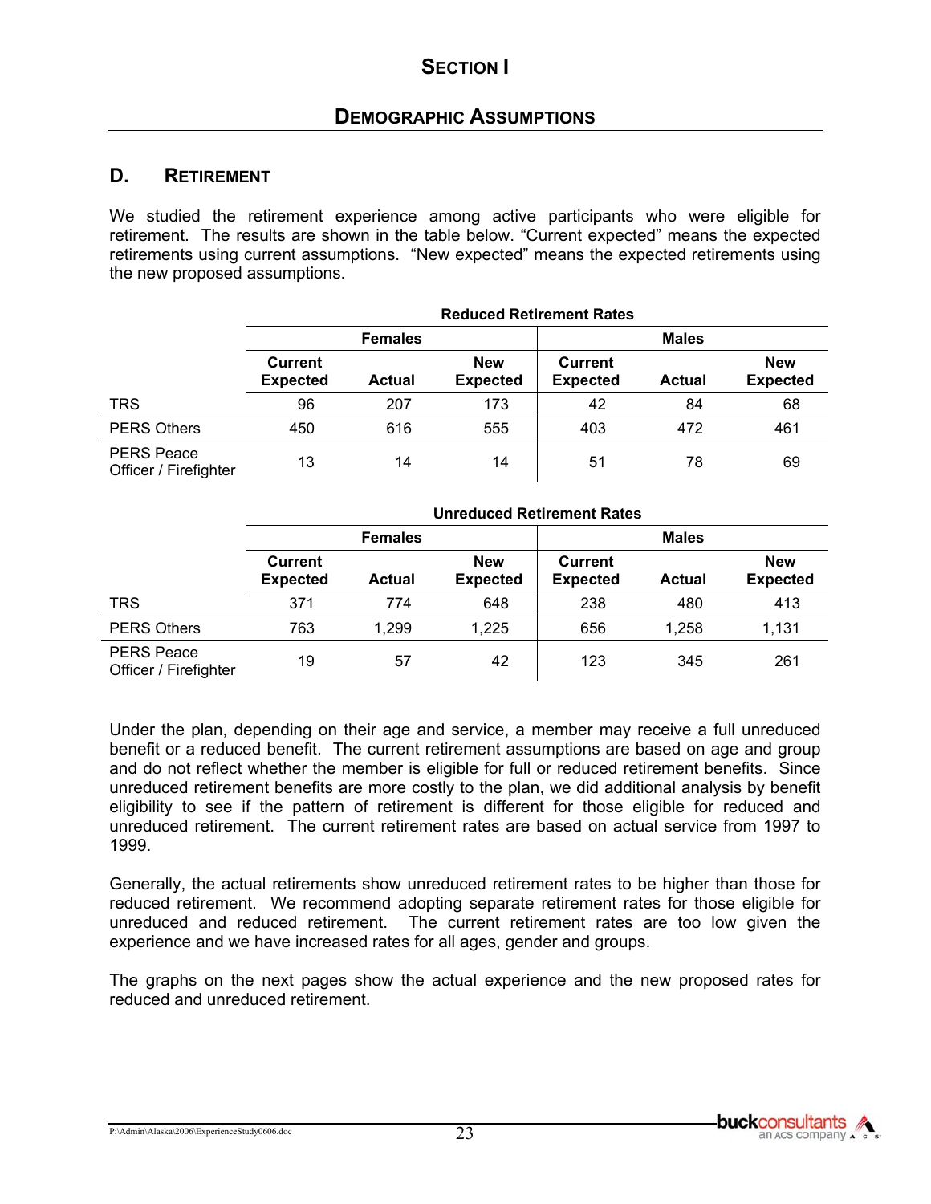# SECTION I

## DEMOGRAPHIC ASSUMPTIONS

### D. RETIREMENT

We studied the retirement experience among active participants who were eligible for retirement. The results are shown in the table below. "Current expected" means the expected retirements using current assumptions. "New expected" means the expected retirements using the new proposed assumptions.

**Reduced Retirement Rates**

| | Females | | | Males | | |
|---|---|---|---|---|---|---|
| | Current Expected | Actual | New Expected | Current Expected | Actual | New Expected |
| TRS | 96 | 207 | 173 | 42 | 84 | 68 |
| PERS Others | 450 | 616 | 555 | 403 | 472 | 461 |
| PERS Peace Officer / Firefighter | 13 | 14 | 14 | 51 | 78 | 69 |

**Unreduced Retirement Rates**

| | Females | | | Males | | |
|---|---|---|---|---|---|---|
| | Current Expected | Actual | New Expected | Current Expected | Actual | New Expected |
| TRS | 371 | 774 | 648 | 238 | 480 | 413 |
| PERS Others | 763 | 1,299 | 1,225 | 656 | 1,258 | 1,131 |
| PERS Peace Officer / Firefighter | 19 | 57 | 42 | 123 | 345 | 261 |

Under the plan, depending on their age and service, a member may receive a full unreduced benefit or a reduced benefit. The current retirement assumptions are based on age and group and do not reflect whether the member is eligible for full or reduced retirement benefits. Since unreduced retirement benefits are more costly to the plan, we did additional analysis by benefit eligibility to see if the pattern of retirement is different for those eligible for reduced and unreduced retirement. The current retirement rates are based on actual service from 1997 to 1999.

Generally, the actual retirements show unreduced retirement rates to be higher than those for reduced retirement. We recommend adopting separate retirement rates for those eligible for unreduced and reduced retirement. The current retirement rates are too low given the experience and we have increased rates for all ages, gender and groups.

The graphs on the next pages show the actual experience and the new proposed rates for reduced and unreduced retirement.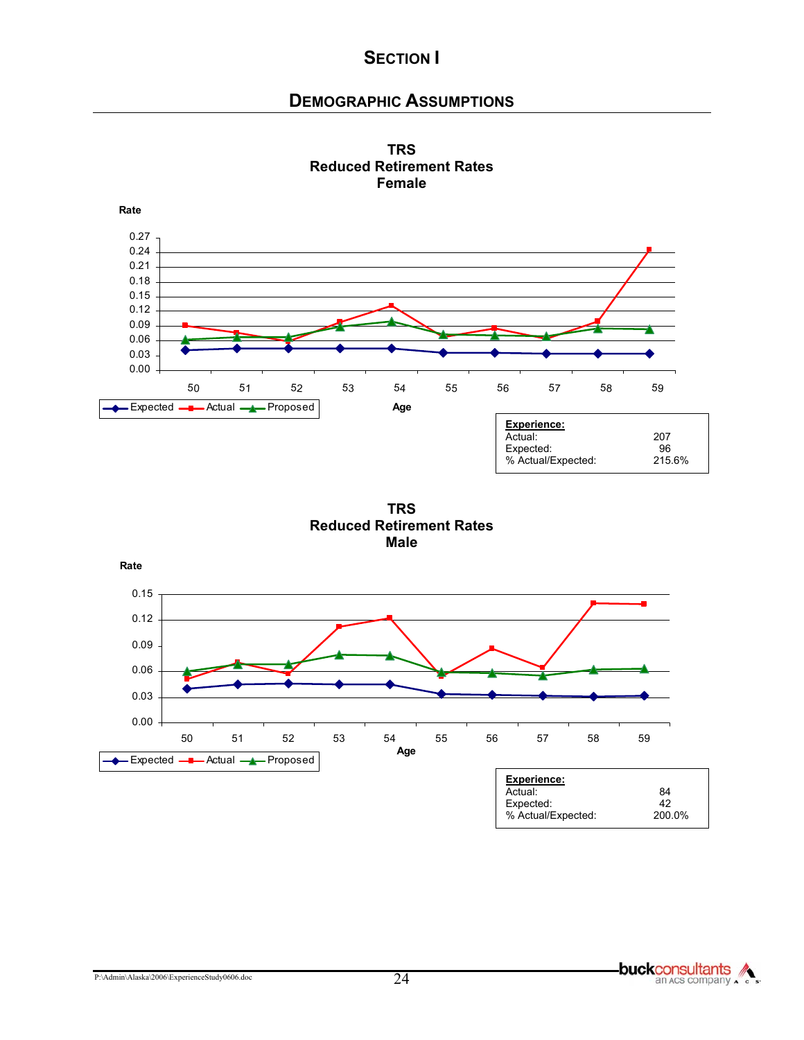# SECTION I

## DEMOGRAPHIC ASSUMPTIONS

**TRS**
**Reduced Retirement Rates**
**Female**

Rate

0.27
0.24
0.21
0.18
0.15
0.12
0.09
0.06
0.03
0.00

50 51 52 53 54 55 56 57 58 59

Expected — Actual — Proposed

Age

| **Experience:** | |
|---|---|
| Actual: | 207 |
| Expected: | 96 |
| % Actual/Expected: | 215.6% |

**TRS**
**Reduced Retirement Rates**
**Male**

Rate

0.15
0.12
0.09
0.06
0.03
0.00

50 51 52 53 54 55 56 57 58 59

Age

Expected — Actual — Proposed

| **Experience:** | |
|---|---|
| Actual: | 84 |
| Expected: | 42 |
| % Actual/Expected: | 200.0% |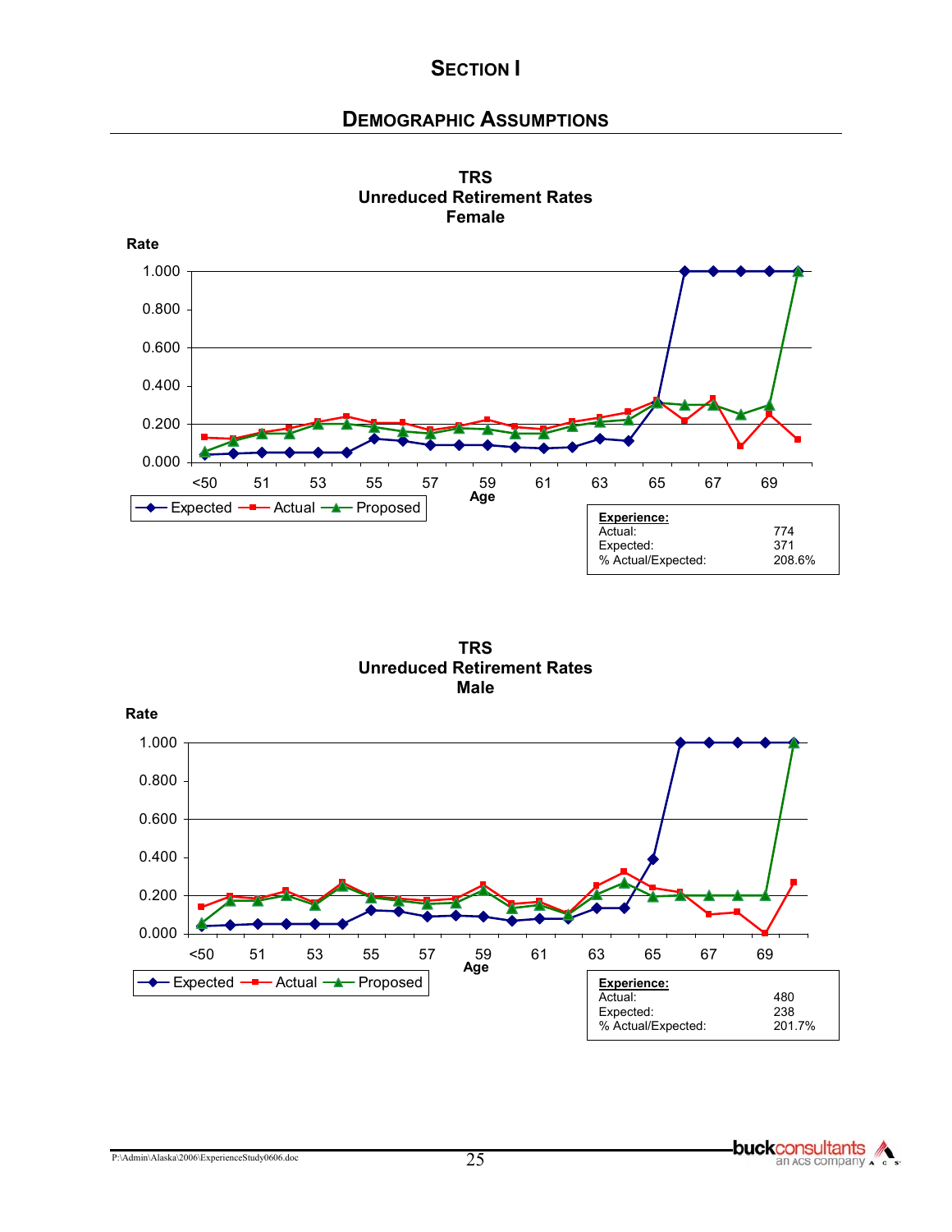# SECTION I

## DEMOGRAPHIC ASSUMPTIONS

**TRS**
**Unreduced Retirement Rates**
**Female**

Rate

1.000
0.800
0.600
0.400
0.200
0.000

<50 51 53 55 57 59 61 63 65 67 69

Age

Expected — Actual — Proposed

| **Experience:** | |
|---|---|
| Actual: | 774 |
| Expected: | 371 |
| % Actual/Expected: | 208.6% |

**TRS**
**Unreduced Retirement Rates**
**Male**

Rate

1.000
0.800
0.600
0.400
0.200
0.000

<50 51 53 55 57 59 61 63 65 67 69

Age

Expected — Actual — Proposed

| **Experience:** | |
|---|---|
| Actual: | 480 |
| Expected: | 238 |
| % Actual/Expected: | 201.7% |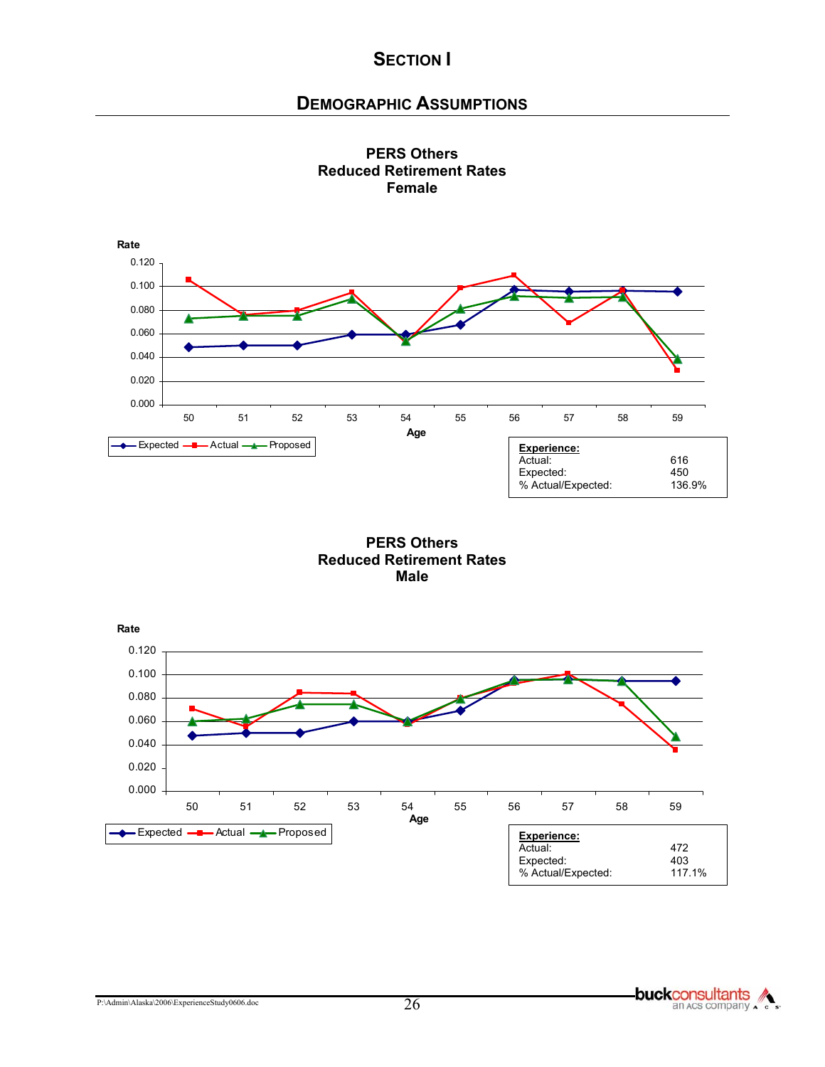# Section I

## Demographic Assumptions

### PERS Others
### Reduced Retirement Rates
### Female

Rate

Age

Expected  Actual  Proposed

| Experience: | |
|---|---|
| Actual: | 616 |
| Expected: | 450 |
| % Actual/Expected: | 136.9% |

### PERS Others
### Reduced Retirement Rates
### Male

Rate

Age

Expected  Actual  Proposed

| Experience: | |
|---|---|
| Actual: | 472 |
| Expected: | 403 |
| % Actual/Expected: | 117.1% |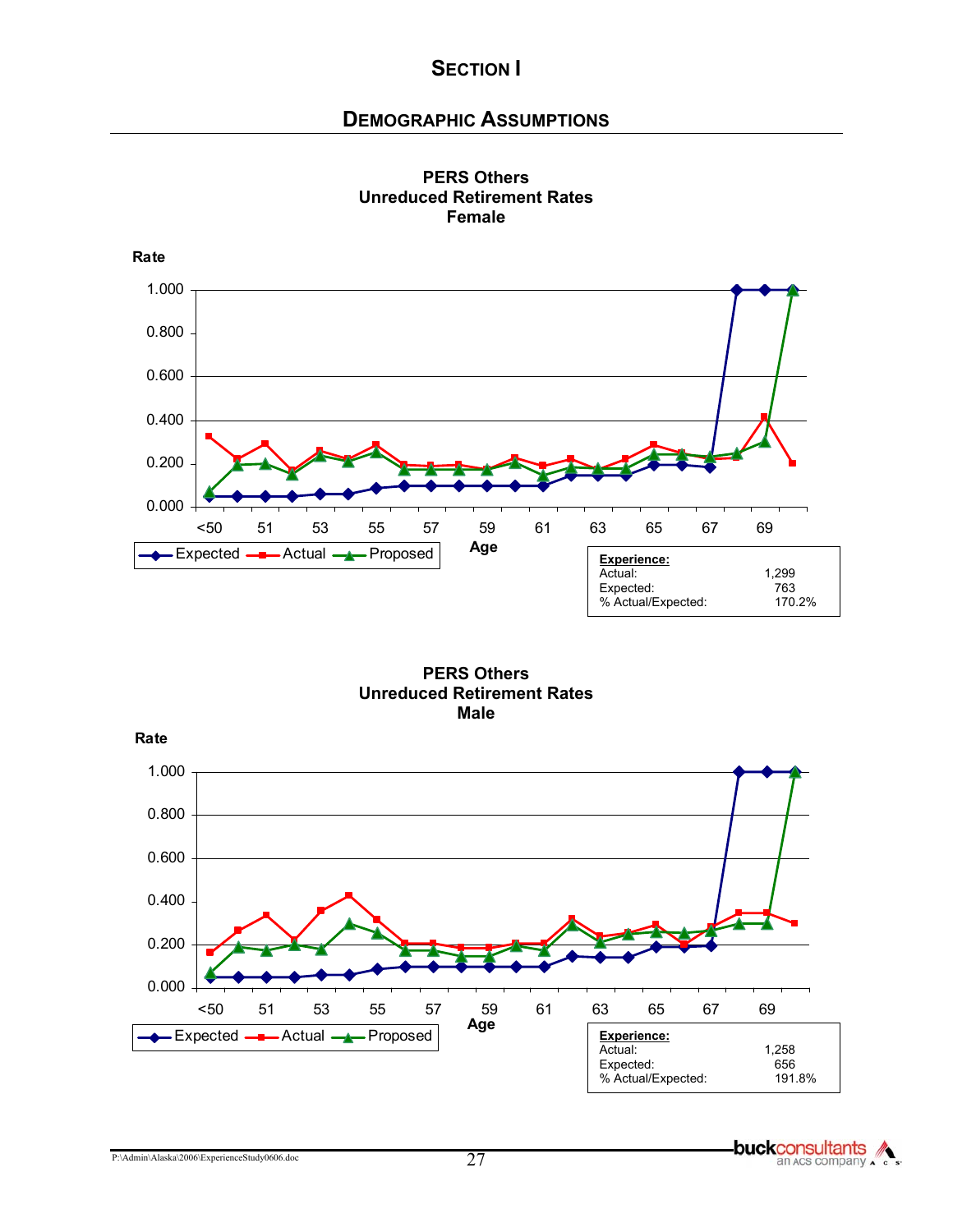# SECTION I

## DEMOGRAPHIC ASSUMPTIONS

**PERS Others**
**Unreduced Retirement Rates**
**Female**

| **Experience:** | |
|---|---|
| Actual: | 1,299 |
| Expected: | 763 |
| % Actual/Expected: | 170.2% |

**PERS Others**
**Unreduced Retirement Rates**
**Male**

| **Experience:** | |
|---|---|
| Actual: | 1,258 |
| Expected: | 656 |
| % Actual/Expected: | 191.8% |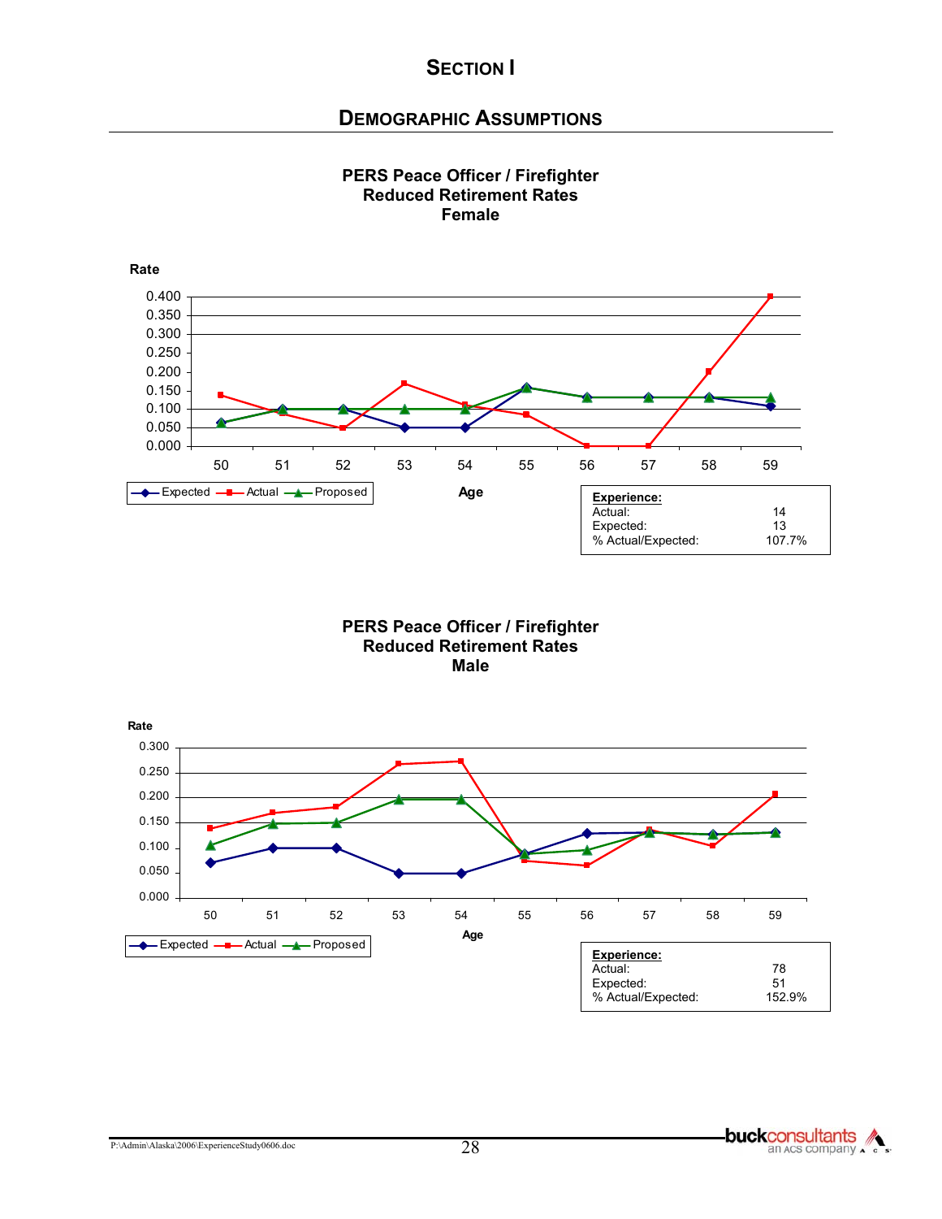# SECTION I

## DEMOGRAPHIC ASSUMPTIONS

**PERS Peace Officer / Firefighter**
**Reduced Retirement Rates**
**Female**

Rate

Age

Expected — Actual — Proposed

| Experience: | |
|---|---|
| Actual: | 14 |
| Expected: | 13 |
| % Actual/Expected: | 107.7% |

**PERS Peace Officer / Firefighter**
**Reduced Retirement Rates**
**Male**

Rate

Age

Expected — Actual — Proposed

| Experience: | |
|---|---|
| Actual: | 78 |
| Expected: | 51 |
| % Actual/Expected: | 152.9% |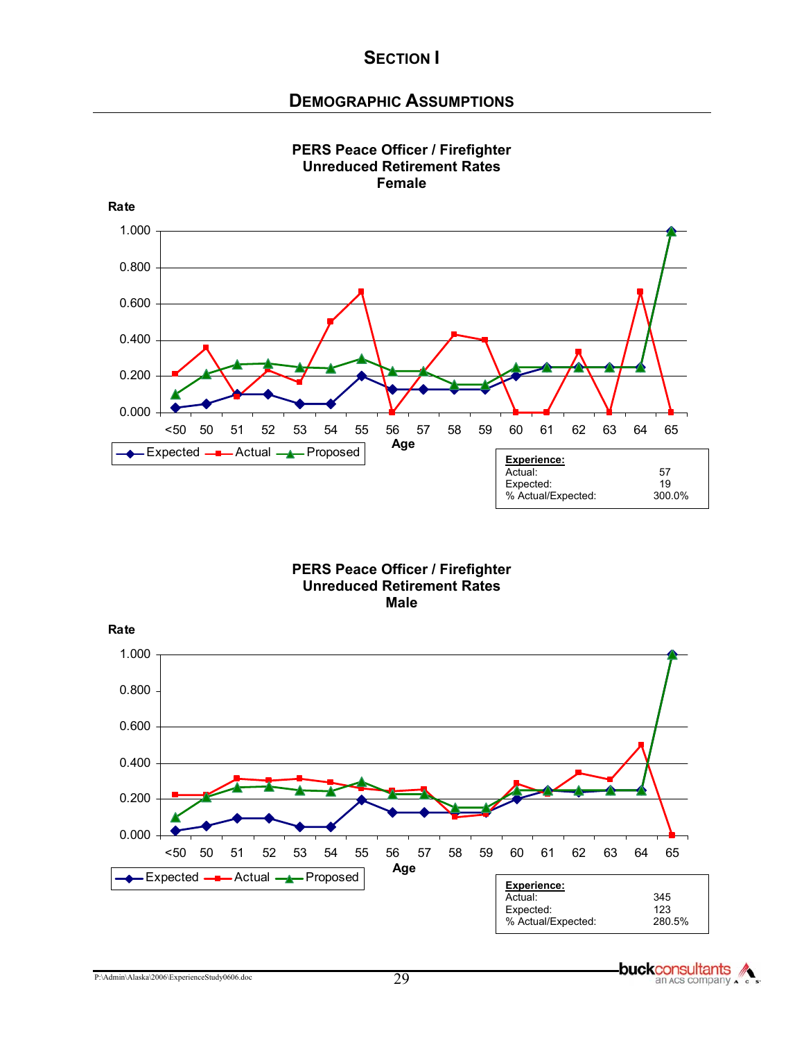# SECTION I

## DEMOGRAPHIC ASSUMPTIONS

**PERS Peace Officer / Firefighter**
**Unreduced Retirement Rates**
**Female**

Rate

Age: <50, 50, 51, 52, 53, 54, 55, 56, 57, 58, 59, 60, 61, 62, 63, 64, 65

Expected — Actual — Proposed

| Experience: | |
|---|---|
| Actual: | 57 |
| Expected: | 19 |
| % Actual/Expected: | 300.0% |

**PERS Peace Officer / Firefighter**
**Unreduced Retirement Rates**
**Male**

Rate

Age: <50, 50, 51, 52, 53, 54, 55, 56, 57, 58, 59, 60, 61, 62, 63, 64, 65

Expected — Actual — Proposed

| Experience: | |
|---|---|
| Actual: | 345 |
| Expected: | 123 |
| % Actual/Expected: | 280.5% |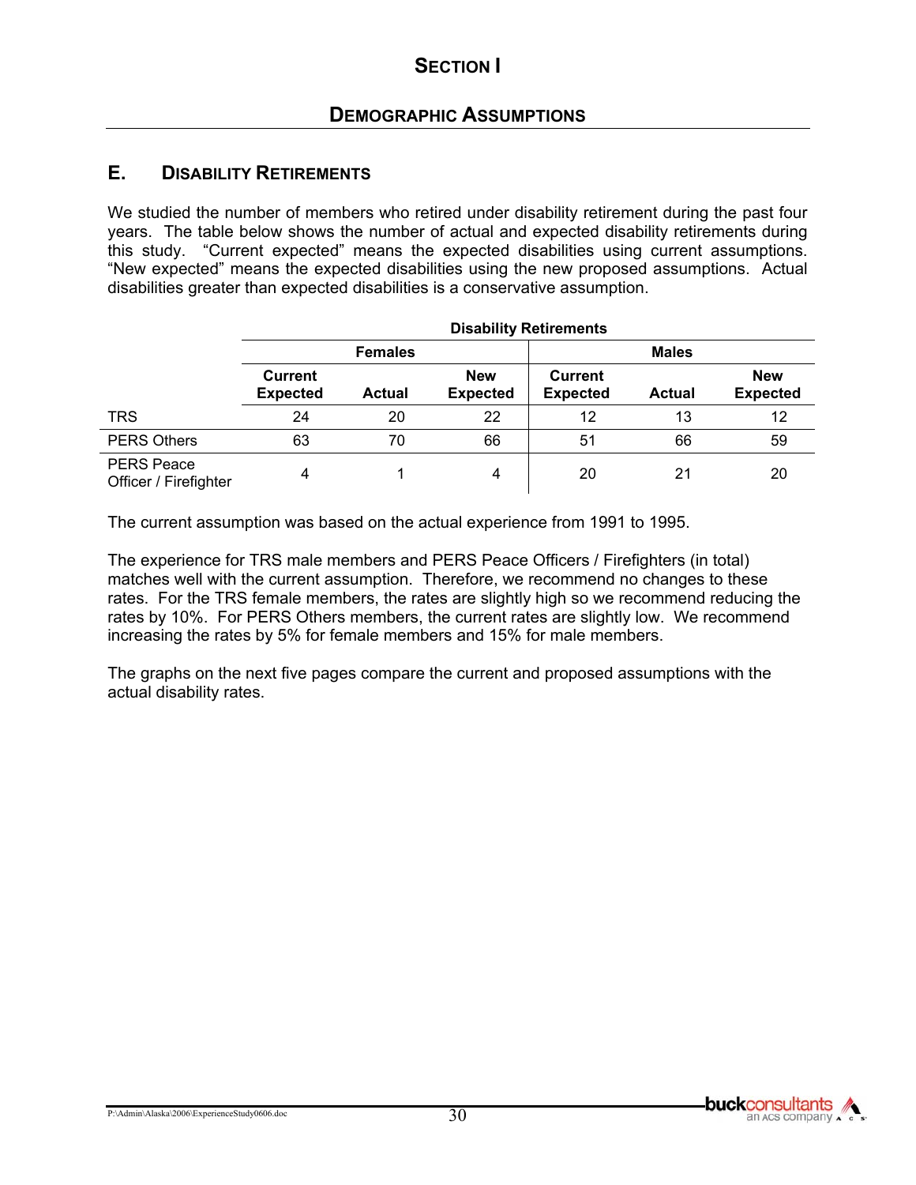# Section I

## Demographic Assumptions

### E. Disability Retirements

We studied the number of members who retired under disability retirement during the past four years. The table below shows the number of actual and expected disability retirements during this study. "Current expected" means the expected disabilities using current assumptions. "New expected" means the expected disabilities using the new proposed assumptions. Actual disabilities greater than expected disabilities is a conservative assumption.

| | Disability Retirements | | | | | |
|---|---|---|---|---|---|---|
| | Females | | | Males | | |
| | Current Expected | Actual | New Expected | Current Expected | Actual | New Expected |
| TRS | 24 | 20 | 22 | 12 | 13 | 12 |
| PERS Others | 63 | 70 | 66 | 51 | 66 | 59 |
| PERS Peace Officer / Firefighter | 4 | 1 | 4 | 20 | 21 | 20 |

The current assumption was based on the actual experience from 1991 to 1995.

The experience for TRS male members and PERS Peace Officers / Firefighters (in total) matches well with the current assumption. Therefore, we recommend no changes to these rates. For the TRS female members, the rates are slightly high so we recommend reducing the rates by 10%. For PERS Others members, the current rates are slightly low. We recommend increasing the rates by 5% for female members and 15% for male members.

The graphs on the next five pages compare the current and proposed assumptions with the actual disability rates.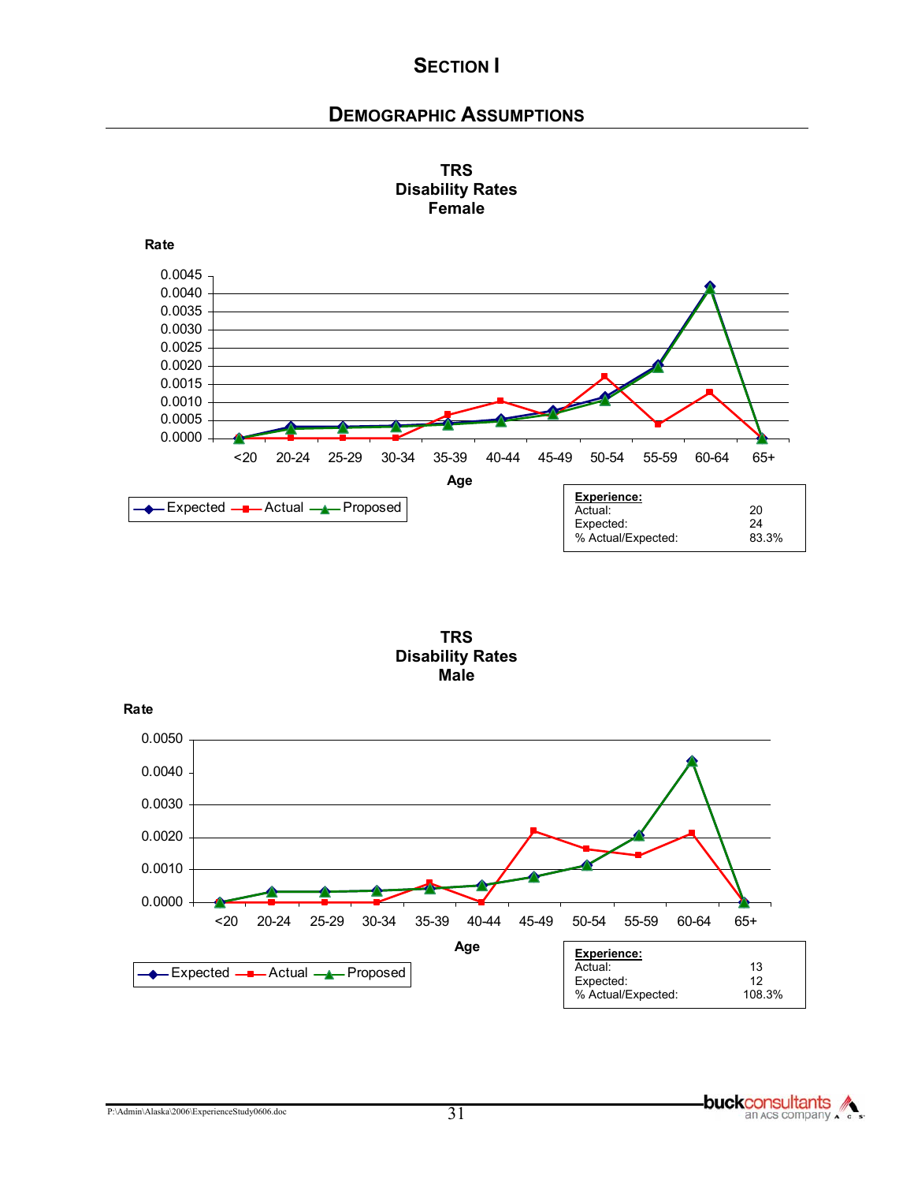# Section I

## Demographic Assumptions

**TRS**
**Disability Rates**
**Female**

Rate

Age: <20, 20-24, 25-29, 30-34, 35-39, 40-44, 45-49, 50-54, 55-59, 60-64, 65+

Expected, Actual, Proposed

| **Experience:** | |
|---|---|
| Actual: | 20 |
| Expected: | 24 |
| % Actual/Expected: | 83.3% |

**TRS**
**Disability Rates**
**Male**

Rate

Age: <20, 20-24, 25-29, 30-34, 35-39, 40-44, 45-49, 50-54, 55-59, 60-64, 65+

Expected, Actual, Proposed

| **Experience:** | |
|---|---|
| Actual: | 13 |
| Expected: | 12 |
| % Actual/Expected: | 108.3% |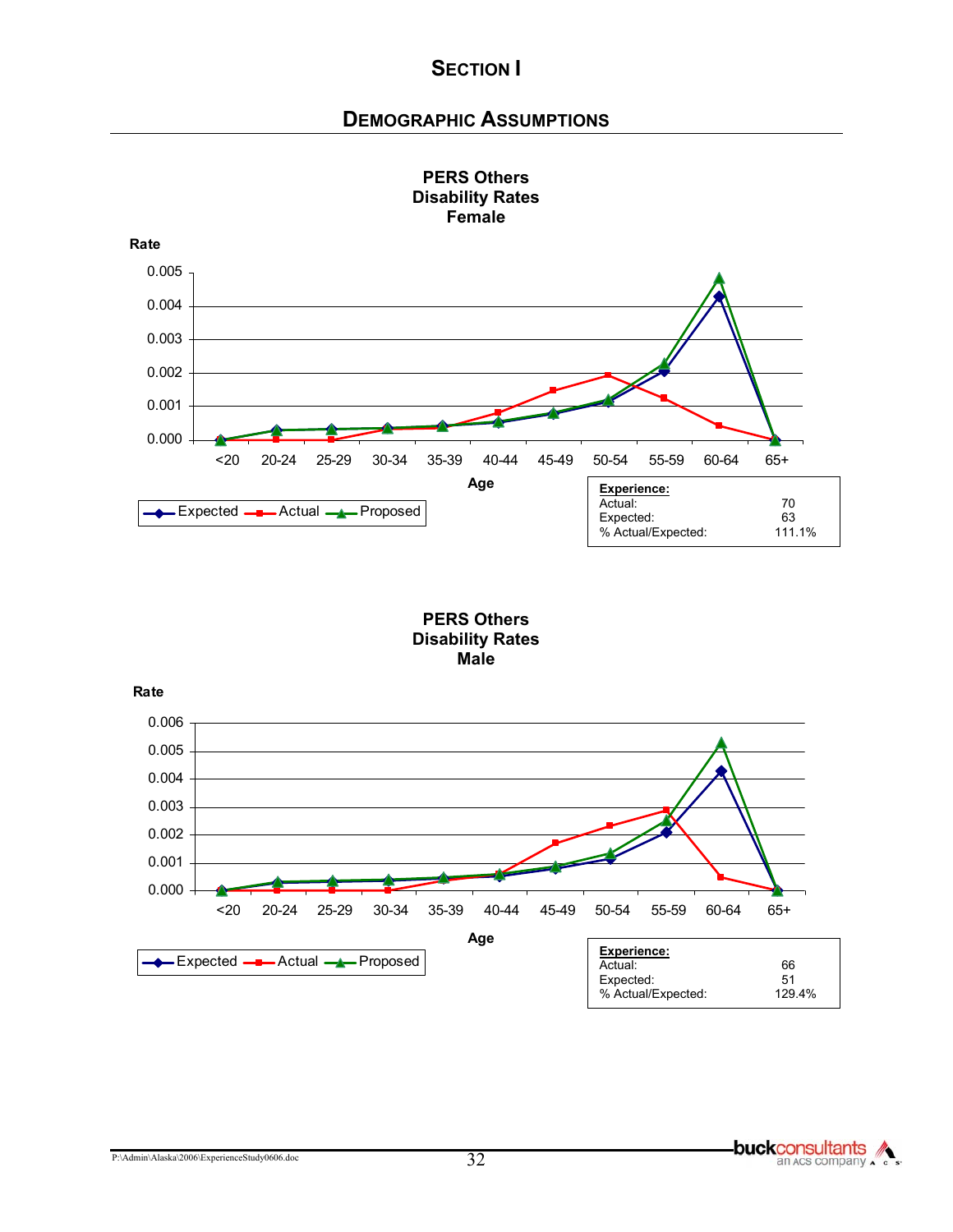## SECTION I

## DEMOGRAPHIC ASSUMPTIONS

**PERS Others Disability Rates Female**

| Experience: | |
|---|---|
| Actual: | 70 |
| Expected: | 63 |
| % Actual/Expected: | 111.1% |

**PERS Others Disability Rates Male**

| Experience: | |
|---|---|
| Actual: | 66 |
| Expected: | 51 |
| % Actual/Expected: | 129.4% |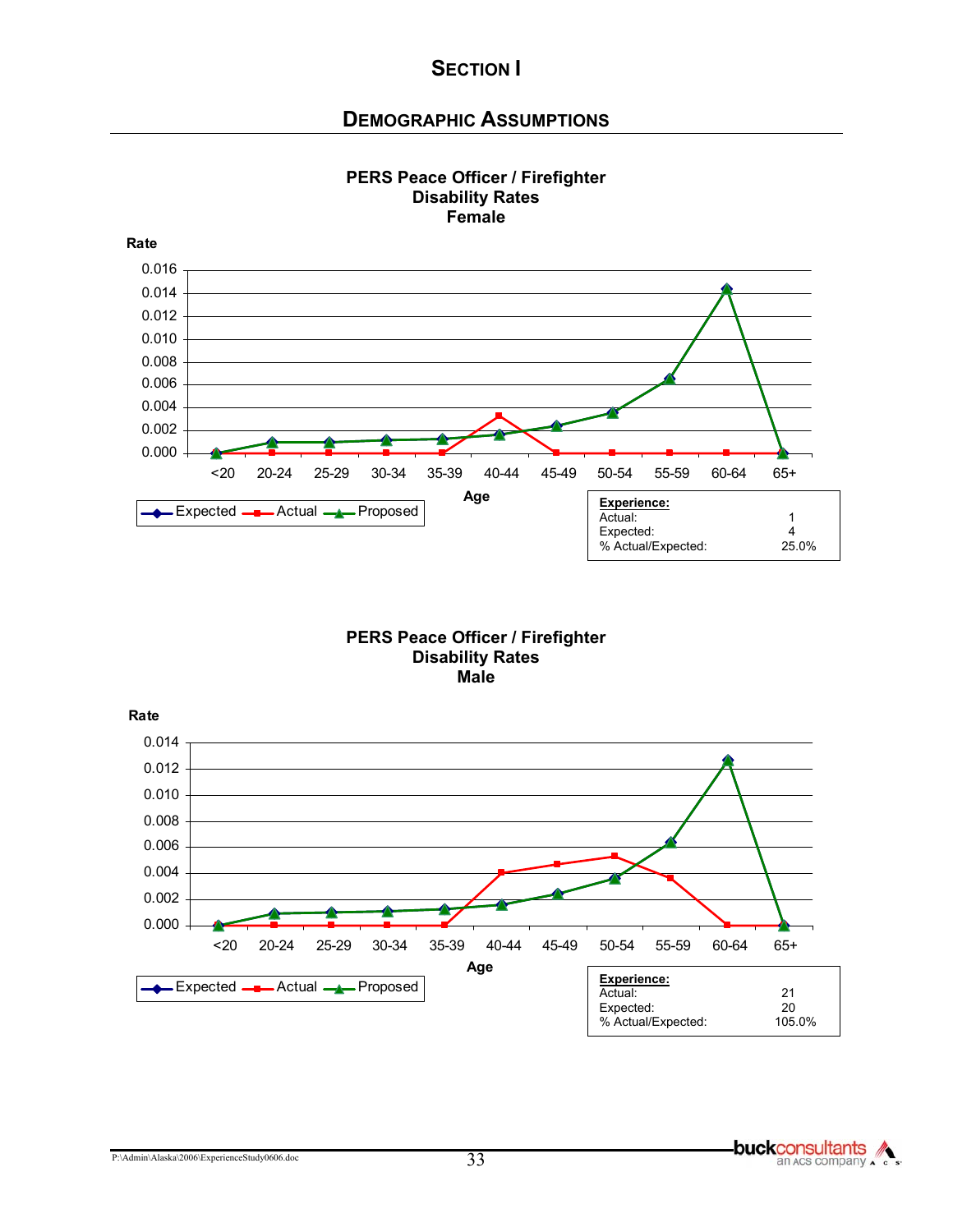# SECTION I

## DEMOGRAPHIC ASSUMPTIONS

**PERS Peace Officer / Firefighter**
**Disability Rates**
**Female**

Rate

Age

Expected — Actual — Proposed

| Experience: | |
|---|---|
| Actual: | 1 |
| Expected: | 4 |
| % Actual/Expected: | 25.0% |

**PERS Peace Officer / Firefighter**
**Disability Rates**
**Male**

Rate

Age

Expected — Actual — Proposed

| Experience: | |
|---|---|
| Actual: | 21 |
| Expected: | 20 |
| % Actual/Expected: | 105.0% |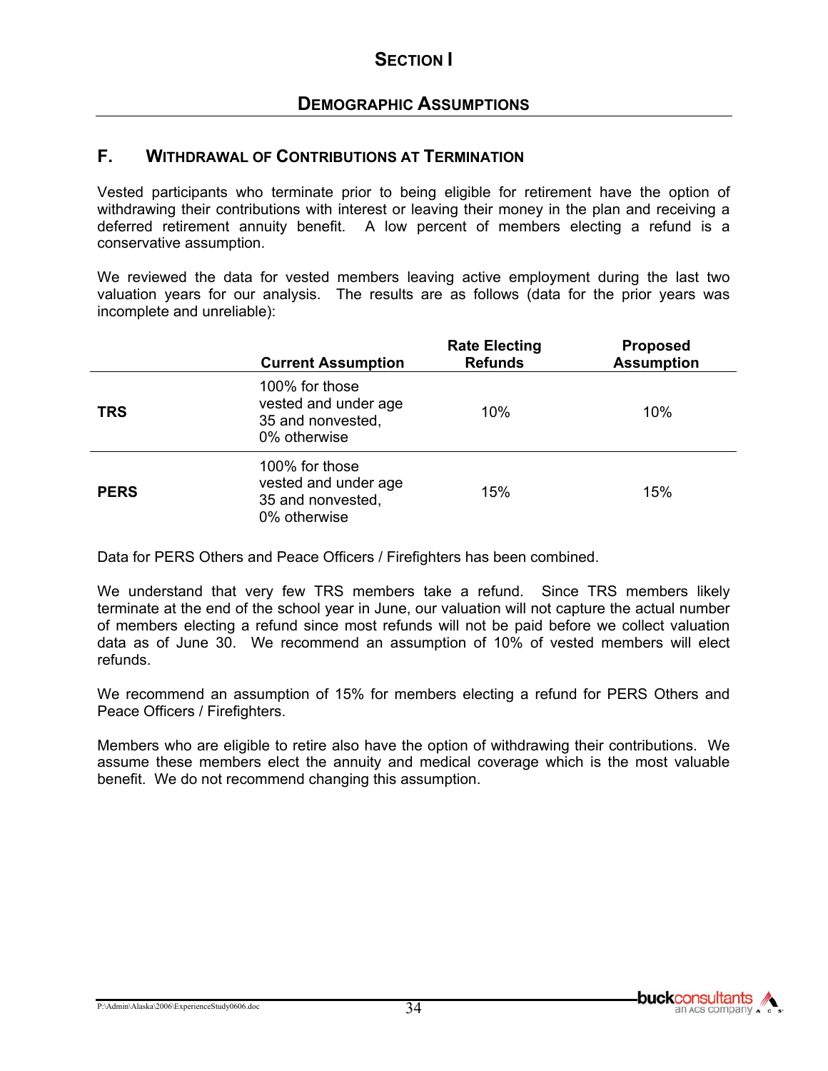# SECTION I

## DEMOGRAPHIC ASSUMPTIONS

### F. WITHDRAWAL OF CONTRIBUTIONS AT TERMINATION

Vested participants who terminate prior to being eligible for retirement have the option of withdrawing their contributions with interest or leaving their money in the plan and receiving a deferred retirement annuity benefit. A low percent of members electing a refund is a conservative assumption.

We reviewed the data for vested members leaving active employment during the last two valuation years for our analysis. The results are as follows (data for the prior years was incomplete and unreliable):

| | Current Assumption | Rate Electing Refunds | Proposed Assumption |
|---|---|---|---|
| **TRS** | 100% for those vested and under age 35 and nonvested, 0% otherwise | 10% | 10% |
| **PERS** | 100% for those vested and under age 35 and nonvested, 0% otherwise | 15% | 15% |

Data for PERS Others and Peace Officers / Firefighters has been combined.

We understand that very few TRS members take a refund. Since TRS members likely terminate at the end of the school year in June, our valuation will not capture the actual number of members electing a refund since most refunds will not be paid before we collect valuation data as of June 30. We recommend an assumption of 10% of vested members will elect refunds.

We recommend an assumption of 15% for members electing a refund for PERS Others and Peace Officers / Firefighters.

Members who are eligible to retire also have the option of withdrawing their contributions. We assume these members elect the annuity and medical coverage which is the most valuable benefit. We do not recommend changing this assumption.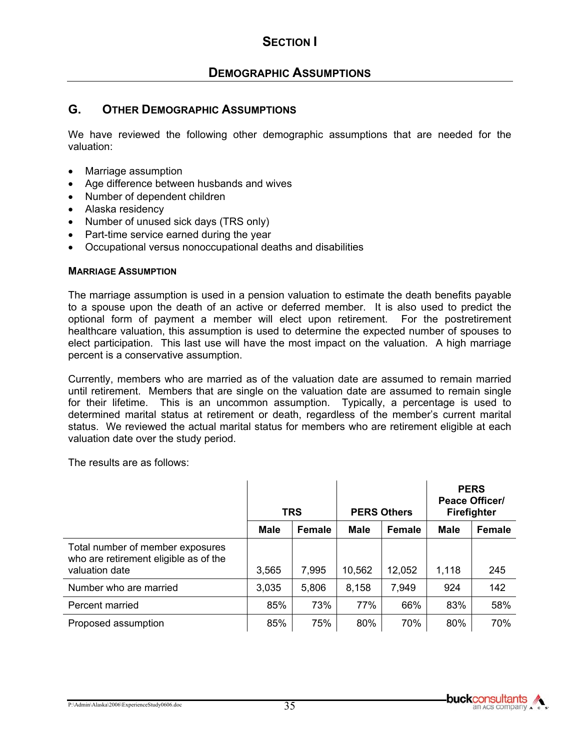# Section I

## Demographic Assumptions

### G. Other Demographic Assumptions

We have reviewed the following other demographic assumptions that are needed for the valuation:

- Marriage assumption
- Age difference between husbands and wives
- Number of dependent children
- Alaska residency
- Number of unused sick days (TRS only)
- Part-time service earned during the year
- Occupational versus nonoccupational deaths and disabilities

#### Marriage Assumption

The marriage assumption is used in a pension valuation to estimate the death benefits payable to a spouse upon the death of an active or deferred member. It is also used to predict the optional form of payment a member will elect upon retirement. For the postretirement healthcare valuation, this assumption is used to determine the expected number of spouses to elect participation. This last use will have the most impact on the valuation. A high marriage percent is a conservative assumption.

Currently, members who are married as of the valuation date are assumed to remain married until retirement. Members that are single on the valuation date are assumed to remain single for their lifetime. This is an uncommon assumption. Typically, a percentage is used to determined marital status at retirement or death, regardless of the member's current marital status. We reviewed the actual marital status for members who are retirement eligible at each valuation date over the study period.

The results are as follows:

| | TRS | | PERS Others | | PERS Peace Officer/ Firefighter | |
|---|---|---|---|---|---|---|
| | Male | Female | Male | Female | Male | Female |
| Total number of member exposures who are retirement eligible as of the valuation date | 3,565 | 7,995 | 10,562 | 12,052 | 1,118 | 245 |
| Number who are married | 3,035 | 5,806 | 8,158 | 7,949 | 924 | 142 |
| Percent married | 85% | 73% | 77% | 66% | 83% | 58% |
| Proposed assumption | 85% | 75% | 80% | 70% | 80% | 70% |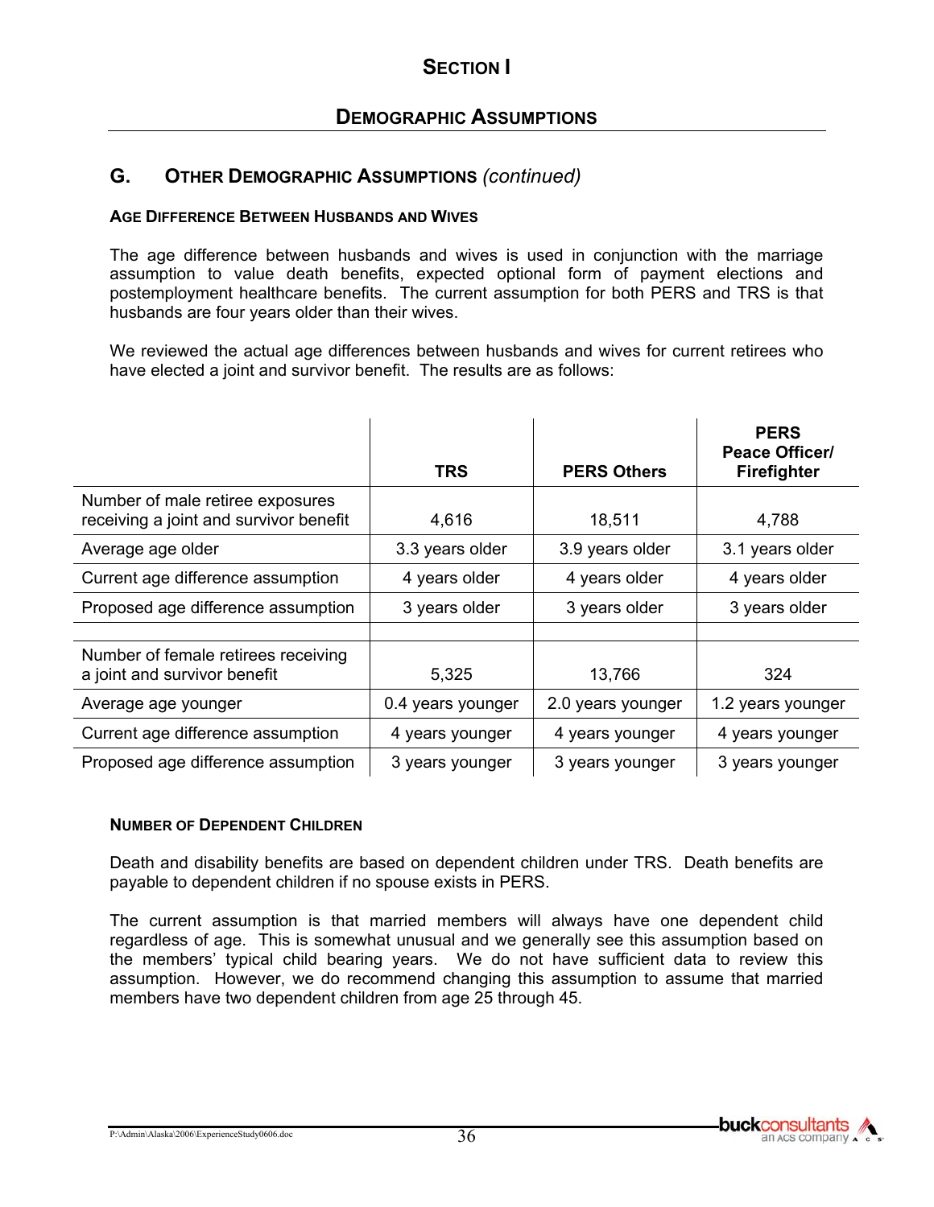# SECTION I

## DEMOGRAPHIC ASSUMPTIONS

### G. OTHER DEMOGRAPHIC ASSUMPTIONS *(continued)*

**AGE DIFFERENCE BETWEEN HUSBANDS AND WIVES**

The age difference between husbands and wives is used in conjunction with the marriage assumption to value death benefits, expected optional form of payment elections and postemployment healthcare benefits. The current assumption for both PERS and TRS is that husbands are four years older than their wives.

We reviewed the actual age differences between husbands and wives for current retirees who have elected a joint and survivor benefit. The results are as follows:

| | TRS | PERS Others | PERS Peace Officer/ Firefighter |
|---|---|---|---|
| Number of male retiree exposures receiving a joint and survivor benefit | 4,616 | 18,511 | 4,788 |
| Average age older | 3.3 years older | 3.9 years older | 3.1 years older |
| Current age difference assumption | 4 years older | 4 years older | 4 years older |
| Proposed age difference assumption | 3 years older | 3 years older | 3 years older |
| | | | |
| Number of female retirees receiving a joint and survivor benefit | 5,325 | 13,766 | 324 |
| Average age younger | 0.4 years younger | 2.0 years younger | 1.2 years younger |
| Current age difference assumption | 4 years younger | 4 years younger | 4 years younger |
| Proposed age difference assumption | 3 years younger | 3 years younger | 3 years younger |

**NUMBER OF DEPENDENT CHILDREN**

Death and disability benefits are based on dependent children under TRS. Death benefits are payable to dependent children if no spouse exists in PERS.

The current assumption is that married members will always have one dependent child regardless of age. This is somewhat unusual and we generally see this assumption based on the members' typical child bearing years. We do not have sufficient data to review this assumption. However, we do recommend changing this assumption to assume that married members have two dependent children from age 25 through 45.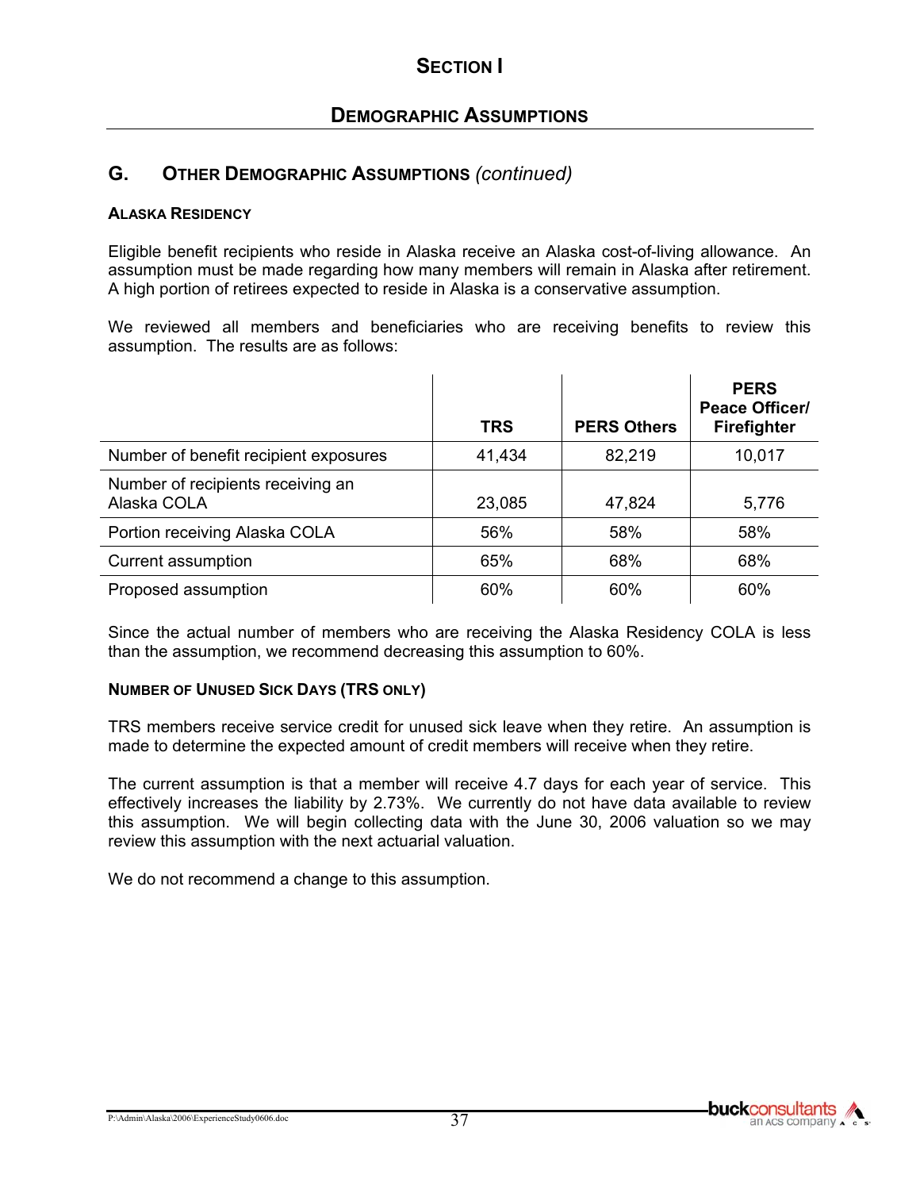# SECTION I

## DEMOGRAPHIC ASSUMPTIONS

## G. OTHER DEMOGRAPHIC ASSUMPTIONS *(continued)*

### ALASKA RESIDENCY

Eligible benefit recipients who reside in Alaska receive an Alaska cost-of-living allowance. An assumption must be made regarding how many members will remain in Alaska after retirement. A high portion of retirees expected to reside in Alaska is a conservative assumption.

We reviewed all members and beneficiaries who are receiving benefits to review this assumption. The results are as follows:

| | TRS | PERS Others | PERS Peace Officer/ Firefighter |
|---|---|---|---|
| Number of benefit recipient exposures | 41,434 | 82,219 | 10,017 |
| Number of recipients receiving an Alaska COLA | 23,085 | 47,824 | 5,776 |
| Portion receiving Alaska COLA | 56% | 58% | 58% |
| Current assumption | 65% | 68% | 68% |
| Proposed assumption | 60% | 60% | 60% |

Since the actual number of members who are receiving the Alaska Residency COLA is less than the assumption, we recommend decreasing this assumption to 60%.

### NUMBER OF UNUSED SICK DAYS (TRS ONLY)

TRS members receive service credit for unused sick leave when they retire. An assumption is made to determine the expected amount of credit members will receive when they retire.

The current assumption is that a member will receive 4.7 days for each year of service. This effectively increases the liability by 2.73%. We currently do not have data available to review this assumption. We will begin collecting data with the June 30, 2006 valuation so we may review this assumption with the next actuarial valuation.

We do not recommend a change to this assumption.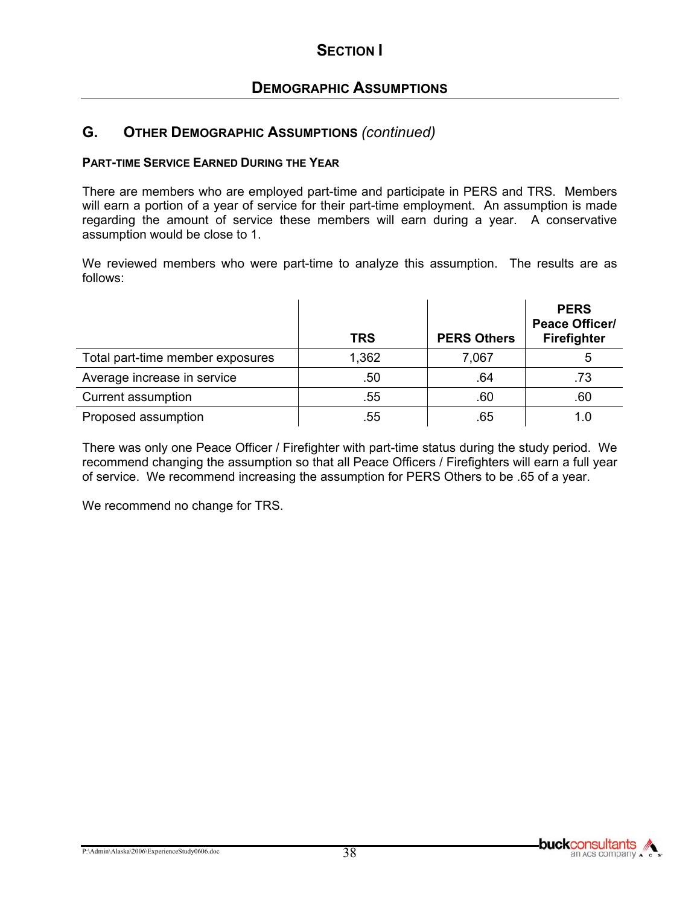# SECTION I

## DEMOGRAPHIC ASSUMPTIONS

### G. OTHER DEMOGRAPHIC ASSUMPTIONS *(continued)*

**PART-TIME SERVICE EARNED DURING THE YEAR**

There are members who are employed part-time and participate in PERS and TRS. Members will earn a portion of a year of service for their part-time employment. An assumption is made regarding the amount of service these members will earn during a year. A conservative assumption would be close to 1.

We reviewed members who were part-time to analyze this assumption. The results are as follows:

| | TRS | PERS Others | PERS Peace Officer/ Firefighter |
|---|---|---|---|
| Total part-time member exposures | 1,362 | 7,067 | 5 |
| Average increase in service | .50 | .64 | .73 |
| Current assumption | .55 | .60 | .60 |
| Proposed assumption | .55 | .65 | 1.0 |

There was only one Peace Officer / Firefighter with part-time status during the study period. We recommend changing the assumption so that all Peace Officers / Firefighters will earn a full year of service. We recommend increasing the assumption for PERS Others to be .65 of a year.

We recommend no change for TRS.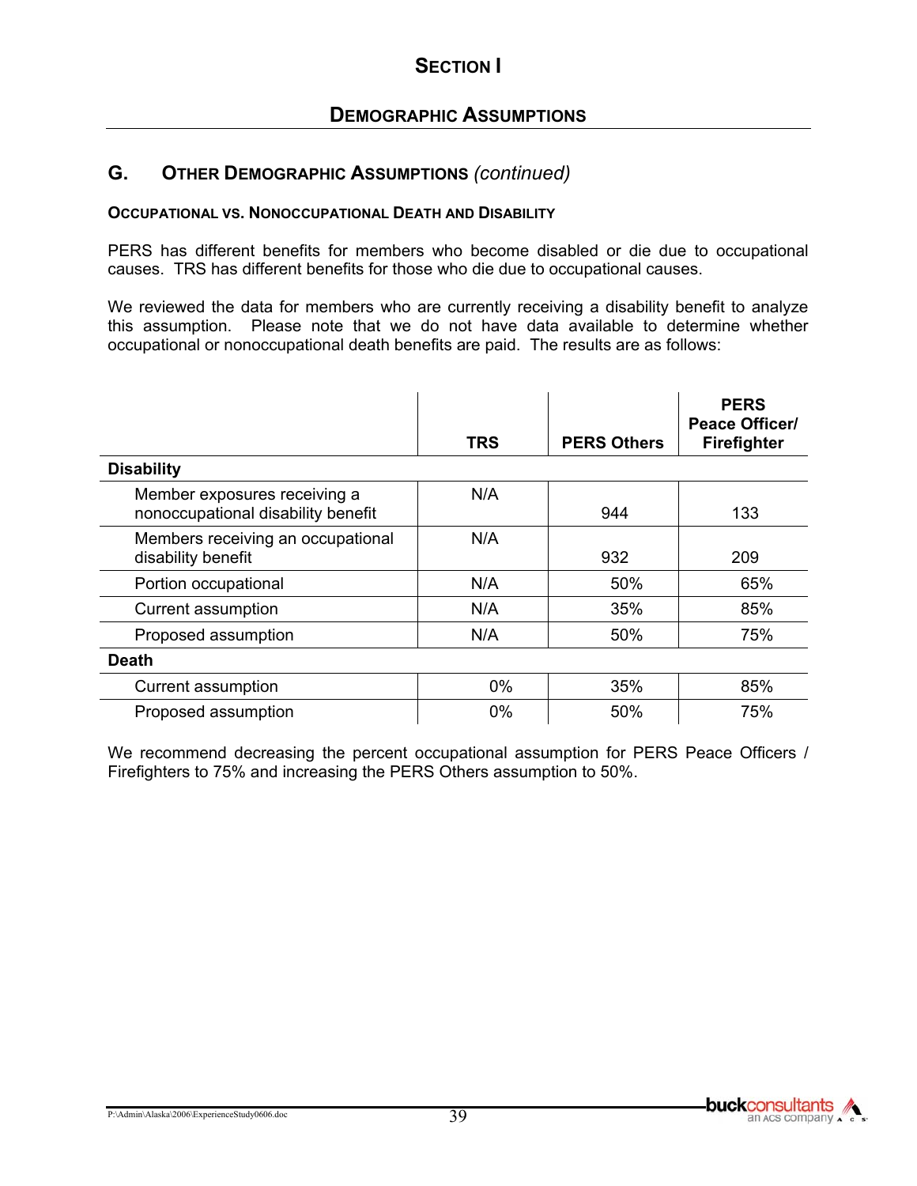# Section I

## Demographic Assumptions

### G. Other Demographic Assumptions *(continued)*

**Occupational vs. Nonoccupational Death and Disability**

PERS has different benefits for members who become disabled or die due to occupational causes. TRS has different benefits for those who die due to occupational causes.

We reviewed the data for members who are currently receiving a disability benefit to analyze this assumption. Please note that we do not have data available to determine whether occupational or nonoccupational death benefits are paid. The results are as follows:

| | TRS | PERS Others | PERS Peace Officer/ Firefighter |
|---|---|---|---|
| **Disability** | | | |
| Member exposures receiving a nonoccupational disability benefit | N/A | 944 | 133 |
| Members receiving an occupational disability benefit | N/A | 932 | 209 |
| Portion occupational | N/A | 50% | 65% |
| Current assumption | N/A | 35% | 85% |
| Proposed assumption | N/A | 50% | 75% |
| **Death** | | | |
| Current assumption | 0% | 35% | 85% |
| Proposed assumption | 0% | 50% | 75% |

We recommend decreasing the percent occupational assumption for PERS Peace Officers / Firefighters to 75% and increasing the PERS Others assumption to 50%.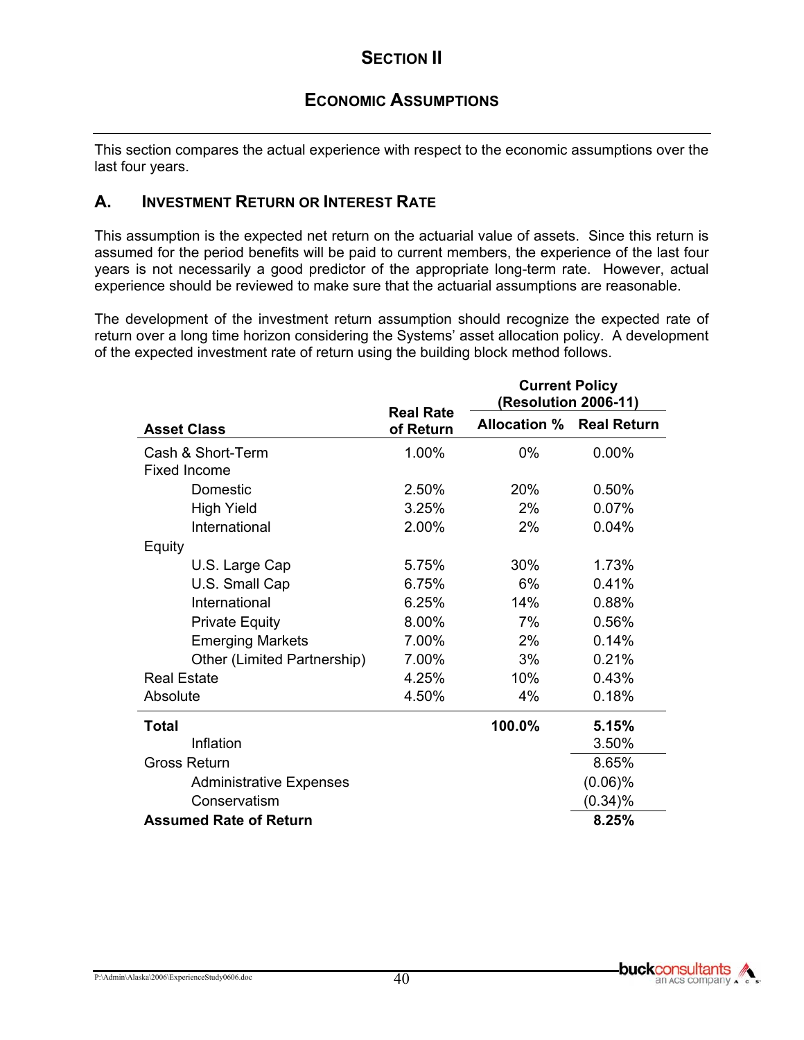# SECTION II

## ECONOMIC ASSUMPTIONS

This section compares the actual experience with respect to the economic assumptions over the last four years.

### A. INVESTMENT RETURN OR INTEREST RATE

This assumption is the expected net return on the actuarial value of assets. Since this return is assumed for the period benefits will be paid to current members, the experience of the last four years is not necessarily a good predictor of the appropriate long-term rate. However, actual experience should be reviewed to make sure that the actuarial assumptions are reasonable.

The development of the investment return assumption should recognize the expected rate of return over a long time horizon considering the Systems' asset allocation policy. A development of the expected investment rate of return using the building block method follows.

| | | Current Policy (Resolution 2006-11) | |
|---|---|---|---|
| **Asset Class** | **Real Rate of Return** | **Allocation %** | **Real Return** |
| Cash & Short-Term | 1.00% | 0% | 0.00% |
| Fixed Income | | | |
| Domestic | 2.50% | 20% | 0.50% |
| High Yield | 3.25% | 2% | 0.07% |
| International | 2.00% | 2% | 0.04% |
| Equity | | | |
| U.S. Large Cap | 5.75% | 30% | 1.73% |
| U.S. Small Cap | 6.75% | 6% | 0.41% |
| International | 6.25% | 14% | 0.88% |
| Private Equity | 8.00% | 7% | 0.56% |
| Emerging Markets | 7.00% | 2% | 0.14% |
| Other (Limited Partnership) | 7.00% | 3% | 0.21% |
| Real Estate | 4.25% | 10% | 0.43% |
| Absolute | 4.50% | 4% | 0.18% |
| **Total** | | **100.0%** | **5.15%** |
| Inflation | | | 3.50% |
| Gross Return | | | 8.65% |
| Administrative Expenses | | | (0.06)% |
| Conservatism | | | (0.34)% |
| **Assumed Rate of Return** | | | **8.25%** |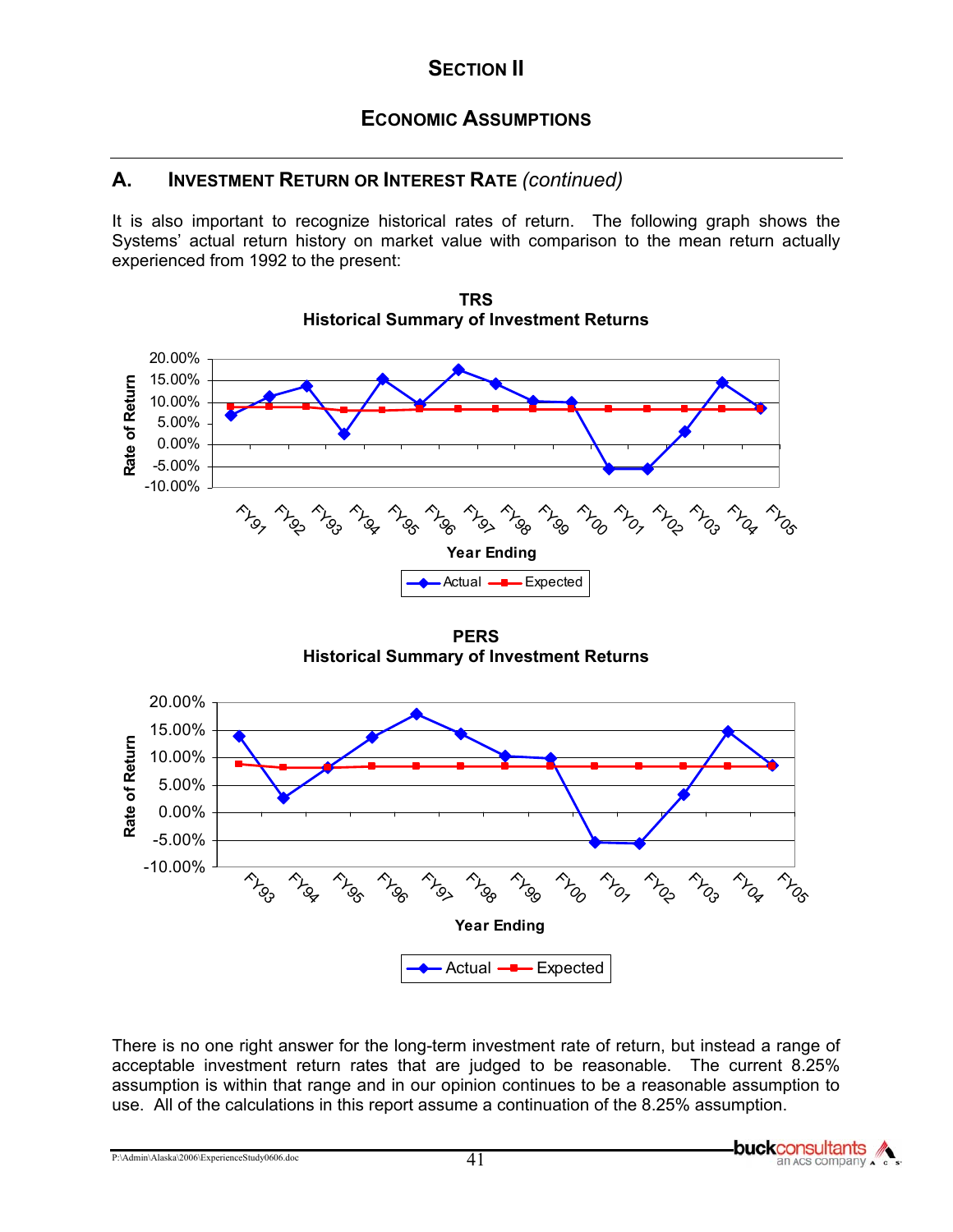# SECTION II

## ECONOMIC ASSUMPTIONS

### A. INVESTMENT RETURN OR INTEREST RATE *(continued)*

It is also important to recognize historical rates of return. The following graph shows the Systems' actual return history on market value with comparison to the mean return actually experienced from 1992 to the present:

**TRS**
**Historical Summary of Investment Returns**

**PERS**
**Historical Summary of Investment Returns**

There is no one right answer for the long-term investment rate of return, but instead a range of acceptable investment return rates that are judged to be reasonable. The current 8.25% assumption is within that range and in our opinion continues to be a reasonable assumption to use. All of the calculations in this report assume a continuation of the 8.25% assumption.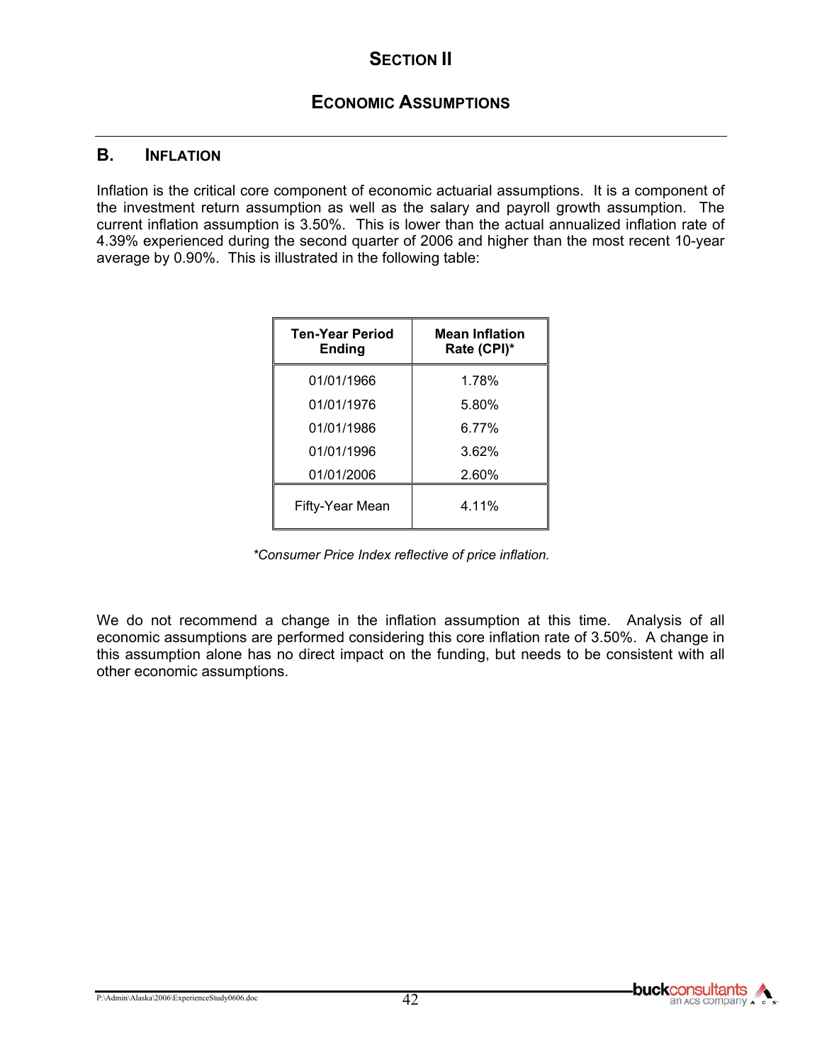# SECTION II

## ECONOMIC ASSUMPTIONS

### B. INFLATION

Inflation is the critical core component of economic actuarial assumptions. It is a component of the investment return assumption as well as the salary and payroll growth assumption. The current inflation assumption is 3.50%. This is lower than the actual annualized inflation rate of 4.39% experienced during the second quarter of 2006 and higher than the most recent 10-year average by 0.90%. This is illustrated in the following table:

| Ten-Year Period Ending | Mean Inflation Rate (CPI)* |
|---|---|
| 01/01/1966 | 1.78% |
| 01/01/1976 | 5.80% |
| 01/01/1986 | 6.77% |
| 01/01/1996 | 3.62% |
| 01/01/2006 | 2.60% |
| Fifty-Year Mean | 4.11% |

*\*Consumer Price Index reflective of price inflation.*

We do not recommend a change in the inflation assumption at this time. Analysis of all economic assumptions are performed considering this core inflation rate of 3.50%. A change in this assumption alone has no direct impact on the funding, but needs to be consistent with all other economic assumptions.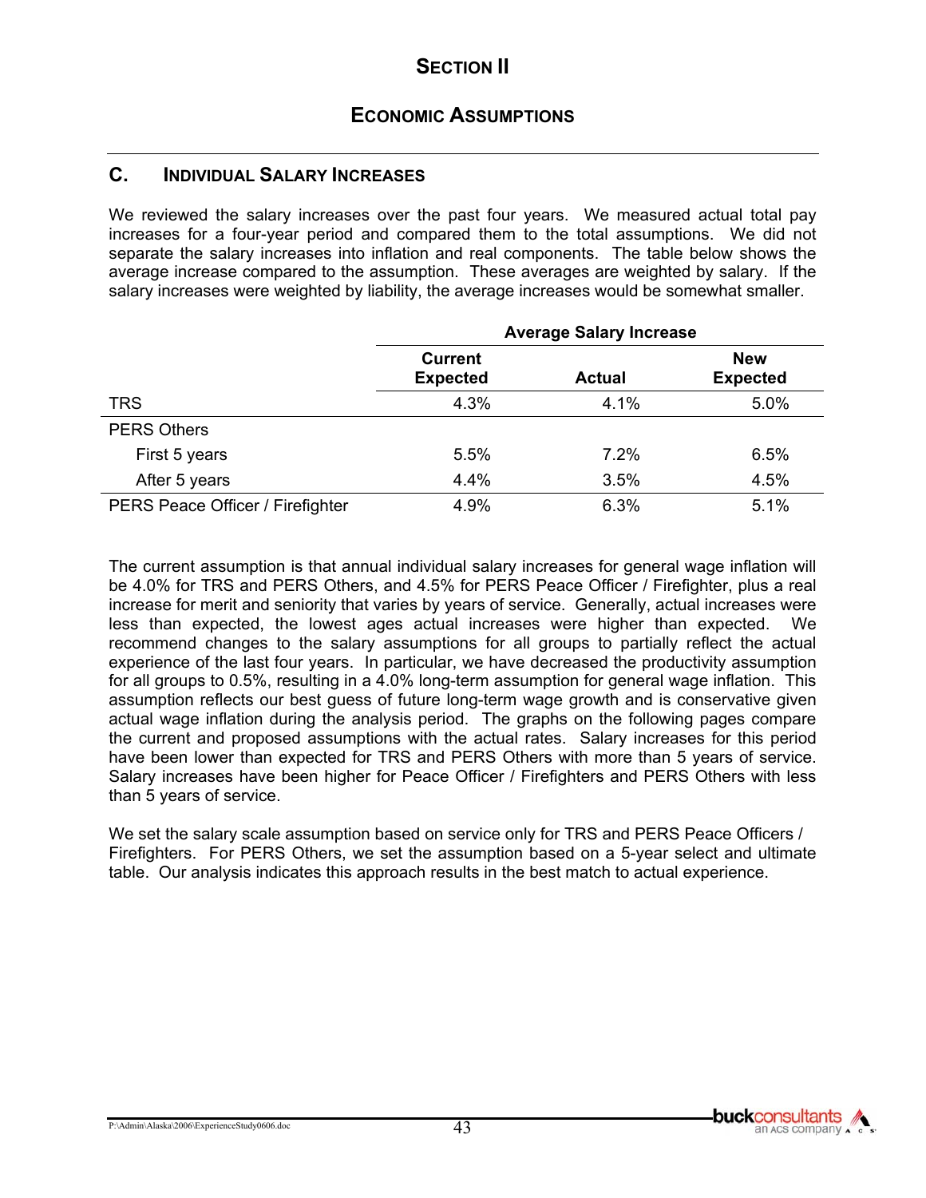# Section II

## Economic Assumptions

### C. Individual Salary Increases

We reviewed the salary increases over the past four years. We measured actual total pay increases for a four-year period and compared them to the total assumptions. We did not separate the salary increases into inflation and real components. The table below shows the average increase compared to the assumption. These averages are weighted by salary. If the salary increases were weighted by liability, the average increases would be somewhat smaller.

| | Average Salary Increase | | |
|---|---|---|---|
| | **Current Expected** | **Actual** | **New Expected** |
| TRS | 4.3% | 4.1% | 5.0% |
| PERS Others | | | |
| First 5 years | 5.5% | 7.2% | 6.5% |
| After 5 years | 4.4% | 3.5% | 4.5% |
| PERS Peace Officer / Firefighter | 4.9% | 6.3% | 5.1% |

The current assumption is that annual individual salary increases for general wage inflation will be 4.0% for TRS and PERS Others, and 4.5% for PERS Peace Officer / Firefighter, plus a real increase for merit and seniority that varies by years of service. Generally, actual increases were less than expected, the lowest ages actual increases were higher than expected. We recommend changes to the salary assumptions for all groups to partially reflect the actual experience of the last four years. In particular, we have decreased the productivity assumption for all groups to 0.5%, resulting in a 4.0% long-term assumption for general wage inflation. This assumption reflects our best guess of future long-term wage growth and is conservative given actual wage inflation during the analysis period. The graphs on the following pages compare the current and proposed assumptions with the actual rates. Salary increases for this period have been lower than expected for TRS and PERS Others with more than 5 years of service. Salary increases have been higher for Peace Officer / Firefighters and PERS Others with less than 5 years of service.

We set the salary scale assumption based on service only for TRS and PERS Peace Officers / Firefighters. For PERS Others, we set the assumption based on a 5-year select and ultimate table. Our analysis indicates this approach results in the best match to actual experience.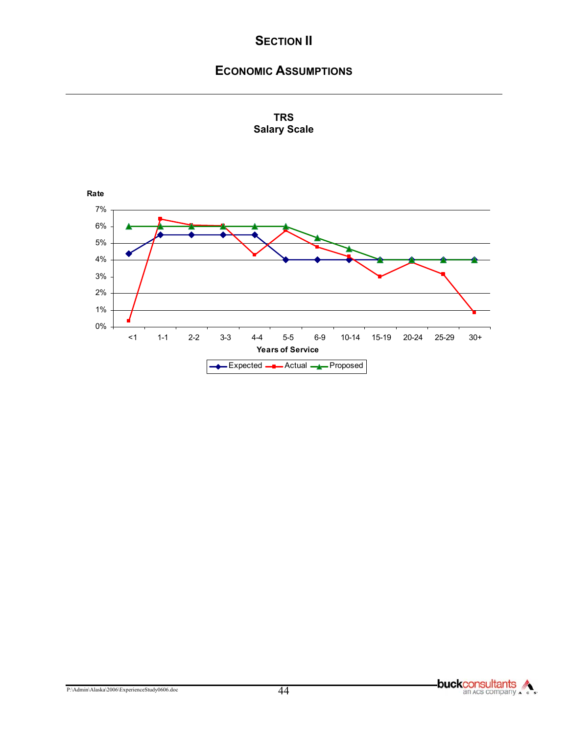# Section II

## Economic Assumptions

**TRS**
**Salary Scale**

Rate

7%
6%
5%
4%
3%
2%
1%
0%

<1 1-1 2-2 3-3 4-4 5-5 6-9 10-14 15-19 20-24 25-29 30+

Years of Service

Expected Actual Proposed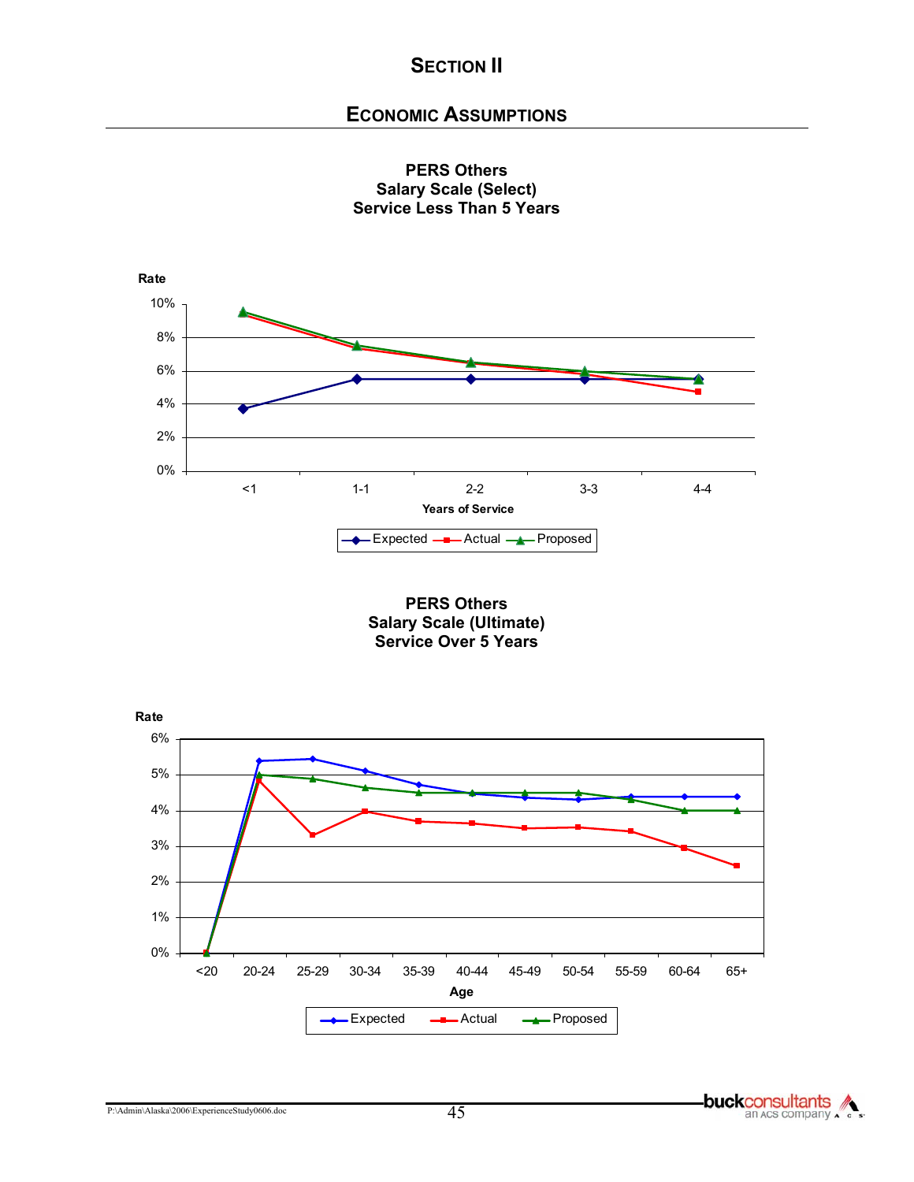## Section II

## Economic Assumptions

**PERS Others**
**Salary Scale (Select)**
**Service Less Than 5 Years**

Rate

10%
8%
6%
4%
2%
0%

<1 1-1 2-2 3-3 4-4

Years of Service

Expected Actual Proposed

**PERS Others**
**Salary Scale (Ultimate)**
**Service Over 5 Years**

Rate

6%
5%
4%
3%
2%
1%
0%

<20 20-24 25-29 30-34 35-39 40-44 45-49 50-54 55-59 60-64 65+

Age

Expected Actual Proposed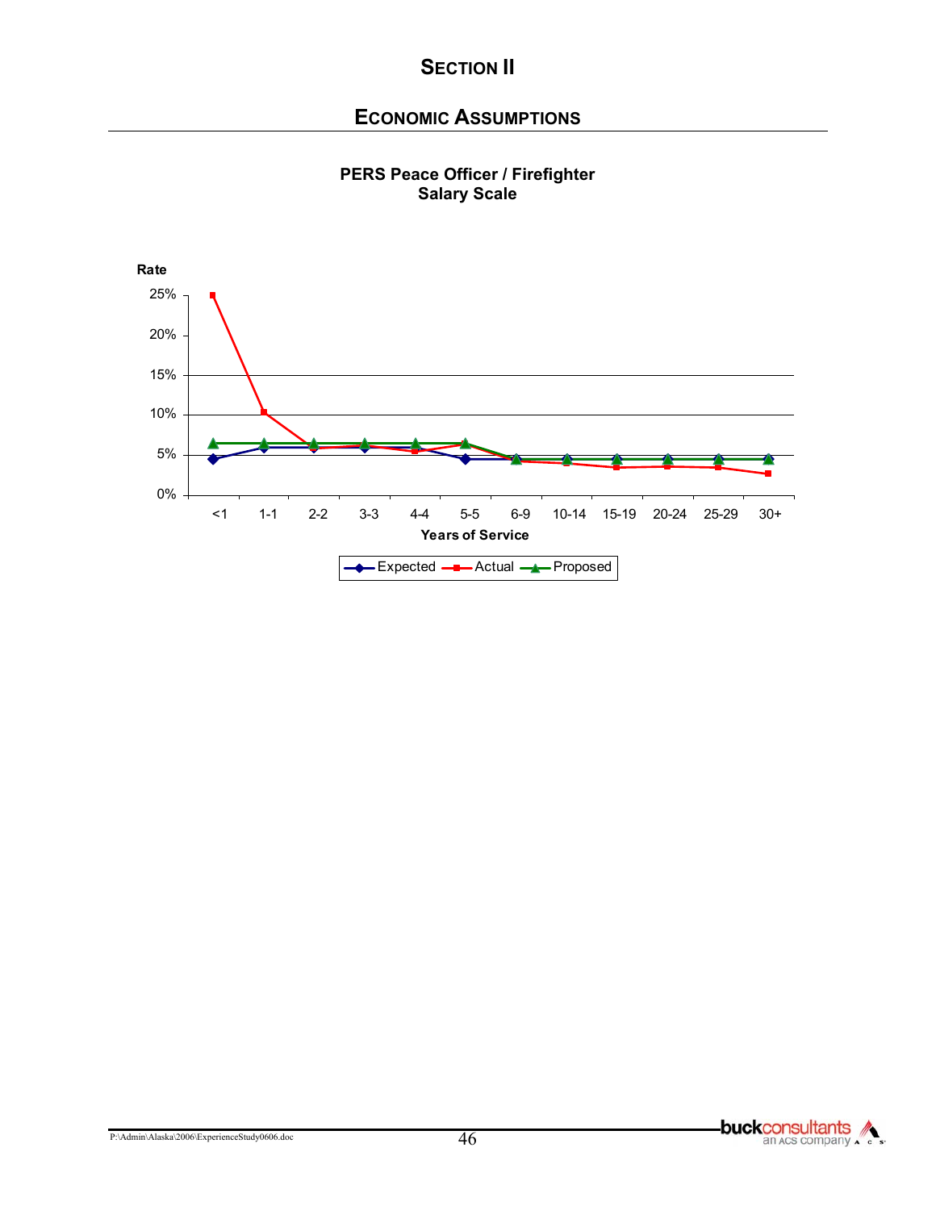# Section II

## Economic Assumptions

**PERS Peace Officer / Firefighter**
**Salary Scale**

Rate

25%
20%
15%
10%
5%
0%

<1 1-1 2-2 3-3 4-4 5-5 6-9 10-14 15-19 20-24 25-29 30+

**Years of Service**

Expected  Actual  Proposed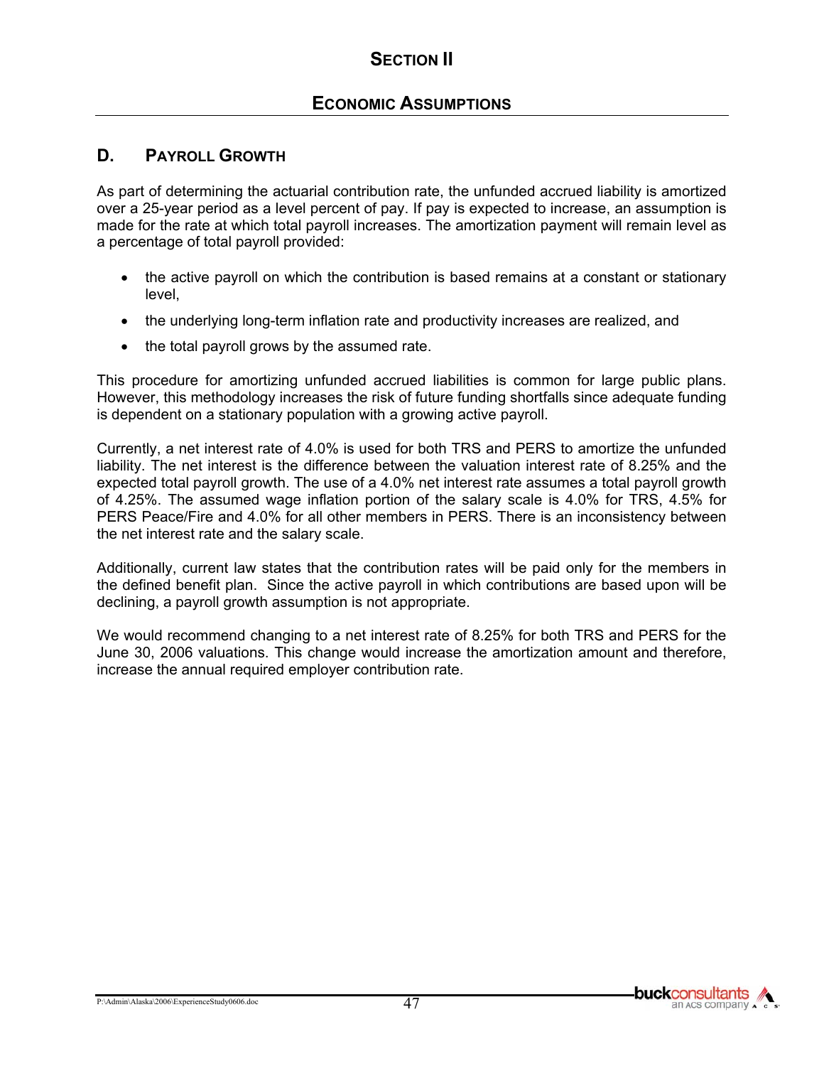# SECTION II

## ECONOMIC ASSUMPTIONS

### D. PAYROLL GROWTH

As part of determining the actuarial contribution rate, the unfunded accrued liability is amortized over a 25-year period as a level percent of pay. If pay is expected to increase, an assumption is made for the rate at which total payroll increases. The amortization payment will remain level as a percentage of total payroll provided:

- the active payroll on which the contribution is based remains at a constant or stationary level,
- the underlying long-term inflation rate and productivity increases are realized, and
- the total payroll grows by the assumed rate.

This procedure for amortizing unfunded accrued liabilities is common for large public plans. However, this methodology increases the risk of future funding shortfalls since adequate funding is dependent on a stationary population with a growing active payroll.

Currently, a net interest rate of 4.0% is used for both TRS and PERS to amortize the unfunded liability. The net interest is the difference between the valuation interest rate of 8.25% and the expected total payroll growth. The use of a 4.0% net interest rate assumes a total payroll growth of 4.25%. The assumed wage inflation portion of the salary scale is 4.0% for TRS, 4.5% for PERS Peace/Fire and 4.0% for all other members in PERS. There is an inconsistency between the net interest rate and the salary scale.

Additionally, current law states that the contribution rates will be paid only for the members in the defined benefit plan. Since the active payroll in which contributions are based upon will be declining, a payroll growth assumption is not appropriate.

We would recommend changing to a net interest rate of 8.25% for both TRS and PERS for the June 30, 2006 valuations. This change would increase the amortization amount and therefore, increase the annual required employer contribution rate.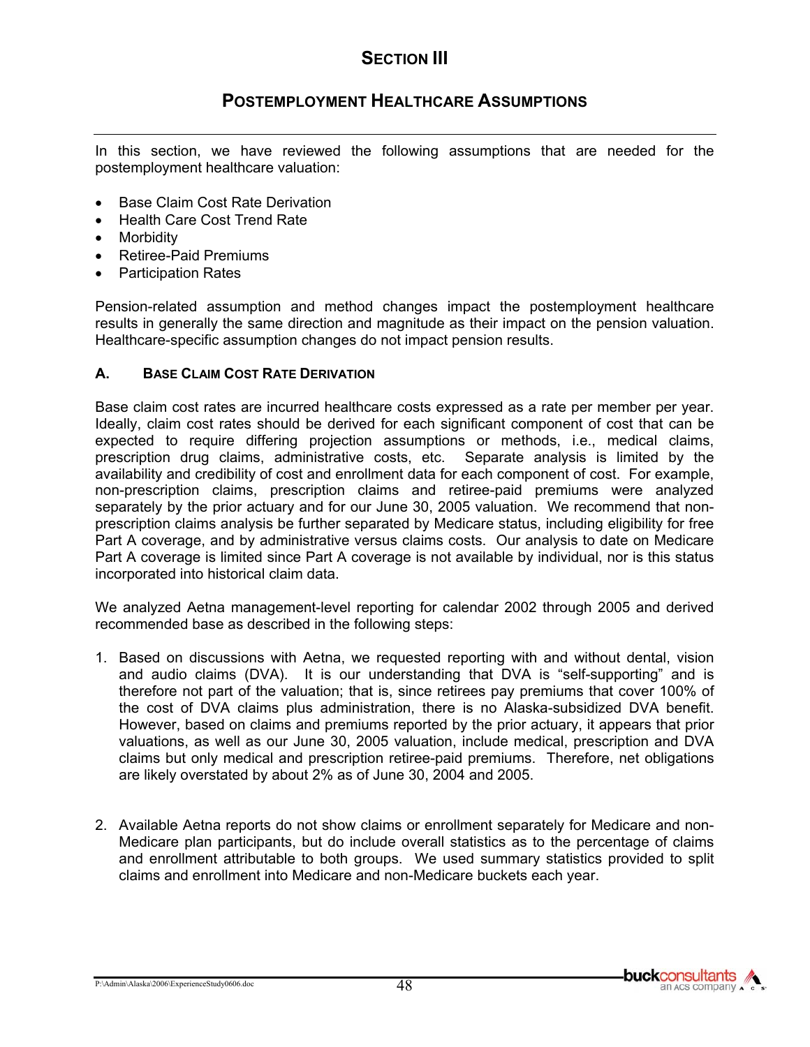# SECTION III

## POSTEMPLOYMENT HEALTHCARE ASSUMPTIONS

In this section, we have reviewed the following assumptions that are needed for the postemployment healthcare valuation:

- Base Claim Cost Rate Derivation
- Health Care Cost Trend Rate
- Morbidity
- Retiree-Paid Premiums
- Participation Rates

Pension-related assumption and method changes impact the postemployment healthcare results in generally the same direction and magnitude as their impact on the pension valuation. Healthcare-specific assumption changes do not impact pension results.

### A. BASE CLAIM COST RATE DERIVATION

Base claim cost rates are incurred healthcare costs expressed as a rate per member per year. Ideally, claim cost rates should be derived for each significant component of cost that can be expected to require differing projection assumptions or methods, i.e., medical claims, prescription drug claims, administrative costs, etc. Separate analysis is limited by the availability and credibility of cost and enrollment data for each component of cost. For example, non-prescription claims, prescription claims and retiree-paid premiums were analyzed separately by the prior actuary and for our June 30, 2005 valuation. We recommend that non-prescription claims analysis be further separated by Medicare status, including eligibility for free Part A coverage, and by administrative versus claims costs. Our analysis to date on Medicare Part A coverage is limited since Part A coverage is not available by individual, nor is this status incorporated into historical claim data.

We analyzed Aetna management-level reporting for calendar 2002 through 2005 and derived recommended base as described in the following steps:

1. Based on discussions with Aetna, we requested reporting with and without dental, vision and audio claims (DVA). It is our understanding that DVA is "self-supporting" and is therefore not part of the valuation; that is, since retirees pay premiums that cover 100% of the cost of DVA claims plus administration, there is no Alaska-subsidized DVA benefit. However, based on claims and premiums reported by the prior actuary, it appears that prior valuations, as well as our June 30, 2005 valuation, include medical, prescription and DVA claims but only medical and prescription retiree-paid premiums. Therefore, net obligations are likely overstated by about 2% as of June 30, 2004 and 2005.

2. Available Aetna reports do not show claims or enrollment separately for Medicare and non-Medicare plan participants, but do include overall statistics as to the percentage of claims and enrollment attributable to both groups. We used summary statistics provided to split claims and enrollment into Medicare and non-Medicare buckets each year.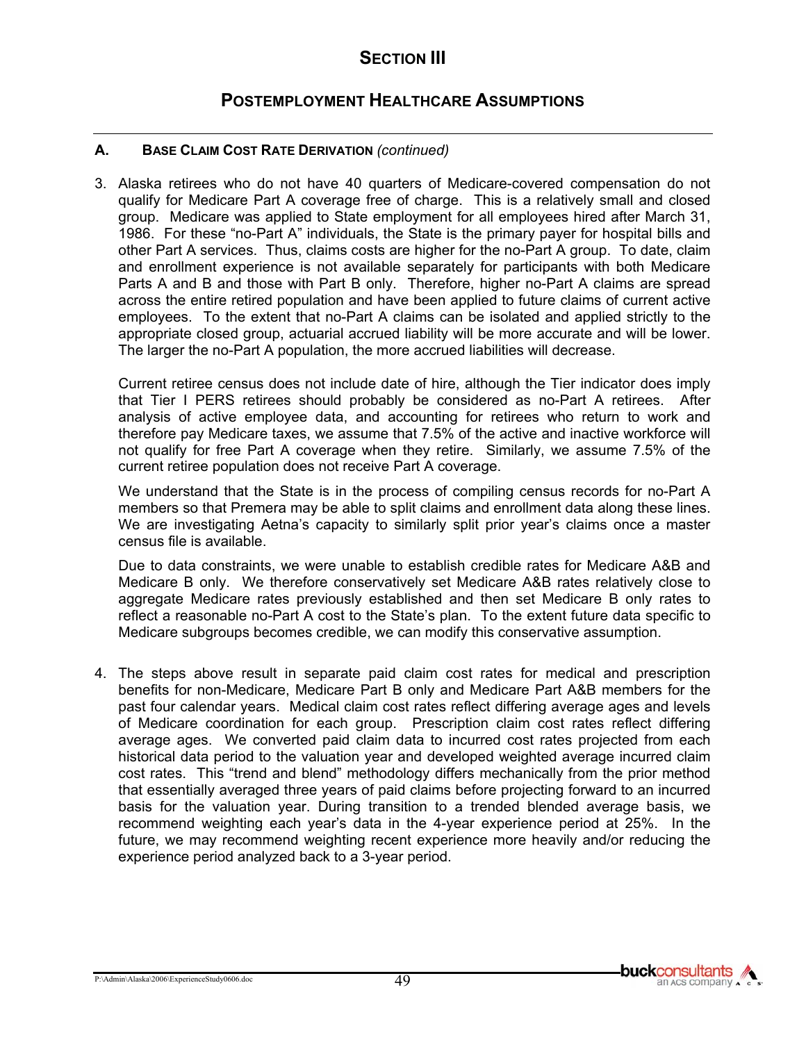# SECTION III

## POSTEMPLOYMENT HEALTHCARE ASSUMPTIONS

### A. BASE CLAIM COST RATE DERIVATION *(continued)*

3. Alaska retirees who do not have 40 quarters of Medicare-covered compensation do not qualify for Medicare Part A coverage free of charge. This is a relatively small and closed group. Medicare was applied to State employment for all employees hired after March 31, 1986. For these "no-Part A" individuals, the State is the primary payer for hospital bills and other Part A services. Thus, claims costs are higher for the no-Part A group. To date, claim and enrollment experience is not available separately for participants with both Medicare Parts A and B and those with Part B only. Therefore, higher no-Part A claims are spread across the entire retired population and have been applied to future claims of current active employees. To the extent that no-Part A claims can be isolated and applied strictly to the appropriate closed group, actuarial accrued liability will be more accurate and will be lower. The larger the no-Part A population, the more accrued liabilities will decrease.

   Current retiree census does not include date of hire, although the Tier indicator does imply that Tier I PERS retirees should probably be considered as no-Part A retirees. After analysis of active employee data, and accounting for retirees who return to work and therefore pay Medicare taxes, we assume that 7.5% of the active and inactive workforce will not qualify for free Part A coverage when they retire. Similarly, we assume 7.5% of the current retiree population does not receive Part A coverage.

   We understand that the State is in the process of compiling census records for no-Part A members so that Premera may be able to split claims and enrollment data along these lines. We are investigating Aetna's capacity to similarly split prior year's claims once a master census file is available.

   Due to data constraints, we were unable to establish credible rates for Medicare A&B and Medicare B only. We therefore conservatively set Medicare A&B rates relatively close to aggregate Medicare rates previously established and then set Medicare B only rates to reflect a reasonable no-Part A cost to the State's plan. To the extent future data specific to Medicare subgroups becomes credible, we can modify this conservative assumption.

4. The steps above result in separate paid claim cost rates for medical and prescription benefits for non-Medicare, Medicare Part B only and Medicare Part A&B members for the past four calendar years. Medical claim cost rates reflect differing average ages and levels of Medicare coordination for each group. Prescription claim cost rates reflect differing average ages. We converted paid claim data to incurred cost rates projected from each historical data period to the valuation year and developed weighted average incurred claim cost rates. This "trend and blend" methodology differs mechanically from the prior method that essentially averaged three years of paid claims before projecting forward to an incurred basis for the valuation year. During transition to a trended blended average basis, we recommend weighting each year's data in the 4-year experience period at 25%. In the future, we may recommend weighting recent experience more heavily and/or reducing the experience period analyzed back to a 3-year period.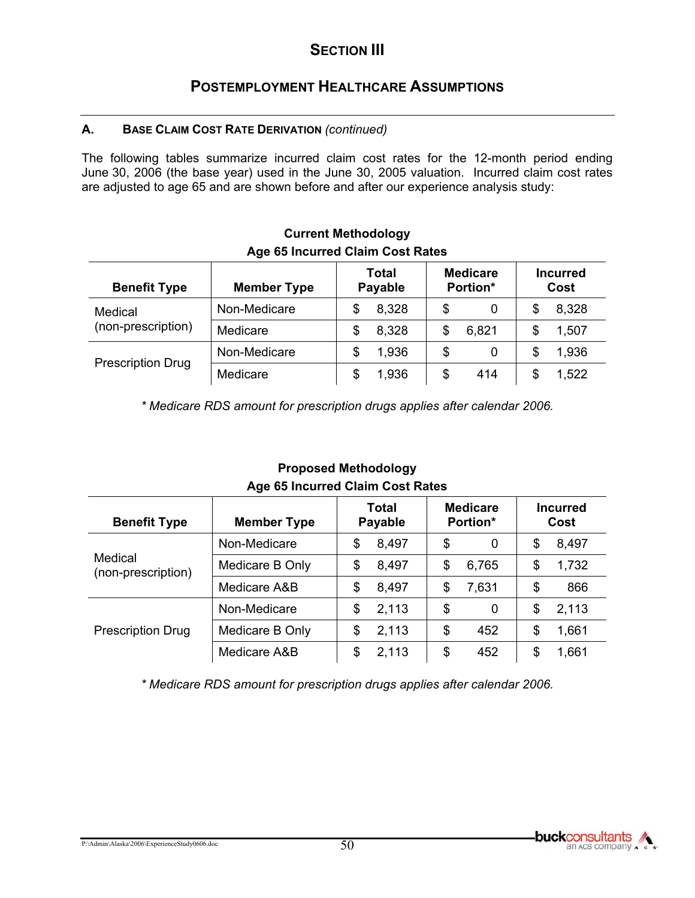# Section III

## Postemployment Healthcare Assumptions

### A. Base Claim Cost Rate Derivation *(continued)*

The following tables summarize incurred claim cost rates for the 12-month period ending June 30, 2006 (the base year) used in the June 30, 2005 valuation. Incurred claim cost rates are adjusted to age 65 and are shown before and after our experience analysis study:

**Current Methodology**
**Age 65 Incurred Claim Cost Rates**

| Benefit Type | Member Type | Total Payable | Medicare Portion* | Incurred Cost |
|---|---|---|---|---|
| Medical (non-prescription) | Non-Medicare | $ 8,328 | $ 0 | $ 8,328 |
| | Medicare | $ 8,328 | $ 6,821 | $ 1,507 |
| Prescription Drug | Non-Medicare | $ 1,936 | $ 0 | $ 1,936 |
| | Medicare | $ 1,936 | $ 414 | $ 1,522 |

*\* Medicare RDS amount for prescription drugs applies after calendar 2006.*

**Proposed Methodology**
**Age 65 Incurred Claim Cost Rates**

| Benefit Type | Member Type | Total Payable | Medicare Portion* | Incurred Cost |
|---|---|---|---|---|
| Medical (non-prescription) | Non-Medicare | $ 8,497 | $ 0 | $ 8,497 |
| | Medicare B Only | $ 8,497 | $ 6,765 | $ 1,732 |
| | Medicare A&B | $ 8,497 | $ 7,631 | $ 866 |
| Prescription Drug | Non-Medicare | $ 2,113 | $ 0 | $ 2,113 |
| | Medicare B Only | $ 2,113 | $ 452 | $ 1,661 |
| | Medicare A&B | $ 2,113 | $ 452 | $ 1,661 |

*\* Medicare RDS amount for prescription drugs applies after calendar 2006.*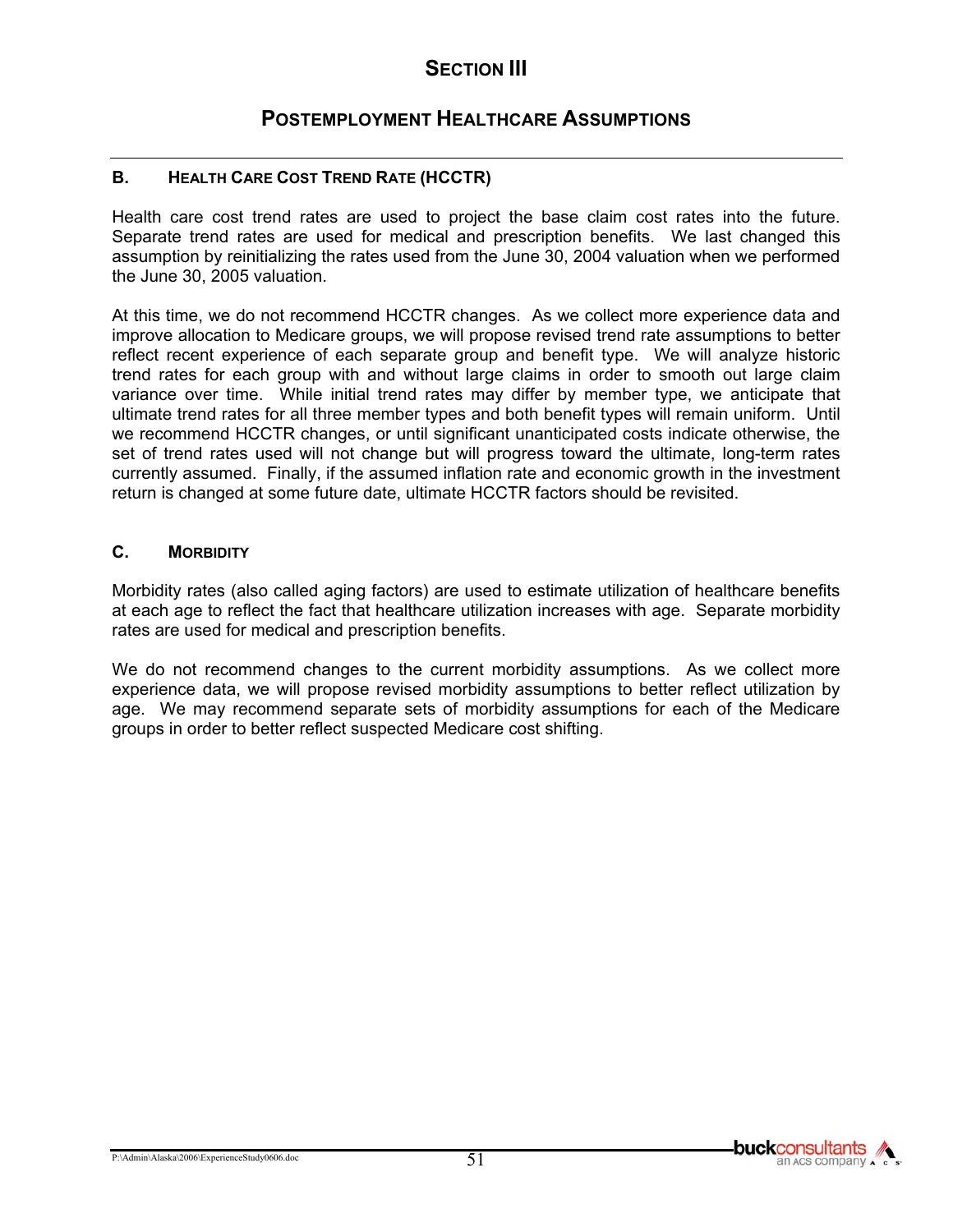# SECTION III

## POSTEMPLOYMENT HEALTHCARE ASSUMPTIONS

### B. HEALTH CARE COST TREND RATE (HCCTR)

Health care cost trend rates are used to project the base claim cost rates into the future. Separate trend rates are used for medical and prescription benefits. We last changed this assumption by reinitializing the rates used from the June 30, 2004 valuation when we performed the June 30, 2005 valuation.

At this time, we do not recommend HCCTR changes. As we collect more experience data and improve allocation to Medicare groups, we will propose revised trend rate assumptions to better reflect recent experience of each separate group and benefit type. We will analyze historic trend rates for each group with and without large claims in order to smooth out large claim variance over time. While initial trend rates may differ by member type, we anticipate that ultimate trend rates for all three member types and both benefit types will remain uniform. Until we recommend HCCTR changes, or until significant unanticipated costs indicate otherwise, the set of trend rates used will not change but will progress toward the ultimate, long-term rates currently assumed. Finally, if the assumed inflation rate and economic growth in the investment return is changed at some future date, ultimate HCCTR factors should be revisited.

### C. MORBIDITY

Morbidity rates (also called aging factors) are used to estimate utilization of healthcare benefits at each age to reflect the fact that healthcare utilization increases with age. Separate morbidity rates are used for medical and prescription benefits.

We do not recommend changes to the current morbidity assumptions. As we collect more experience data, we will propose revised morbidity assumptions to better reflect utilization by age. We may recommend separate sets of morbidity assumptions for each of the Medicare groups in order to better reflect suspected Medicare cost shifting.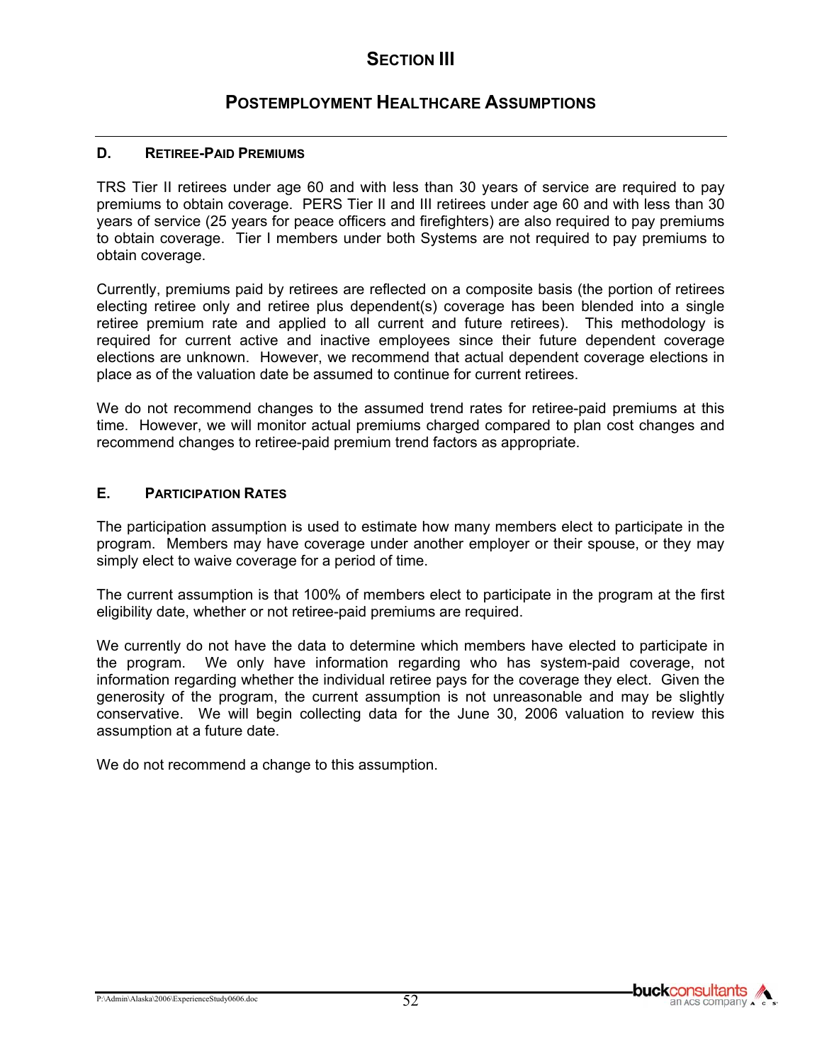# SECTION III

## POSTEMPLOYMENT HEALTHCARE ASSUMPTIONS

### D. RETIREE-PAID PREMIUMS

TRS Tier II retirees under age 60 and with less than 30 years of service are required to pay premiums to obtain coverage. PERS Tier II and III retirees under age 60 and with less than 30 years of service (25 years for peace officers and firefighters) are also required to pay premiums to obtain coverage. Tier I members under both Systems are not required to pay premiums to obtain coverage.

Currently, premiums paid by retirees are reflected on a composite basis (the portion of retirees electing retiree only and retiree plus dependent(s) coverage has been blended into a single retiree premium rate and applied to all current and future retirees). This methodology is required for current active and inactive employees since their future dependent coverage elections are unknown. However, we recommend that actual dependent coverage elections in place as of the valuation date be assumed to continue for current retirees.

We do not recommend changes to the assumed trend rates for retiree-paid premiums at this time. However, we will monitor actual premiums charged compared to plan cost changes and recommend changes to retiree-paid premium trend factors as appropriate.

### E. PARTICIPATION RATES

The participation assumption is used to estimate how many members elect to participate in the program. Members may have coverage under another employer or their spouse, or they may simply elect to waive coverage for a period of time.

The current assumption is that 100% of members elect to participate in the program at the first eligibility date, whether or not retiree-paid premiums are required.

We currently do not have the data to determine which members have elected to participate in the program. We only have information regarding who has system-paid coverage, not information regarding whether the individual retiree pays for the coverage they elect. Given the generosity of the program, the current assumption is not unreasonable and may be slightly conservative. We will begin collecting data for the June 30, 2006 valuation to review this assumption at a future date.

We do not recommend a change to this assumption.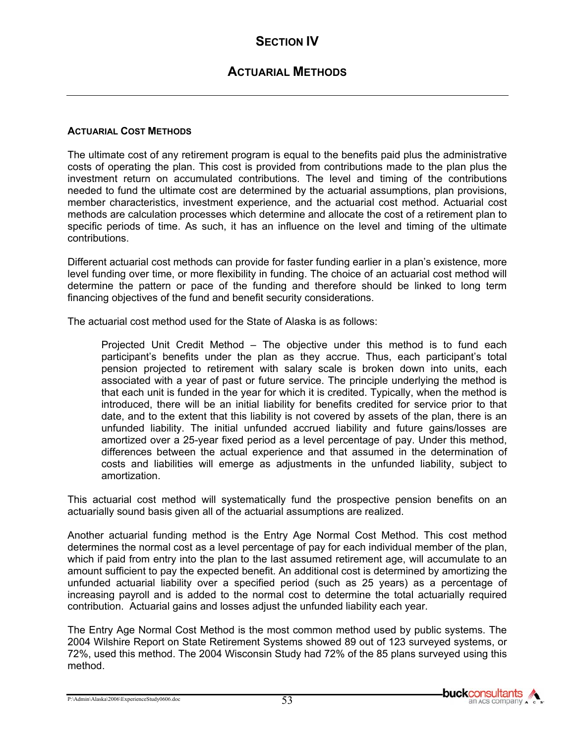# SECTION IV

## ACTUARIAL METHODS

### ACTUARIAL COST METHODS

The ultimate cost of any retirement program is equal to the benefits paid plus the administrative costs of operating the plan. This cost is provided from contributions made to the plan plus the investment return on accumulated contributions. The level and timing of the contributions needed to fund the ultimate cost are determined by the actuarial assumptions, plan provisions, member characteristics, investment experience, and the actuarial cost method. Actuarial cost methods are calculation processes which determine and allocate the cost of a retirement plan to specific periods of time. As such, it has an influence on the level and timing of the ultimate contributions.

Different actuarial cost methods can provide for faster funding earlier in a plan's existence, more level funding over time, or more flexibility in funding. The choice of an actuarial cost method will determine the pattern or pace of the funding and therefore should be linked to long term financing objectives of the fund and benefit security considerations.

The actuarial cost method used for the State of Alaska is as follows:

> Projected Unit Credit Method – The objective under this method is to fund each participant's benefits under the plan as they accrue. Thus, each participant's total pension projected to retirement with salary scale is broken down into units, each associated with a year of past or future service. The principle underlying the method is that each unit is funded in the year for which it is credited. Typically, when the method is introduced, there will be an initial liability for benefits credited for service prior to that date, and to the extent that this liability is not covered by assets of the plan, there is an unfunded liability. The initial unfunded accrued liability and future gains/losses are amortized over a 25-year fixed period as a level percentage of pay. Under this method, differences between the actual experience and that assumed in the determination of costs and liabilities will emerge as adjustments in the unfunded liability, subject to amortization.

This actuarial cost method will systematically fund the prospective pension benefits on an actuarially sound basis given all of the actuarial assumptions are realized.

Another actuarial funding method is the Entry Age Normal Cost Method. This cost method determines the normal cost as a level percentage of pay for each individual member of the plan, which if paid from entry into the plan to the last assumed retirement age, will accumulate to an amount sufficient to pay the expected benefit. An additional cost is determined by amortizing the unfunded actuarial liability over a specified period (such as 25 years) as a percentage of increasing payroll and is added to the normal cost to determine the total actuarially required contribution. Actuarial gains and losses adjust the unfunded liability each year.

The Entry Age Normal Cost Method is the most common method used by public systems. The 2004 Wilshire Report on State Retirement Systems showed 89 out of 123 surveyed systems, or 72%, used this method. The 2004 Wisconsin Study had 72% of the 85 plans surveyed using this method.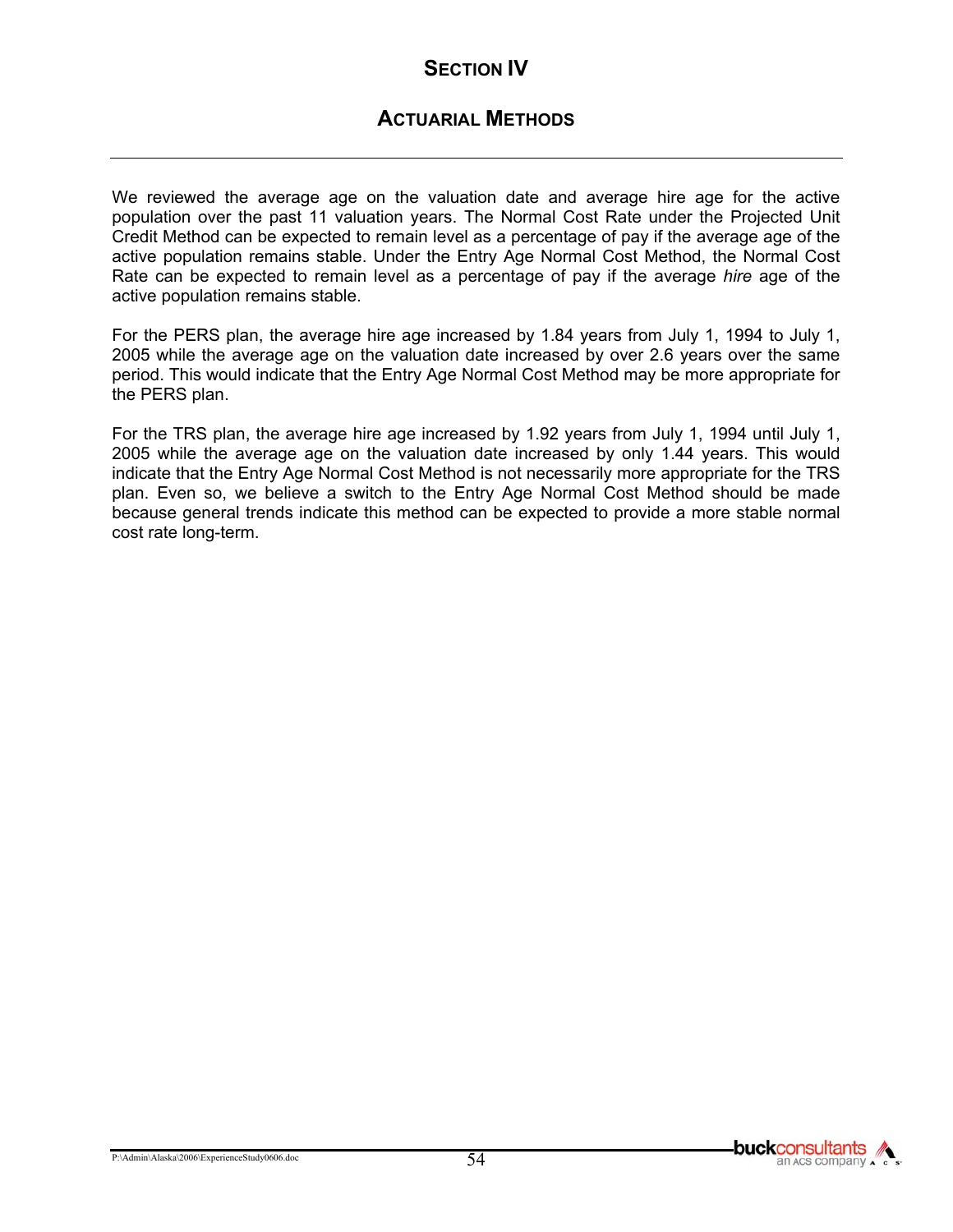# SECTION IV

## ACTUARIAL METHODS

We reviewed the average age on the valuation date and average hire age for the active population over the past 11 valuation years. The Normal Cost Rate under the Projected Unit Credit Method can be expected to remain level as a percentage of pay if the average age of the active population remains stable. Under the Entry Age Normal Cost Method, the Normal Cost Rate can be expected to remain level as a percentage of pay if the average *hire* age of the active population remains stable.

For the PERS plan, the average hire age increased by 1.84 years from July 1, 1994 to July 1, 2005 while the average age on the valuation date increased by over 2.6 years over the same period. This would indicate that the Entry Age Normal Cost Method may be more appropriate for the PERS plan.

For the TRS plan, the average hire age increased by 1.92 years from July 1, 1994 until July 1, 2005 while the average age on the valuation date increased by only 1.44 years. This would indicate that the Entry Age Normal Cost Method is not necessarily more appropriate for the TRS plan. Even so, we believe a switch to the Entry Age Normal Cost Method should be made because general trends indicate this method can be expected to provide a more stable normal cost rate long-term.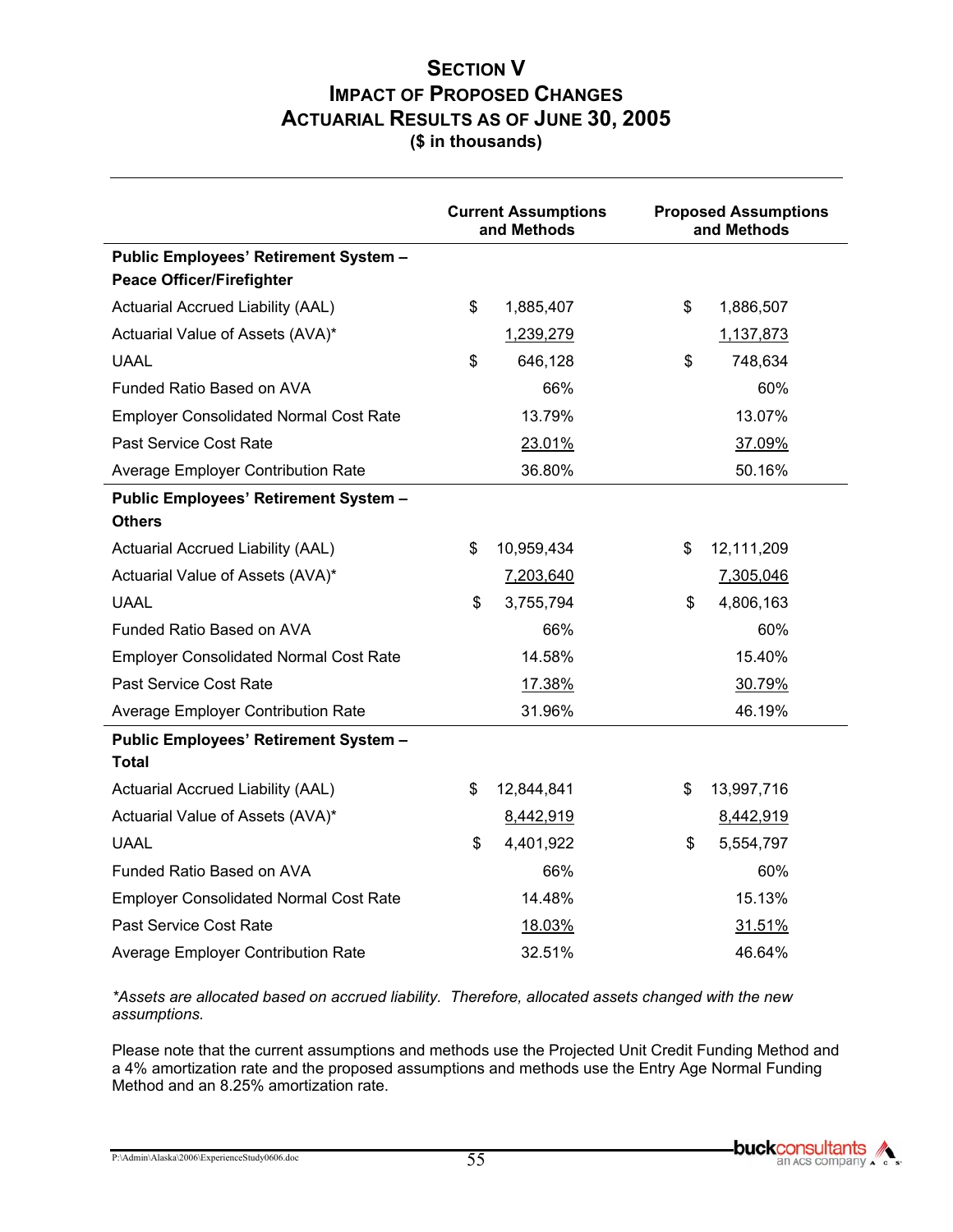# Section V
## Impact of Proposed Changes
## Actuarial Results as of June 30, 2005
### ($ in thousands)

| | Current Assumptions and Methods | Proposed Assumptions and Methods |
|---|---|---|
| **Public Employees' Retirement System – Peace Officer/Firefighter** | | |
| Actuarial Accrued Liability (AAL) | $ 1,885,407 | $ 1,886,507 |
| Actuarial Value of Assets (AVA)* | 1,239,279 | 1,137,873 |
| UAAL | $ 646,128 | $ 748,634 |
| Funded Ratio Based on AVA | 66% | 60% |
| Employer Consolidated Normal Cost Rate | 13.79% | 13.07% |
| Past Service Cost Rate | 23.01% | 37.09% |
| Average Employer Contribution Rate | 36.80% | 50.16% |
| **Public Employees' Retirement System – Others** | | |
| Actuarial Accrued Liability (AAL) | $ 10,959,434 | $ 12,111,209 |
| Actuarial Value of Assets (AVA)* | 7,203,640 | 7,305,046 |
| UAAL | $ 3,755,794 | $ 4,806,163 |
| Funded Ratio Based on AVA | 66% | 60% |
| Employer Consolidated Normal Cost Rate | 14.58% | 15.40% |
| Past Service Cost Rate | 17.38% | 30.79% |
| Average Employer Contribution Rate | 31.96% | 46.19% |
| **Public Employees' Retirement System – Total** | | |
| Actuarial Accrued Liability (AAL) | $ 12,844,841 | $ 13,997,716 |
| Actuarial Value of Assets (AVA)* | 8,442,919 | 8,442,919 |
| UAAL | $ 4,401,922 | $ 5,554,797 |
| Funded Ratio Based on AVA | 66% | 60% |
| Employer Consolidated Normal Cost Rate | 14.48% | 15.13% |
| Past Service Cost Rate | 18.03% | 31.51% |
| Average Employer Contribution Rate | 32.51% | 46.64% |

*\*Assets are allocated based on accrued liability. Therefore, allocated assets changed with the new assumptions.*

Please note that the current assumptions and methods use the Projected Unit Credit Funding Method and a 4% amortization rate and the proposed assumptions and methods use the Entry Age Normal Funding Method and an 8.25% amortization rate.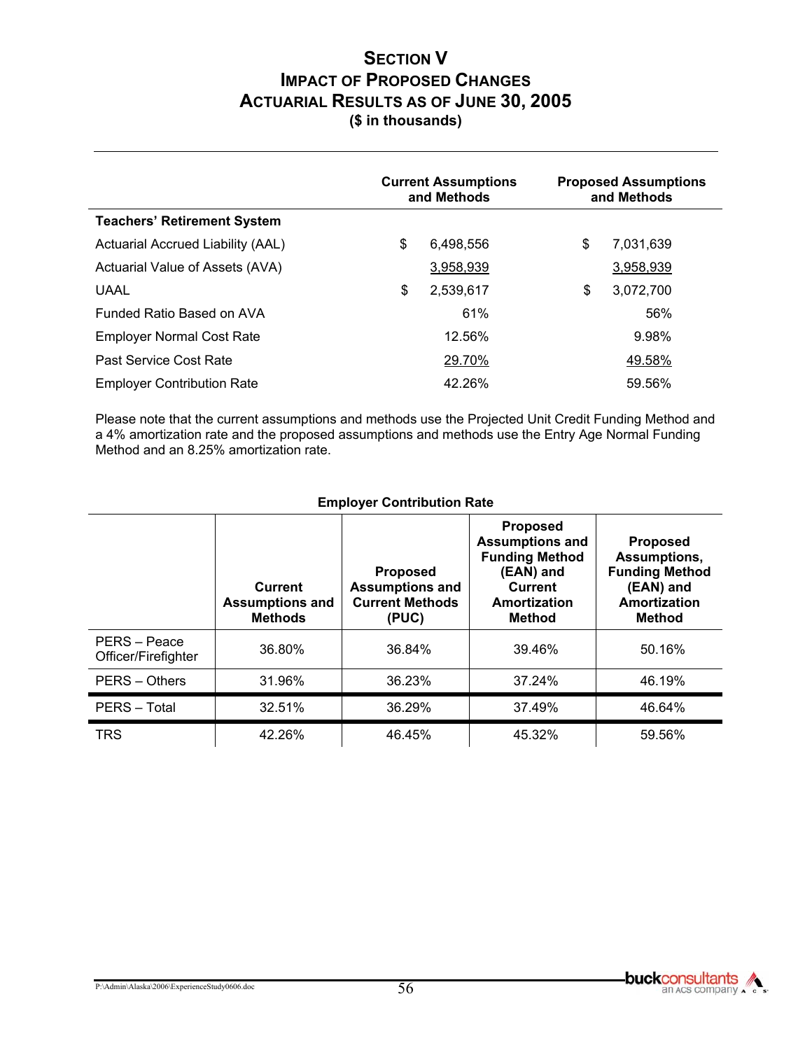# SECTION V
# IMPACT OF PROPOSED CHANGES
# ACTUARIAL RESULTS AS OF JUNE 30, 2005
**($ in thousands)**

| | Current Assumptions and Methods | Proposed Assumptions and Methods |
|---|---|---|
| **Teachers' Retirement System** | | |
| Actuarial Accrued Liability (AAL) | $ 6,498,556 | $ 7,031,639 |
| Actuarial Value of Assets (AVA) | 3,958,939 | 3,958,939 |
| UAAL | $ 2,539,617 | $ 3,072,700 |
| Funded Ratio Based on AVA | 61% | 56% |
| Employer Normal Cost Rate | 12.56% | 9.98% |
| Past Service Cost Rate | 29.70% | 49.58% |
| Employer Contribution Rate | 42.26% | 59.56% |

Please note that the current assumptions and methods use the Projected Unit Credit Funding Method and a 4% amortization rate and the proposed assumptions and methods use the Entry Age Normal Funding Method and an 8.25% amortization rate.

**Employer Contribution Rate**

| | Current Assumptions and Methods | Proposed Assumptions and Current Methods (PUC) | Proposed Assumptions and Funding Method (EAN) and Current Amortization Method | Proposed Assumptions, Funding Method (EAN) and Amortization Method |
|---|---|---|---|---|
| PERS – Peace Officer/Firefighter | 36.80% | 36.84% | 39.46% | 50.16% |
| PERS – Others | 31.96% | 36.23% | 37.24% | 46.19% |
| PERS – Total | 32.51% | 36.29% | 37.49% | 46.64% |
| TRS | 42.26% | 46.45% | 45.32% | 59.56% |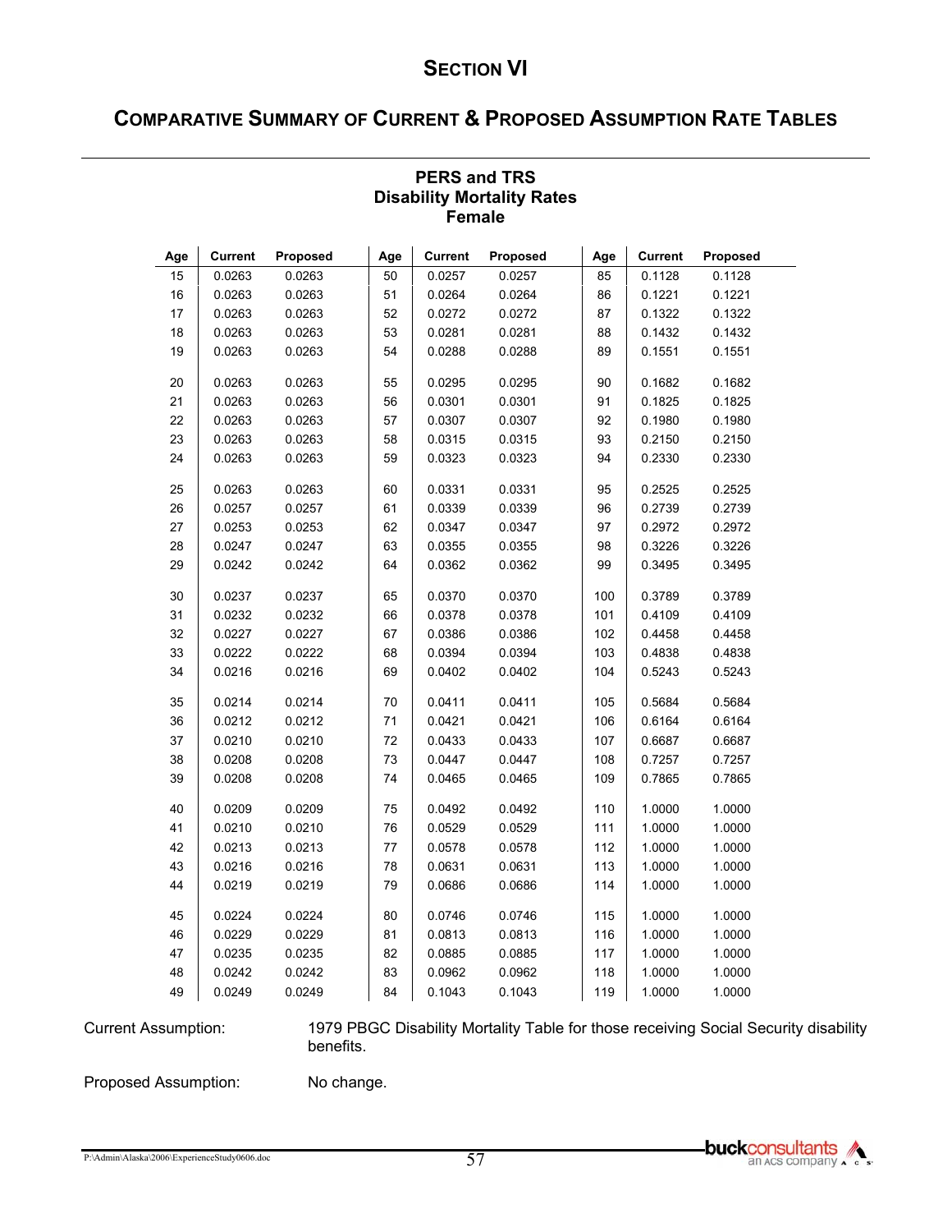# SECTION VI

## COMPARATIVE SUMMARY OF CURRENT & PROPOSED ASSUMPTION RATE TABLES

### PERS and TRS
### Disability Mortality Rates
### Female

| Age | Current | Proposed | Age | Current | Proposed | Age | Current | Proposed |
|---|---|---|---|---|---|---|---|---|
| 15 | 0.0263 | 0.0263 | 50 | 0.0257 | 0.0257 | 85 | 0.1128 | 0.1128 |
| 16 | 0.0263 | 0.0263 | 51 | 0.0264 | 0.0264 | 86 | 0.1221 | 0.1221 |
| 17 | 0.0263 | 0.0263 | 52 | 0.0272 | 0.0272 | 87 | 0.1322 | 0.1322 |
| 18 | 0.0263 | 0.0263 | 53 | 0.0281 | 0.0281 | 88 | 0.1432 | 0.1432 |
| 19 | 0.0263 | 0.0263 | 54 | 0.0288 | 0.0288 | 89 | 0.1551 | 0.1551 |
| 20 | 0.0263 | 0.0263 | 55 | 0.0295 | 0.0295 | 90 | 0.1682 | 0.1682 |
| 21 | 0.0263 | 0.0263 | 56 | 0.0301 | 0.0301 | 91 | 0.1825 | 0.1825 |
| 22 | 0.0263 | 0.0263 | 57 | 0.0307 | 0.0307 | 92 | 0.1980 | 0.1980 |
| 23 | 0.0263 | 0.0263 | 58 | 0.0315 | 0.0315 | 93 | 0.2150 | 0.2150 |
| 24 | 0.0263 | 0.0263 | 59 | 0.0323 | 0.0323 | 94 | 0.2330 | 0.2330 |
| 25 | 0.0263 | 0.0263 | 60 | 0.0331 | 0.0331 | 95 | 0.2525 | 0.2525 |
| 26 | 0.0257 | 0.0257 | 61 | 0.0339 | 0.0339 | 96 | 0.2739 | 0.2739 |
| 27 | 0.0253 | 0.0253 | 62 | 0.0347 | 0.0347 | 97 | 0.2972 | 0.2972 |
| 28 | 0.0247 | 0.0247 | 63 | 0.0355 | 0.0355 | 98 | 0.3226 | 0.3226 |
| 29 | 0.0242 | 0.0242 | 64 | 0.0362 | 0.0362 | 99 | 0.3495 | 0.3495 |
| 30 | 0.0237 | 0.0237 | 65 | 0.0370 | 0.0370 | 100 | 0.3789 | 0.3789 |
| 31 | 0.0232 | 0.0232 | 66 | 0.0378 | 0.0378 | 101 | 0.4109 | 0.4109 |
| 32 | 0.0227 | 0.0227 | 67 | 0.0386 | 0.0386 | 102 | 0.4458 | 0.4458 |
| 33 | 0.0222 | 0.0222 | 68 | 0.0394 | 0.0394 | 103 | 0.4838 | 0.4838 |
| 34 | 0.0216 | 0.0216 | 69 | 0.0402 | 0.0402 | 104 | 0.5243 | 0.5243 |
| 35 | 0.0214 | 0.0214 | 70 | 0.0411 | 0.0411 | 105 | 0.5684 | 0.5684 |
| 36 | 0.0212 | 0.0212 | 71 | 0.0421 | 0.0421 | 106 | 0.6164 | 0.6164 |
| 37 | 0.0210 | 0.0210 | 72 | 0.0433 | 0.0433 | 107 | 0.6687 | 0.6687 |
| 38 | 0.0208 | 0.0208 | 73 | 0.0447 | 0.0447 | 108 | 0.7257 | 0.7257 |
| 39 | 0.0208 | 0.0208 | 74 | 0.0465 | 0.0465 | 109 | 0.7865 | 0.7865 |
| 40 | 0.0209 | 0.0209 | 75 | 0.0492 | 0.0492 | 110 | 1.0000 | 1.0000 |
| 41 | 0.0210 | 0.0210 | 76 | 0.0529 | 0.0529 | 111 | 1.0000 | 1.0000 |
| 42 | 0.0213 | 0.0213 | 77 | 0.0578 | 0.0578 | 112 | 1.0000 | 1.0000 |
| 43 | 0.0216 | 0.0216 | 78 | 0.0631 | 0.0631 | 113 | 1.0000 | 1.0000 |
| 44 | 0.0219 | 0.0219 | 79 | 0.0686 | 0.0686 | 114 | 1.0000 | 1.0000 |
| 45 | 0.0224 | 0.0224 | 80 | 0.0746 | 0.0746 | 115 | 1.0000 | 1.0000 |
| 46 | 0.0229 | 0.0229 | 81 | 0.0813 | 0.0813 | 116 | 1.0000 | 1.0000 |
| 47 | 0.0235 | 0.0235 | 82 | 0.0885 | 0.0885 | 117 | 1.0000 | 1.0000 |
| 48 | 0.0242 | 0.0242 | 83 | 0.0962 | 0.0962 | 118 | 1.0000 | 1.0000 |
| 49 | 0.0249 | 0.0249 | 84 | 0.1043 | 0.1043 | 119 | 1.0000 | 1.0000 |

Current Assumption: 1979 PBGC Disability Mortality Table for those receiving Social Security disability benefits.

Proposed Assumption: No change.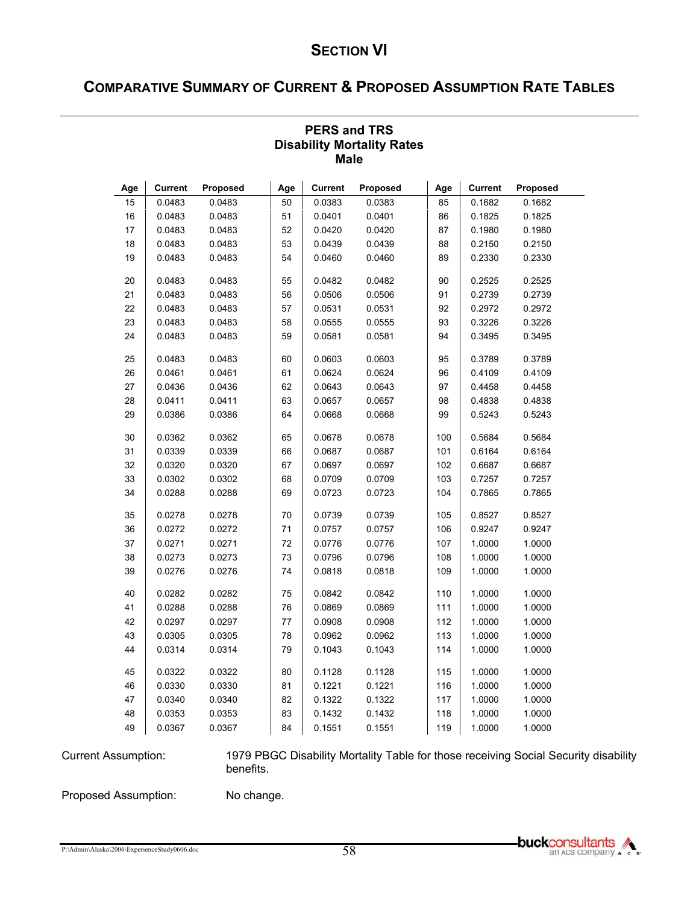# SECTION VI

## COMPARATIVE SUMMARY OF CURRENT & PROPOSED ASSUMPTION RATE TABLES

### PERS and TRS
### Disability Mortality Rates
### Male

| Age | Current | Proposed | Age | Current | Proposed | Age | Current | Proposed |
|---|---|---|---|---|---|---|---|---|
| 15 | 0.0483 | 0.0483 | 50 | 0.0383 | 0.0383 | 85 | 0.1682 | 0.1682 |
| 16 | 0.0483 | 0.0483 | 51 | 0.0401 | 0.0401 | 86 | 0.1825 | 0.1825 |
| 17 | 0.0483 | 0.0483 | 52 | 0.0420 | 0.0420 | 87 | 0.1980 | 0.1980 |
| 18 | 0.0483 | 0.0483 | 53 | 0.0439 | 0.0439 | 88 | 0.2150 | 0.2150 |
| 19 | 0.0483 | 0.0483 | 54 | 0.0460 | 0.0460 | 89 | 0.2330 | 0.2330 |
| 20 | 0.0483 | 0.0483 | 55 | 0.0482 | 0.0482 | 90 | 0.2525 | 0.2525 |
| 21 | 0.0483 | 0.0483 | 56 | 0.0506 | 0.0506 | 91 | 0.2739 | 0.2739 |
| 22 | 0.0483 | 0.0483 | 57 | 0.0531 | 0.0531 | 92 | 0.2972 | 0.2972 |
| 23 | 0.0483 | 0.0483 | 58 | 0.0555 | 0.0555 | 93 | 0.3226 | 0.3226 |
| 24 | 0.0483 | 0.0483 | 59 | 0.0581 | 0.0581 | 94 | 0.3495 | 0.3495 |
| 25 | 0.0483 | 0.0483 | 60 | 0.0603 | 0.0603 | 95 | 0.3789 | 0.3789 |
| 26 | 0.0461 | 0.0461 | 61 | 0.0624 | 0.0624 | 96 | 0.4109 | 0.4109 |
| 27 | 0.0436 | 0.0436 | 62 | 0.0643 | 0.0643 | 97 | 0.4458 | 0.4458 |
| 28 | 0.0411 | 0.0411 | 63 | 0.0657 | 0.0657 | 98 | 0.4838 | 0.4838 |
| 29 | 0.0386 | 0.0386 | 64 | 0.0668 | 0.0668 | 99 | 0.5243 | 0.5243 |
| 30 | 0.0362 | 0.0362 | 65 | 0.0678 | 0.0678 | 100 | 0.5684 | 0.5684 |
| 31 | 0.0339 | 0.0339 | 66 | 0.0687 | 0.0687 | 101 | 0.6164 | 0.6164 |
| 32 | 0.0320 | 0.0320 | 67 | 0.0697 | 0.0697 | 102 | 0.6687 | 0.6687 |
| 33 | 0.0302 | 0.0302 | 68 | 0.0709 | 0.0709 | 103 | 0.7257 | 0.7257 |
| 34 | 0.0288 | 0.0288 | 69 | 0.0723 | 0.0723 | 104 | 0.7865 | 0.7865 |
| 35 | 0.0278 | 0.0278 | 70 | 0.0739 | 0.0739 | 105 | 0.8527 | 0.8527 |
| 36 | 0.0272 | 0.0272 | 71 | 0.0757 | 0.0757 | 106 | 0.9247 | 0.9247 |
| 37 | 0.0271 | 0.0271 | 72 | 0.0776 | 0.0776 | 107 | 1.0000 | 1.0000 |
| 38 | 0.0273 | 0.0273 | 73 | 0.0796 | 0.0796 | 108 | 1.0000 | 1.0000 |
| 39 | 0.0276 | 0.0276 | 74 | 0.0818 | 0.0818 | 109 | 1.0000 | 1.0000 |
| 40 | 0.0282 | 0.0282 | 75 | 0.0842 | 0.0842 | 110 | 1.0000 | 1.0000 |
| 41 | 0.0288 | 0.0288 | 76 | 0.0869 | 0.0869 | 111 | 1.0000 | 1.0000 |
| 42 | 0.0297 | 0.0297 | 77 | 0.0908 | 0.0908 | 112 | 1.0000 | 1.0000 |
| 43 | 0.0305 | 0.0305 | 78 | 0.0962 | 0.0962 | 113 | 1.0000 | 1.0000 |
| 44 | 0.0314 | 0.0314 | 79 | 0.1043 | 0.1043 | 114 | 1.0000 | 1.0000 |
| 45 | 0.0322 | 0.0322 | 80 | 0.1128 | 0.1128 | 115 | 1.0000 | 1.0000 |
| 46 | 0.0330 | 0.0330 | 81 | 0.1221 | 0.1221 | 116 | 1.0000 | 1.0000 |
| 47 | 0.0340 | 0.0340 | 82 | 0.1322 | 0.1322 | 117 | 1.0000 | 1.0000 |
| 48 | 0.0353 | 0.0353 | 83 | 0.1432 | 0.1432 | 118 | 1.0000 | 1.0000 |
| 49 | 0.0367 | 0.0367 | 84 | 0.1551 | 0.1551 | 119 | 1.0000 | 1.0000 |

Current Assumption: 1979 PBGC Disability Mortality Table for those receiving Social Security disability benefits.

Proposed Assumption: No change.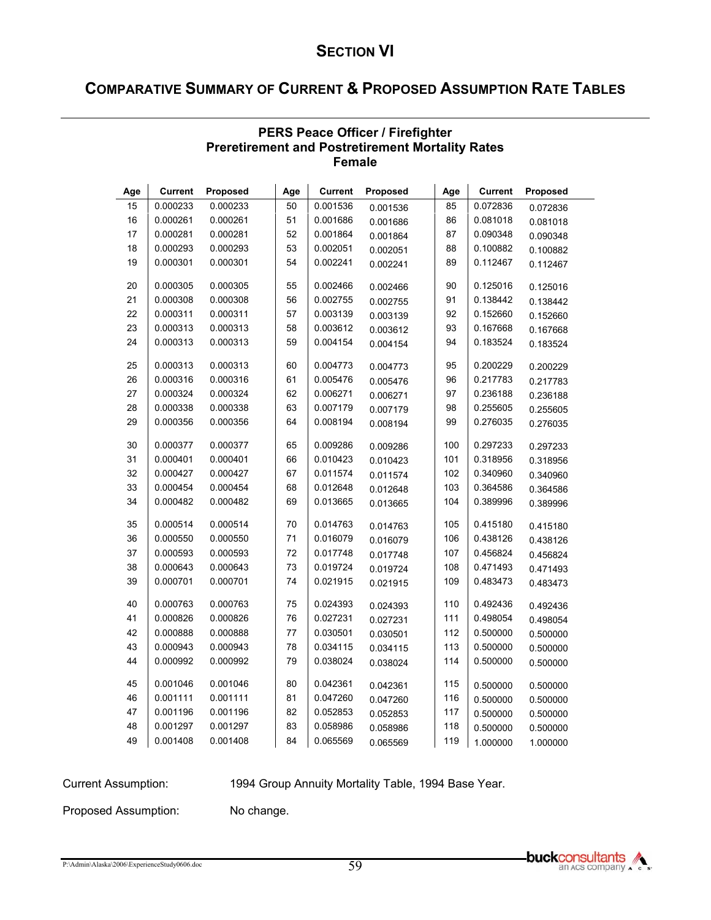# SECTION VI

## COMPARATIVE SUMMARY OF CURRENT & PROPOSED ASSUMPTION RATE TABLES

### PERS Peace Officer / Firefighter Preretirement and Postretirement Mortality Rates Female

| Age | Current | Proposed | Age | Current | Proposed | Age | Current | Proposed |
|---|---|---|---|---|---|---|---|---|
| 15 | 0.000233 | 0.000233 | 50 | 0.001536 | 0.001536 | 85 | 0.072836 | 0.072836 |
| 16 | 0.000261 | 0.000261 | 51 | 0.001686 | 0.001686 | 86 | 0.081018 | 0.081018 |
| 17 | 0.000281 | 0.000281 | 52 | 0.001864 | 0.001864 | 87 | 0.090348 | 0.090348 |
| 18 | 0.000293 | 0.000293 | 53 | 0.002051 | 0.002051 | 88 | 0.100882 | 0.100882 |
| 19 | 0.000301 | 0.000301 | 54 | 0.002241 | 0.002241 | 89 | 0.112467 | 0.112467 |
| 20 | 0.000305 | 0.000305 | 55 | 0.002466 | 0.002466 | 90 | 0.125016 | 0.125016 |
| 21 | 0.000308 | 0.000308 | 56 | 0.002755 | 0.002755 | 91 | 0.138442 | 0.138442 |
| 22 | 0.000311 | 0.000311 | 57 | 0.003139 | 0.003139 | 92 | 0.152660 | 0.152660 |
| 23 | 0.000313 | 0.000313 | 58 | 0.003612 | 0.003612 | 93 | 0.167668 | 0.167668 |
| 24 | 0.000313 | 0.000313 | 59 | 0.004154 | 0.004154 | 94 | 0.183524 | 0.183524 |
| 25 | 0.000313 | 0.000313 | 60 | 0.004773 | 0.004773 | 95 | 0.200229 | 0.200229 |
| 26 | 0.000316 | 0.000316 | 61 | 0.005476 | 0.005476 | 96 | 0.217783 | 0.217783 |
| 27 | 0.000324 | 0.000324 | 62 | 0.006271 | 0.006271 | 97 | 0.236188 | 0.236188 |
| 28 | 0.000338 | 0.000338 | 63 | 0.007179 | 0.007179 | 98 | 0.255605 | 0.255605 |
| 29 | 0.000356 | 0.000356 | 64 | 0.008194 | 0.008194 | 99 | 0.276035 | 0.276035 |
| 30 | 0.000377 | 0.000377 | 65 | 0.009286 | 0.009286 | 100 | 0.297233 | 0.297233 |
| 31 | 0.000401 | 0.000401 | 66 | 0.010423 | 0.010423 | 101 | 0.318956 | 0.318956 |
| 32 | 0.000427 | 0.000427 | 67 | 0.011574 | 0.011574 | 102 | 0.340960 | 0.340960 |
| 33 | 0.000454 | 0.000454 | 68 | 0.012648 | 0.012648 | 103 | 0.364586 | 0.364586 |
| 34 | 0.000482 | 0.000482 | 69 | 0.013665 | 0.013665 | 104 | 0.389996 | 0.389996 |
| 35 | 0.000514 | 0.000514 | 70 | 0.014763 | 0.014763 | 105 | 0.415180 | 0.415180 |
| 36 | 0.000550 | 0.000550 | 71 | 0.016079 | 0.016079 | 106 | 0.438126 | 0.438126 |
| 37 | 0.000593 | 0.000593 | 72 | 0.017748 | 0.017748 | 107 | 0.456824 | 0.456824 |
| 38 | 0.000643 | 0.000643 | 73 | 0.019724 | 0.019724 | 108 | 0.471493 | 0.471493 |
| 39 | 0.000701 | 0.000701 | 74 | 0.021915 | 0.021915 | 109 | 0.483473 | 0.483473 |
| 40 | 0.000763 | 0.000763 | 75 | 0.024393 | 0.024393 | 110 | 0.492436 | 0.492436 |
| 41 | 0.000826 | 0.000826 | 76 | 0.027231 | 0.027231 | 111 | 0.498054 | 0.498054 |
| 42 | 0.000888 | 0.000888 | 77 | 0.030501 | 0.030501 | 112 | 0.500000 | 0.500000 |
| 43 | 0.000943 | 0.000943 | 78 | 0.034115 | 0.034115 | 113 | 0.500000 | 0.500000 |
| 44 | 0.000992 | 0.000992 | 79 | 0.038024 | 0.038024 | 114 | 0.500000 | 0.500000 |
| 45 | 0.001046 | 0.001046 | 80 | 0.042361 | 0.042361 | 115 | 0.500000 | 0.500000 |
| 46 | 0.001111 | 0.001111 | 81 | 0.047260 | 0.047260 | 116 | 0.500000 | 0.500000 |
| 47 | 0.001196 | 0.001196 | 82 | 0.052853 | 0.052853 | 117 | 0.500000 | 0.500000 |
| 48 | 0.001297 | 0.001297 | 83 | 0.058986 | 0.058986 | 118 | 0.500000 | 0.500000 |
| 49 | 0.001408 | 0.001408 | 84 | 0.065569 | 0.065569 | 119 | 1.000000 | 1.000000 |

Current Assumption: 1994 Group Annuity Mortality Table, 1994 Base Year.

Proposed Assumption: No change.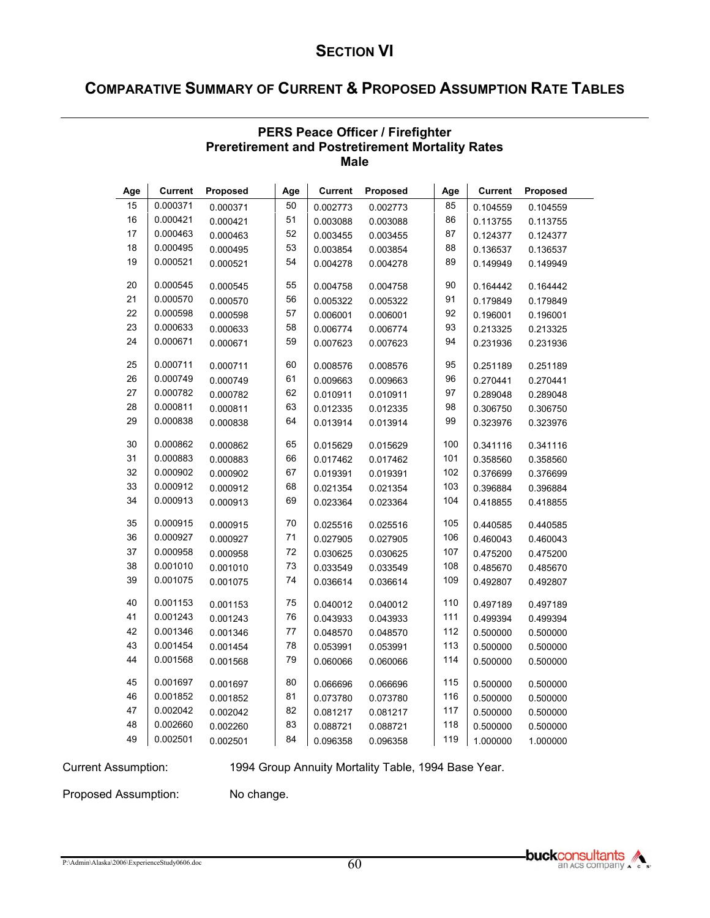# SECTION VI

## COMPARATIVE SUMMARY OF CURRENT & PROPOSED ASSUMPTION RATE TABLES

### PERS Peace Officer / Firefighter
### Preretirement and Postretirement Mortality Rates
### Male

| Age | Current | Proposed | Age | Current | Proposed | Age | Current | Proposed |
|---|---|---|---|---|---|---|---|---|
| 15 | 0.000371 | 0.000371 | 50 | 0.002773 | 0.002773 | 85 | 0.104559 | 0.104559 |
| 16 | 0.000421 | 0.000421 | 51 | 0.003088 | 0.003088 | 86 | 0.113755 | 0.113755 |
| 17 | 0.000463 | 0.000463 | 52 | 0.003455 | 0.003455 | 87 | 0.124377 | 0.124377 |
| 18 | 0.000495 | 0.000495 | 53 | 0.003854 | 0.003854 | 88 | 0.136537 | 0.136537 |
| 19 | 0.000521 | 0.000521 | 54 | 0.004278 | 0.004278 | 89 | 0.149949 | 0.149949 |
| 20 | 0.000545 | 0.000545 | 55 | 0.004758 | 0.004758 | 90 | 0.164442 | 0.164442 |
| 21 | 0.000570 | 0.000570 | 56 | 0.005322 | 0.005322 | 91 | 0.179849 | 0.179849 |
| 22 | 0.000598 | 0.000598 | 57 | 0.006001 | 0.006001 | 92 | 0.196001 | 0.196001 |
| 23 | 0.000633 | 0.000633 | 58 | 0.006774 | 0.006774 | 93 | 0.213325 | 0.213325 |
| 24 | 0.000671 | 0.000671 | 59 | 0.007623 | 0.007623 | 94 | 0.231936 | 0.231936 |
| 25 | 0.000711 | 0.000711 | 60 | 0.008576 | 0.008576 | 95 | 0.251189 | 0.251189 |
| 26 | 0.000749 | 0.000749 | 61 | 0.009663 | 0.009663 | 96 | 0.270441 | 0.270441 |
| 27 | 0.000782 | 0.000782 | 62 | 0.010911 | 0.010911 | 97 | 0.289048 | 0.289048 |
| 28 | 0.000811 | 0.000811 | 63 | 0.012335 | 0.012335 | 98 | 0.306750 | 0.306750 |
| 29 | 0.000838 | 0.000838 | 64 | 0.013914 | 0.013914 | 99 | 0.323976 | 0.323976 |
| 30 | 0.000862 | 0.000862 | 65 | 0.015629 | 0.015629 | 100 | 0.341116 | 0.341116 |
| 31 | 0.000883 | 0.000883 | 66 | 0.017462 | 0.017462 | 101 | 0.358560 | 0.358560 |
| 32 | 0.000902 | 0.000902 | 67 | 0.019391 | 0.019391 | 102 | 0.376699 | 0.376699 |
| 33 | 0.000912 | 0.000912 | 68 | 0.021354 | 0.021354 | 103 | 0.396884 | 0.396884 |
| 34 | 0.000913 | 0.000913 | 69 | 0.023364 | 0.023364 | 104 | 0.418855 | 0.418855 |
| 35 | 0.000915 | 0.000915 | 70 | 0.025516 | 0.025516 | 105 | 0.440585 | 0.440585 |
| 36 | 0.000927 | 0.000927 | 71 | 0.027905 | 0.027905 | 106 | 0.460043 | 0.460043 |
| 37 | 0.000958 | 0.000958 | 72 | 0.030625 | 0.030625 | 107 | 0.475200 | 0.475200 |
| 38 | 0.001010 | 0.001010 | 73 | 0.033549 | 0.033549 | 108 | 0.485670 | 0.485670 |
| 39 | 0.001075 | 0.001075 | 74 | 0.036614 | 0.036614 | 109 | 0.492807 | 0.492807 |
| 40 | 0.001153 | 0.001153 | 75 | 0.040012 | 0.040012 | 110 | 0.497189 | 0.497189 |
| 41 | 0.001243 | 0.001243 | 76 | 0.043933 | 0.043933 | 111 | 0.499394 | 0.499394 |
| 42 | 0.001346 | 0.001346 | 77 | 0.048570 | 0.048570 | 112 | 0.500000 | 0.500000 |
| 43 | 0.001454 | 0.001454 | 78 | 0.053991 | 0.053991 | 113 | 0.500000 | 0.500000 |
| 44 | 0.001568 | 0.001568 | 79 | 0.060066 | 0.060066 | 114 | 0.500000 | 0.500000 |
| 45 | 0.001697 | 0.001697 | 80 | 0.066696 | 0.066696 | 115 | 0.500000 | 0.500000 |
| 46 | 0.001852 | 0.001852 | 81 | 0.073780 | 0.073780 | 116 | 0.500000 | 0.500000 |
| 47 | 0.002042 | 0.002042 | 82 | 0.081217 | 0.081217 | 117 | 0.500000 | 0.500000 |
| 48 | 0.002660 | 0.002260 | 83 | 0.088721 | 0.088721 | 118 | 0.500000 | 0.500000 |
| 49 | 0.002501 | 0.002501 | 84 | 0.096358 | 0.096358 | 119 | 1.000000 | 1.000000 |

Current Assumption: 1994 Group Annuity Mortality Table, 1994 Base Year.

Proposed Assumption: No change.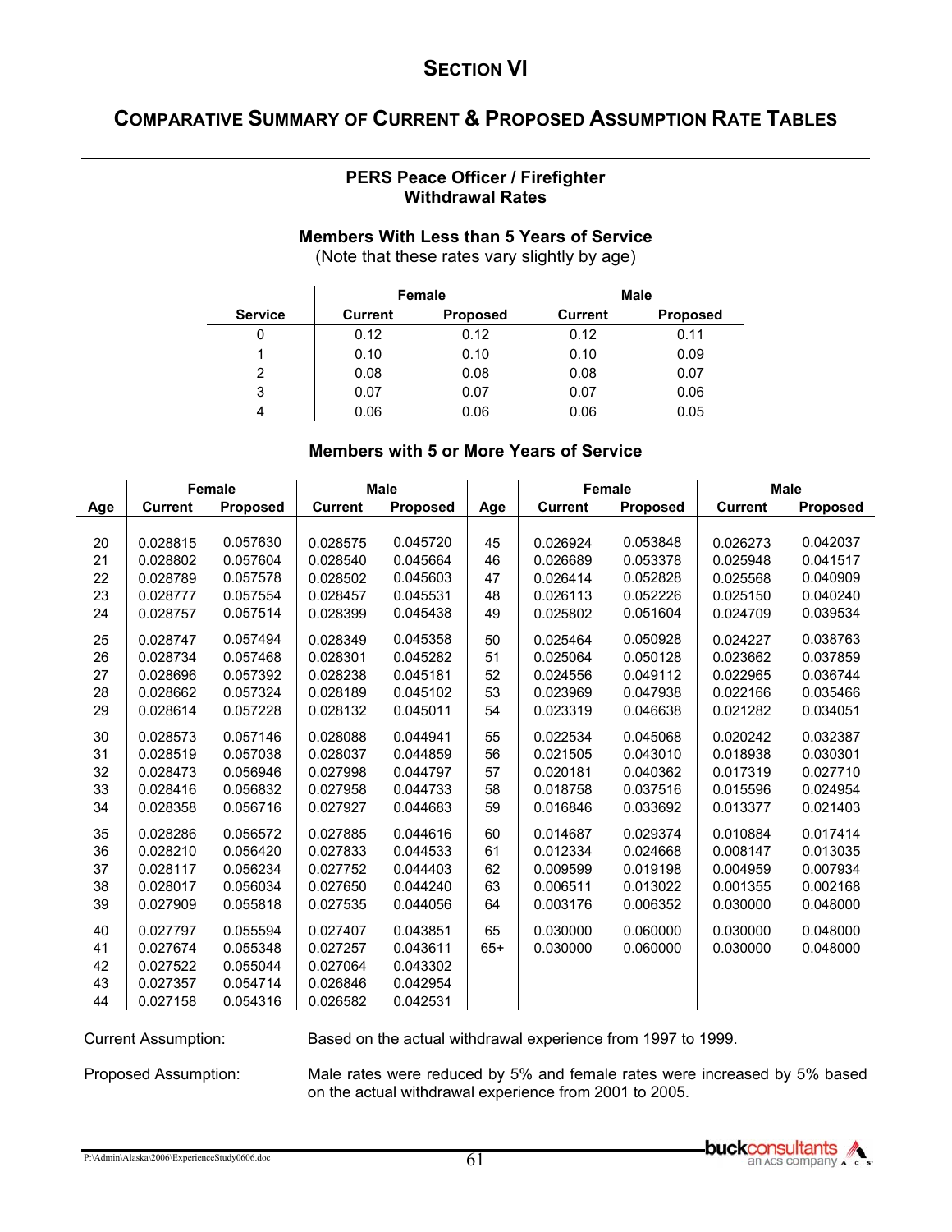# SECTION VI

## COMPARATIVE SUMMARY OF CURRENT & PROPOSED ASSUMPTION RATE TABLES

### PERS Peace Officer / Firefighter Withdrawal Rates

#### Members With Less than 5 Years of Service

(Note that these rates vary slightly by age)

| | Female | | Male | |
|---|---|---|---|---|
| Service | Current | Proposed | Current | Proposed |
| 0 | 0.12 | 0.12 | 0.12 | 0.11 |
| 1 | 0.10 | 0.10 | 0.10 | 0.09 |
| 2 | 0.08 | 0.08 | 0.08 | 0.07 |
| 3 | 0.07 | 0.07 | 0.07 | 0.06 |
| 4 | 0.06 | 0.06 | 0.06 | 0.05 |

#### Members with 5 or More Years of Service

| | Female | | Male | | | Female | | Male | |
|---|---|---|---|---|---|---|---|---|---|
| Age | Current | Proposed | Current | Proposed | Age | Current | Proposed | Current | Proposed |
| 20 | 0.028815 | 0.057630 | 0.028575 | 0.045720 | 45 | 0.026924 | 0.053848 | 0.026273 | 0.042037 |
| 21 | 0.028802 | 0.057604 | 0.028540 | 0.045664 | 46 | 0.026689 | 0.053378 | 0.025948 | 0.041517 |
| 22 | 0.028789 | 0.057578 | 0.028502 | 0.045603 | 47 | 0.026414 | 0.052828 | 0.025568 | 0.040909 |
| 23 | 0.028777 | 0.057554 | 0.028457 | 0.045531 | 48 | 0.026113 | 0.052226 | 0.025150 | 0.040240 |
| 24 | 0.028757 | 0.057514 | 0.028399 | 0.045438 | 49 | 0.025802 | 0.051604 | 0.024709 | 0.039534 |
| 25 | 0.028747 | 0.057494 | 0.028349 | 0.045358 | 50 | 0.025464 | 0.050928 | 0.024227 | 0.038763 |
| 26 | 0.028734 | 0.057468 | 0.028301 | 0.045282 | 51 | 0.025064 | 0.050128 | 0.023662 | 0.037859 |
| 27 | 0.028696 | 0.057392 | 0.028238 | 0.045181 | 52 | 0.024556 | 0.049112 | 0.022965 | 0.036744 |
| 28 | 0.028662 | 0.057324 | 0.028189 | 0.045102 | 53 | 0.023969 | 0.047938 | 0.022166 | 0.035466 |
| 29 | 0.028614 | 0.057228 | 0.028132 | 0.045011 | 54 | 0.023319 | 0.046638 | 0.021282 | 0.034051 |
| 30 | 0.028573 | 0.057146 | 0.028088 | 0.044941 | 55 | 0.022534 | 0.045068 | 0.020242 | 0.032387 |
| 31 | 0.028519 | 0.057038 | 0.028037 | 0.044859 | 56 | 0.021505 | 0.043010 | 0.018938 | 0.030301 |
| 32 | 0.028473 | 0.056946 | 0.027998 | 0.044797 | 57 | 0.020181 | 0.040362 | 0.017319 | 0.027710 |
| 33 | 0.028416 | 0.056832 | 0.027958 | 0.044733 | 58 | 0.018758 | 0.037516 | 0.015596 | 0.024954 |
| 34 | 0.028358 | 0.056716 | 0.027927 | 0.044683 | 59 | 0.016846 | 0.033692 | 0.013377 | 0.021403 |
| 35 | 0.028286 | 0.056572 | 0.027885 | 0.044616 | 60 | 0.014687 | 0.029374 | 0.010884 | 0.017414 |
| 36 | 0.028210 | 0.056420 | 0.027833 | 0.044533 | 61 | 0.012334 | 0.024668 | 0.008147 | 0.013035 |
| 37 | 0.028117 | 0.056234 | 0.027752 | 0.044403 | 62 | 0.009599 | 0.019198 | 0.004959 | 0.007934 |
| 38 | 0.028017 | 0.056034 | 0.027650 | 0.044240 | 63 | 0.006511 | 0.013022 | 0.001355 | 0.002168 |
| 39 | 0.027909 | 0.055818 | 0.027535 | 0.044056 | 64 | 0.003176 | 0.006352 | 0.030000 | 0.048000 |
| 40 | 0.027797 | 0.055594 | 0.027407 | 0.043851 | 65 | 0.030000 | 0.060000 | 0.030000 | 0.048000 |
| 41 | 0.027674 | 0.055348 | 0.027257 | 0.043611 | 65+ | 0.030000 | 0.060000 | 0.030000 | 0.048000 |
| 42 | 0.027522 | 0.055044 | 0.027064 | 0.043302 | | | | | |
| 43 | 0.027357 | 0.054714 | 0.026846 | 0.042954 | | | | | |
| 44 | 0.027158 | 0.054316 | 0.026582 | 0.042531 | | | | | |

Current Assumption: Based on the actual withdrawal experience from 1997 to 1999.

Proposed Assumption: Male rates were reduced by 5% and female rates were increased by 5% based on the actual withdrawal experience from 2001 to 2005.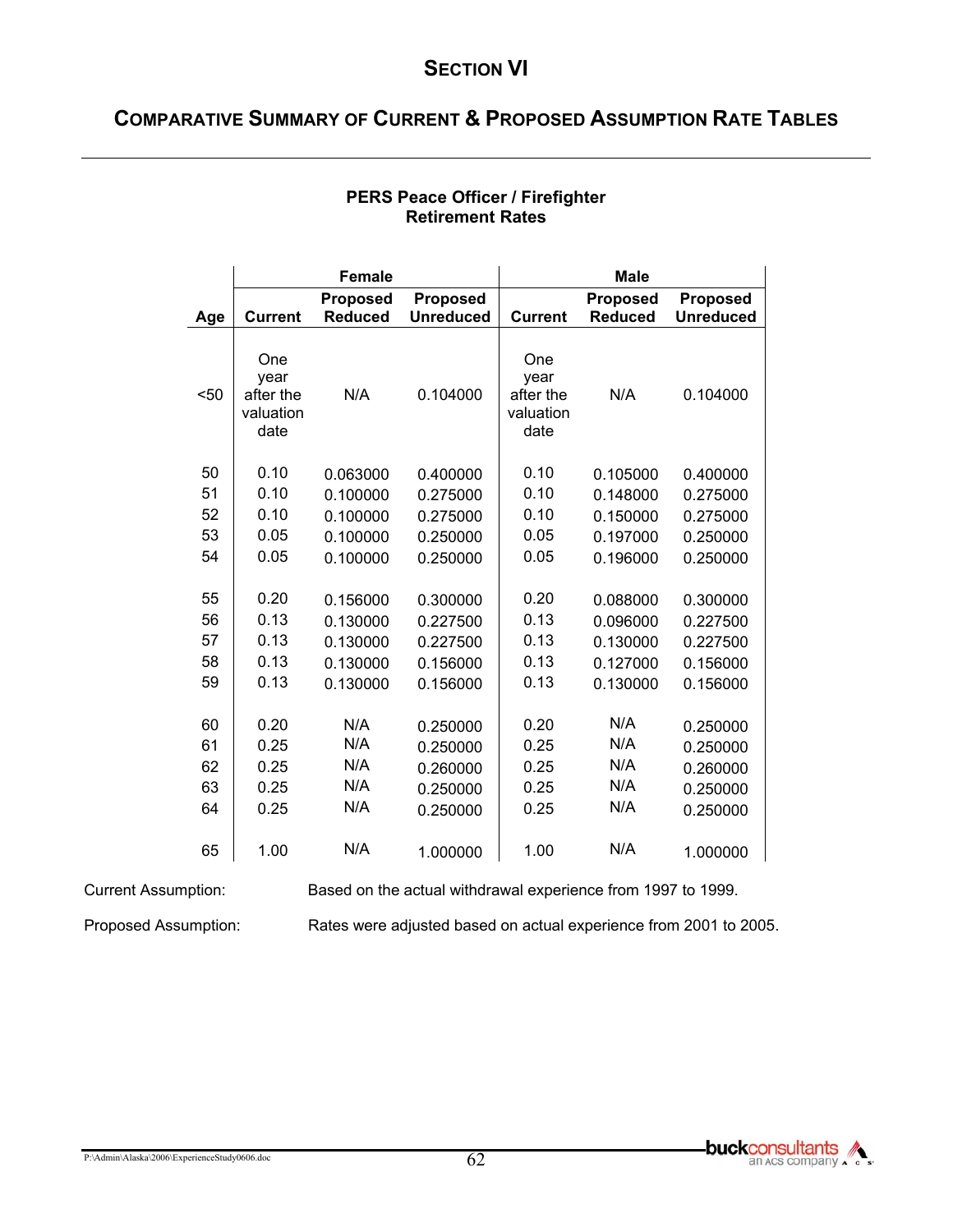# SECTION VI

## COMPARATIVE SUMMARY OF CURRENT & PROPOSED ASSUMPTION RATE TABLES

### PERS Peace Officer / Firefighter Retirement Rates

| | Female | | | Male | | |
|---|---|---|---|---|---|---|
| Age | Current | Proposed Reduced | Proposed Unreduced | Current | Proposed Reduced | Proposed Unreduced |
| <50 | One year after the valuation date | N/A | 0.104000 | One year after the valuation date | N/A | 0.104000 |
| 50 | 0.10 | 0.063000 | 0.400000 | 0.10 | 0.105000 | 0.400000 |
| 51 | 0.10 | 0.100000 | 0.275000 | 0.10 | 0.148000 | 0.275000 |
| 52 | 0.10 | 0.100000 | 0.275000 | 0.10 | 0.150000 | 0.275000 |
| 53 | 0.05 | 0.100000 | 0.250000 | 0.05 | 0.197000 | 0.250000 |
| 54 | 0.05 | 0.100000 | 0.250000 | 0.05 | 0.196000 | 0.250000 |
| 55 | 0.20 | 0.156000 | 0.300000 | 0.20 | 0.088000 | 0.300000 |
| 56 | 0.13 | 0.130000 | 0.227500 | 0.13 | 0.096000 | 0.227500 |
| 57 | 0.13 | 0.130000 | 0.227500 | 0.13 | 0.130000 | 0.227500 |
| 58 | 0.13 | 0.130000 | 0.156000 | 0.13 | 0.127000 | 0.156000 |
| 59 | 0.13 | 0.130000 | 0.156000 | 0.13 | 0.130000 | 0.156000 |
| 60 | 0.20 | N/A | 0.250000 | 0.20 | N/A | 0.250000 |
| 61 | 0.25 | N/A | 0.250000 | 0.25 | N/A | 0.250000 |
| 62 | 0.25 | N/A | 0.260000 | 0.25 | N/A | 0.260000 |
| 63 | 0.25 | N/A | 0.250000 | 0.25 | N/A | 0.250000 |
| 64 | 0.25 | N/A | 0.250000 | 0.25 | N/A | 0.250000 |
| 65 | 1.00 | N/A | 1.000000 | 1.00 | N/A | 1.000000 |

Current Assumption: Based on the actual withdrawal experience from 1997 to 1999.

Proposed Assumption: Rates were adjusted based on actual experience from 2001 to 2005.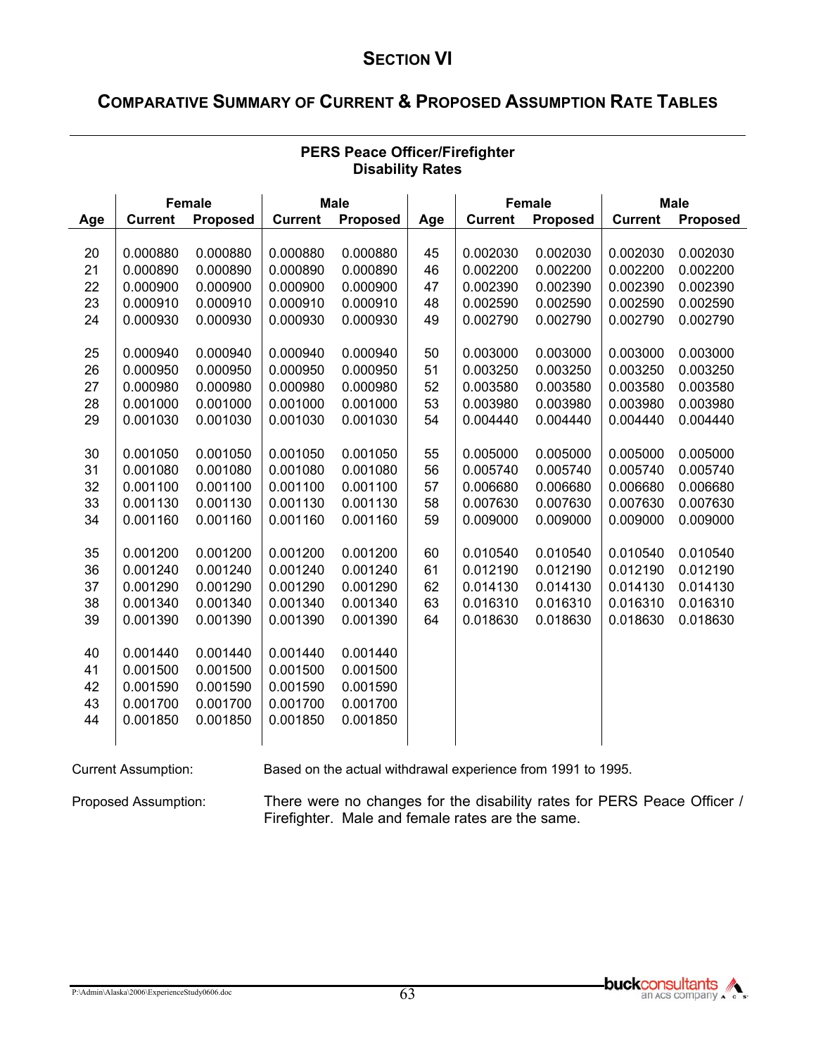# SECTION VI

## COMPARATIVE SUMMARY OF CURRENT & PROPOSED ASSUMPTION RATE TABLES

### PERS Peace Officer/Firefighter Disability Rates

| | Female | | Male | | | Female | | Male | |
|---|---|---|---|---|---|---|---|---|---|
| Age | Current | Proposed | Current | Proposed | Age | Current | Proposed | Current | Proposed |
| 20 | 0.000880 | 0.000880 | 0.000880 | 0.000880 | 45 | 0.002030 | 0.002030 | 0.002030 | 0.002030 |
| 21 | 0.000890 | 0.000890 | 0.000890 | 0.000890 | 46 | 0.002200 | 0.002200 | 0.002200 | 0.002200 |
| 22 | 0.000900 | 0.000900 | 0.000900 | 0.000900 | 47 | 0.002390 | 0.002390 | 0.002390 | 0.002390 |
| 23 | 0.000910 | 0.000910 | 0.000910 | 0.000910 | 48 | 0.002590 | 0.002590 | 0.002590 | 0.002590 |
| 24 | 0.000930 | 0.000930 | 0.000930 | 0.000930 | 49 | 0.002790 | 0.002790 | 0.002790 | 0.002790 |
| 25 | 0.000940 | 0.000940 | 0.000940 | 0.000940 | 50 | 0.003000 | 0.003000 | 0.003000 | 0.003000 |
| 26 | 0.000950 | 0.000950 | 0.000950 | 0.000950 | 51 | 0.003250 | 0.003250 | 0.003250 | 0.003250 |
| 27 | 0.000980 | 0.000980 | 0.000980 | 0.000980 | 52 | 0.003580 | 0.003580 | 0.003580 | 0.003580 |
| 28 | 0.001000 | 0.001000 | 0.001000 | 0.001000 | 53 | 0.003980 | 0.003980 | 0.003980 | 0.003980 |
| 29 | 0.001030 | 0.001030 | 0.001030 | 0.001030 | 54 | 0.004440 | 0.004440 | 0.004440 | 0.004440 |
| 30 | 0.001050 | 0.001050 | 0.001050 | 0.001050 | 55 | 0.005000 | 0.005000 | 0.005000 | 0.005000 |
| 31 | 0.001080 | 0.001080 | 0.001080 | 0.001080 | 56 | 0.005740 | 0.005740 | 0.005740 | 0.005740 |
| 32 | 0.001100 | 0.001100 | 0.001100 | 0.001100 | 57 | 0.006680 | 0.006680 | 0.006680 | 0.006680 |
| 33 | 0.001130 | 0.001130 | 0.001130 | 0.001130 | 58 | 0.007630 | 0.007630 | 0.007630 | 0.007630 |
| 34 | 0.001160 | 0.001160 | 0.001160 | 0.001160 | 59 | 0.009000 | 0.009000 | 0.009000 | 0.009000 |
| 35 | 0.001200 | 0.001200 | 0.001200 | 0.001200 | 60 | 0.010540 | 0.010540 | 0.010540 | 0.010540 |
| 36 | 0.001240 | 0.001240 | 0.001240 | 0.001240 | 61 | 0.012190 | 0.012190 | 0.012190 | 0.012190 |
| 37 | 0.001290 | 0.001290 | 0.001290 | 0.001290 | 62 | 0.014130 | 0.014130 | 0.014130 | 0.014130 |
| 38 | 0.001340 | 0.001340 | 0.001340 | 0.001340 | 63 | 0.016310 | 0.016310 | 0.016310 | 0.016310 |
| 39 | 0.001390 | 0.001390 | 0.001390 | 0.001390 | 64 | 0.018630 | 0.018630 | 0.018630 | 0.018630 |
| 40 | 0.001440 | 0.001440 | 0.001440 | 0.001440 | | | | | |
| 41 | 0.001500 | 0.001500 | 0.001500 | 0.001500 | | | | | |
| 42 | 0.001590 | 0.001590 | 0.001590 | 0.001590 | | | | | |
| 43 | 0.001700 | 0.001700 | 0.001700 | 0.001700 | | | | | |
| 44 | 0.001850 | 0.001850 | 0.001850 | 0.001850 | | | | | |

Current Assumption: Based on the actual withdrawal experience from 1991 to 1995.

Proposed Assumption: There were no changes for the disability rates for PERS Peace Officer / Firefighter. Male and female rates are the same.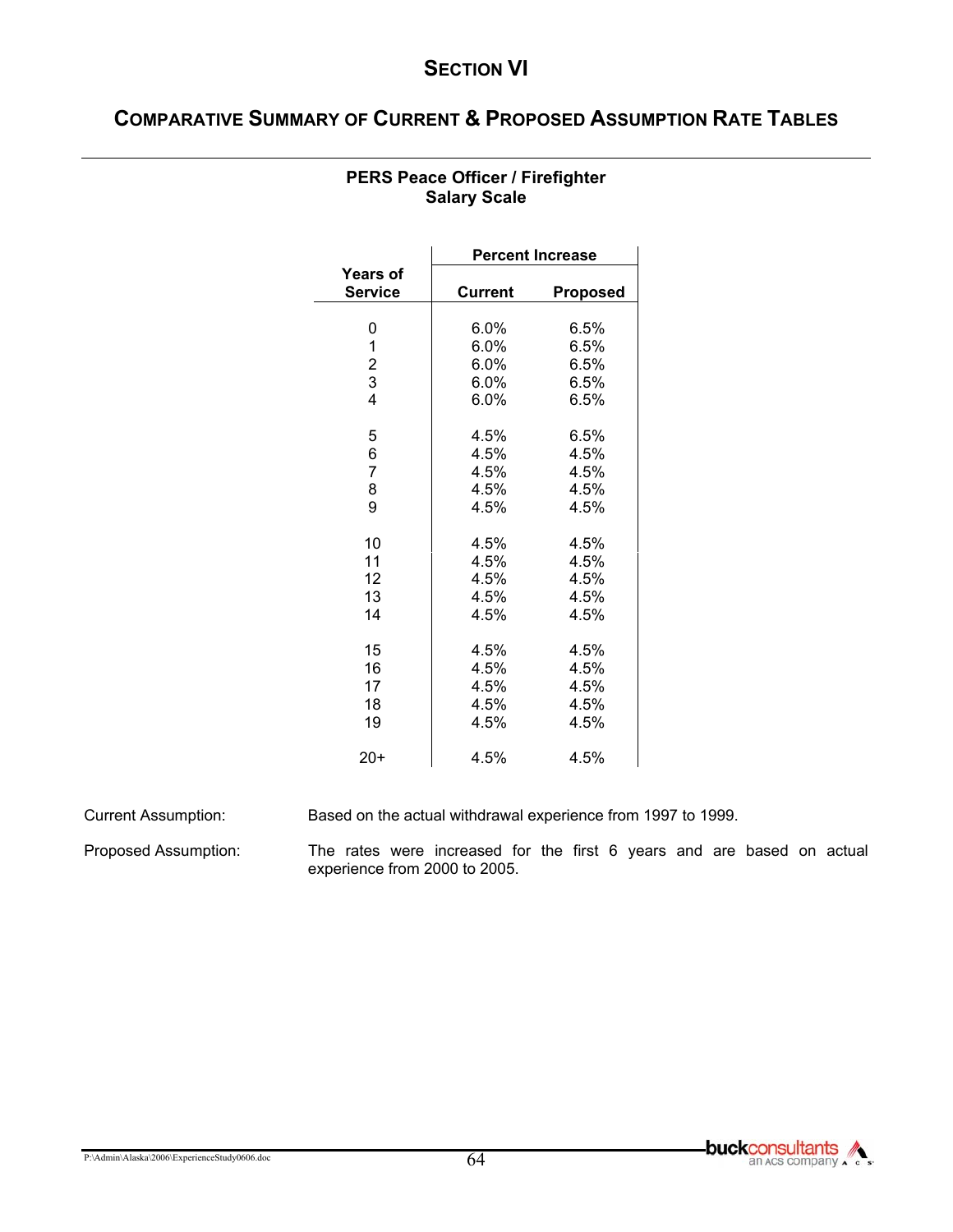# SECTION VI

## COMPARATIVE SUMMARY OF CURRENT & PROPOSED ASSUMPTION RATE TABLES

### PERS Peace Officer / Firefighter Salary Scale

| Years of Service | Percent Increase | |
|---|---|---|
| | Current | Proposed |
| 0 | 6.0% | 6.5% |
| 1 | 6.0% | 6.5% |
| 2 | 6.0% | 6.5% |
| 3 | 6.0% | 6.5% |
| 4 | 6.0% | 6.5% |
| 5 | 4.5% | 6.5% |
| 6 | 4.5% | 4.5% |
| 7 | 4.5% | 4.5% |
| 8 | 4.5% | 4.5% |
| 9 | 4.5% | 4.5% |
| 10 | 4.5% | 4.5% |
| 11 | 4.5% | 4.5% |
| 12 | 4.5% | 4.5% |
| 13 | 4.5% | 4.5% |
| 14 | 4.5% | 4.5% |
| 15 | 4.5% | 4.5% |
| 16 | 4.5% | 4.5% |
| 17 | 4.5% | 4.5% |
| 18 | 4.5% | 4.5% |
| 19 | 4.5% | 4.5% |
| 20+ | 4.5% | 4.5% |

Current Assumption: Based on the actual withdrawal experience from 1997 to 1999.

Proposed Assumption: The rates were increased for the first 6 years and are based on actual experience from 2000 to 2005.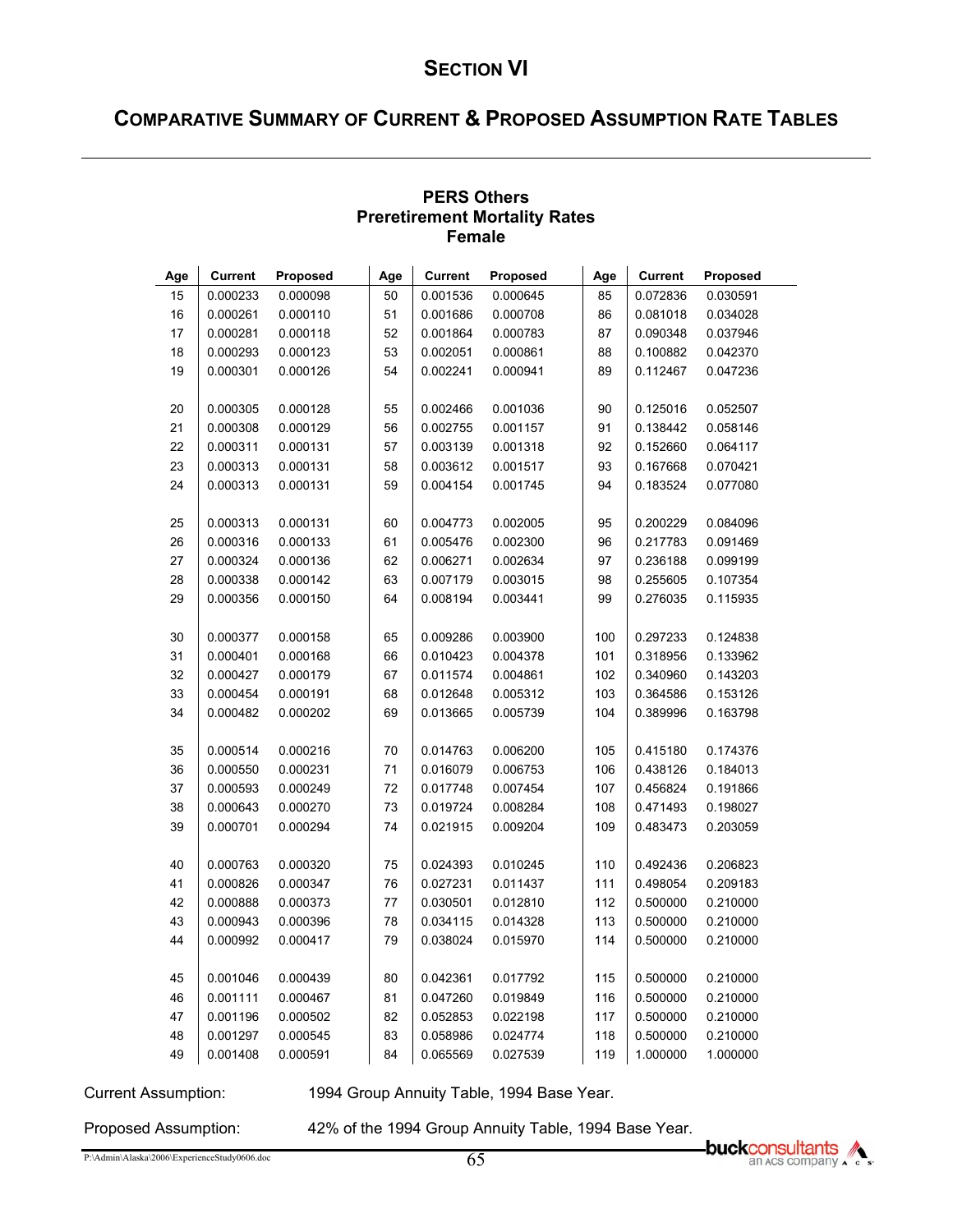# SECTION VI

## COMPARATIVE SUMMARY OF CURRENT & PROPOSED ASSUMPTION RATE TABLES

### PERS Others
### Preretirement Mortality Rates
### Female

| Age | Current | Proposed | Age | Current | Proposed | Age | Current | Proposed |
|---|---|---|---|---|---|---|---|---|
| 15 | 0.000233 | 0.000098 | 50 | 0.001536 | 0.000645 | 85 | 0.072836 | 0.030591 |
| 16 | 0.000261 | 0.000110 | 51 | 0.001686 | 0.000708 | 86 | 0.081018 | 0.034028 |
| 17 | 0.000281 | 0.000118 | 52 | 0.001864 | 0.000783 | 87 | 0.090348 | 0.037946 |
| 18 | 0.000293 | 0.000123 | 53 | 0.002051 | 0.000861 | 88 | 0.100882 | 0.042370 |
| 19 | 0.000301 | 0.000126 | 54 | 0.002241 | 0.000941 | 89 | 0.112467 | 0.047236 |
| 20 | 0.000305 | 0.000128 | 55 | 0.002466 | 0.001036 | 90 | 0.125016 | 0.052507 |
| 21 | 0.000308 | 0.000129 | 56 | 0.002755 | 0.001157 | 91 | 0.138442 | 0.058146 |
| 22 | 0.000311 | 0.000131 | 57 | 0.003139 | 0.001318 | 92 | 0.152660 | 0.064117 |
| 23 | 0.000313 | 0.000131 | 58 | 0.003612 | 0.001517 | 93 | 0.167668 | 0.070421 |
| 24 | 0.000313 | 0.000131 | 59 | 0.004154 | 0.001745 | 94 | 0.183524 | 0.077080 |
| 25 | 0.000313 | 0.000131 | 60 | 0.004773 | 0.002005 | 95 | 0.200229 | 0.084096 |
| 26 | 0.000316 | 0.000133 | 61 | 0.005476 | 0.002300 | 96 | 0.217783 | 0.091469 |
| 27 | 0.000324 | 0.000136 | 62 | 0.006271 | 0.002634 | 97 | 0.236188 | 0.099199 |
| 28 | 0.000338 | 0.000142 | 63 | 0.007179 | 0.003015 | 98 | 0.255605 | 0.107354 |
| 29 | 0.000356 | 0.000150 | 64 | 0.008194 | 0.003441 | 99 | 0.276035 | 0.115935 |
| 30 | 0.000377 | 0.000158 | 65 | 0.009286 | 0.003900 | 100 | 0.297233 | 0.124838 |
| 31 | 0.000401 | 0.000168 | 66 | 0.010423 | 0.004378 | 101 | 0.318956 | 0.133962 |
| 32 | 0.000427 | 0.000179 | 67 | 0.011574 | 0.004861 | 102 | 0.340960 | 0.143203 |
| 33 | 0.000454 | 0.000191 | 68 | 0.012648 | 0.005312 | 103 | 0.364586 | 0.153126 |
| 34 | 0.000482 | 0.000202 | 69 | 0.013665 | 0.005739 | 104 | 0.389996 | 0.163798 |
| 35 | 0.000514 | 0.000216 | 70 | 0.014763 | 0.006200 | 105 | 0.415180 | 0.174376 |
| 36 | 0.000550 | 0.000231 | 71 | 0.016079 | 0.006753 | 106 | 0.438126 | 0.184013 |
| 37 | 0.000593 | 0.000249 | 72 | 0.017748 | 0.007454 | 107 | 0.456824 | 0.191866 |
| 38 | 0.000643 | 0.000270 | 73 | 0.019724 | 0.008284 | 108 | 0.471493 | 0.198027 |
| 39 | 0.000701 | 0.000294 | 74 | 0.021915 | 0.009204 | 109 | 0.483473 | 0.203059 |
| 40 | 0.000763 | 0.000320 | 75 | 0.024393 | 0.010245 | 110 | 0.492436 | 0.206823 |
| 41 | 0.000826 | 0.000347 | 76 | 0.027231 | 0.011437 | 111 | 0.498054 | 0.209183 |
| 42 | 0.000888 | 0.000373 | 77 | 0.030501 | 0.012810 | 112 | 0.500000 | 0.210000 |
| 43 | 0.000943 | 0.000396 | 78 | 0.034115 | 0.014328 | 113 | 0.500000 | 0.210000 |
| 44 | 0.000992 | 0.000417 | 79 | 0.038024 | 0.015970 | 114 | 0.500000 | 0.210000 |
| 45 | 0.001046 | 0.000439 | 80 | 0.042361 | 0.017792 | 115 | 0.500000 | 0.210000 |
| 46 | 0.001111 | 0.000467 | 81 | 0.047260 | 0.019849 | 116 | 0.500000 | 0.210000 |
| 47 | 0.001196 | 0.000502 | 82 | 0.052853 | 0.022198 | 117 | 0.500000 | 0.210000 |
| 48 | 0.001297 | 0.000545 | 83 | 0.058986 | 0.024774 | 118 | 0.500000 | 0.210000 |
| 49 | 0.001408 | 0.000591 | 84 | 0.065569 | 0.027539 | 119 | 1.000000 | 1.000000 |

Current Assumption: 1994 Group Annuity Table, 1994 Base Year.

Proposed Assumption: 42% of the 1994 Group Annuity Table, 1994 Base Year.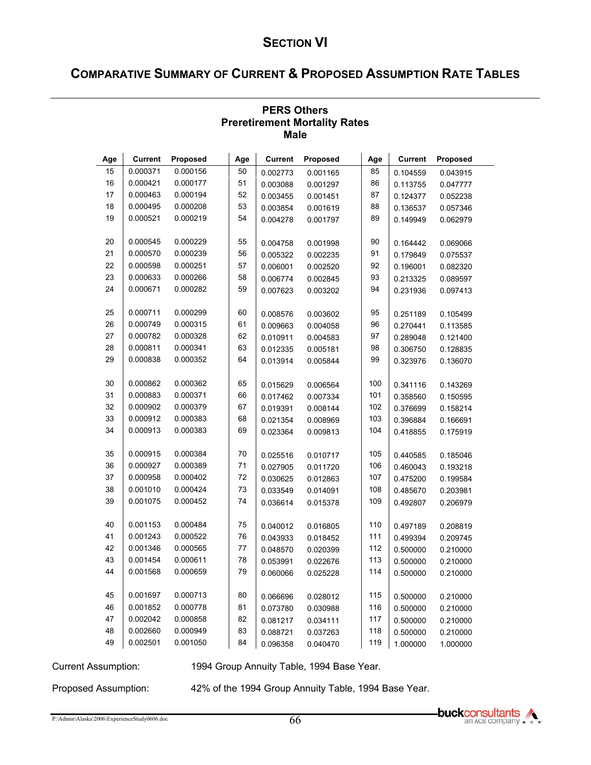# SECTION VI

## COMPARATIVE SUMMARY OF CURRENT & PROPOSED ASSUMPTION RATE TABLES

### PERS Others
### Preretirement Mortality Rates
### Male

| Age | Current | Proposed | Age | Current | Proposed | Age | Current | Proposed |
|---|---|---|---|---|---|---|---|---|
| 15 | 0.000371 | 0.000156 | 50 | 0.002773 | 0.001165 | 85 | 0.104559 | 0.043915 |
| 16 | 0.000421 | 0.000177 | 51 | 0.003088 | 0.001297 | 86 | 0.113755 | 0.047777 |
| 17 | 0.000463 | 0.000194 | 52 | 0.003455 | 0.001451 | 87 | 0.124377 | 0.052238 |
| 18 | 0.000495 | 0.000208 | 53 | 0.003854 | 0.001619 | 88 | 0.136537 | 0.057346 |
| 19 | 0.000521 | 0.000219 | 54 | 0.004278 | 0.001797 | 89 | 0.149949 | 0.062979 |
| 20 | 0.000545 | 0.000229 | 55 | 0.004758 | 0.001998 | 90 | 0.164442 | 0.069066 |
| 21 | 0.000570 | 0.000239 | 56 | 0.005322 | 0.002235 | 91 | 0.179849 | 0.075537 |
| 22 | 0.000598 | 0.000251 | 57 | 0.006001 | 0.002520 | 92 | 0.196001 | 0.082320 |
| 23 | 0.000633 | 0.000266 | 58 | 0.006774 | 0.002845 | 93 | 0.213325 | 0.089597 |
| 24 | 0.000671 | 0.000282 | 59 | 0.007623 | 0.003202 | 94 | 0.231936 | 0.097413 |
| 25 | 0.000711 | 0.000299 | 60 | 0.008576 | 0.003602 | 95 | 0.251189 | 0.105499 |
| 26 | 0.000749 | 0.000315 | 61 | 0.009663 | 0.004058 | 96 | 0.270441 | 0.113585 |
| 27 | 0.000782 | 0.000328 | 62 | 0.010911 | 0.004583 | 97 | 0.289048 | 0.121400 |
| 28 | 0.000811 | 0.000341 | 63 | 0.012335 | 0.005181 | 98 | 0.306750 | 0.128835 |
| 29 | 0.000838 | 0.000352 | 64 | 0.013914 | 0.005844 | 99 | 0.323976 | 0.136070 |
| 30 | 0.000862 | 0.000362 | 65 | 0.015629 | 0.006564 | 100 | 0.341116 | 0.143269 |
| 31 | 0.000883 | 0.000371 | 66 | 0.017462 | 0.007334 | 101 | 0.358560 | 0.150595 |
| 32 | 0.000902 | 0.000379 | 67 | 0.019391 | 0.008144 | 102 | 0.376699 | 0.158214 |
| 33 | 0.000912 | 0.000383 | 68 | 0.021354 | 0.008969 | 103 | 0.396884 | 0.166691 |
| 34 | 0.000913 | 0.000383 | 69 | 0.023364 | 0.009813 | 104 | 0.418855 | 0.175919 |
| 35 | 0.000915 | 0.000384 | 70 | 0.025516 | 0.010717 | 105 | 0.440585 | 0.185046 |
| 36 | 0.000927 | 0.000389 | 71 | 0.027905 | 0.011720 | 106 | 0.460043 | 0.193218 |
| 37 | 0.000958 | 0.000402 | 72 | 0.030625 | 0.012863 | 107 | 0.475200 | 0.199584 |
| 38 | 0.001010 | 0.000424 | 73 | 0.033549 | 0.014091 | 108 | 0.485670 | 0.203981 |
| 39 | 0.001075 | 0.000452 | 74 | 0.036614 | 0.015378 | 109 | 0.492807 | 0.206979 |
| 40 | 0.001153 | 0.000484 | 75 | 0.040012 | 0.016805 | 110 | 0.497189 | 0.208819 |
| 41 | 0.001243 | 0.000522 | 76 | 0.043933 | 0.018452 | 111 | 0.499394 | 0.209745 |
| 42 | 0.001346 | 0.000565 | 77 | 0.048570 | 0.020399 | 112 | 0.500000 | 0.210000 |
| 43 | 0.001454 | 0.000611 | 78 | 0.053991 | 0.022676 | 113 | 0.500000 | 0.210000 |
| 44 | 0.001568 | 0.000659 | 79 | 0.060066 | 0.025228 | 114 | 0.500000 | 0.210000 |
| 45 | 0.001697 | 0.000713 | 80 | 0.066696 | 0.028012 | 115 | 0.500000 | 0.210000 |
| 46 | 0.001852 | 0.000778 | 81 | 0.073780 | 0.030988 | 116 | 0.500000 | 0.210000 |
| 47 | 0.002042 | 0.000858 | 82 | 0.081217 | 0.034111 | 117 | 0.500000 | 0.210000 |
| 48 | 0.002660 | 0.000949 | 83 | 0.088721 | 0.037263 | 118 | 0.500000 | 0.210000 |
| 49 | 0.002501 | 0.001050 | 84 | 0.096358 | 0.040470 | 119 | 1.000000 | 1.000000 |

Current Assumption: 1994 Group Annuity Table, 1994 Base Year.

Proposed Assumption: 42% of the 1994 Group Annuity Table, 1994 Base Year.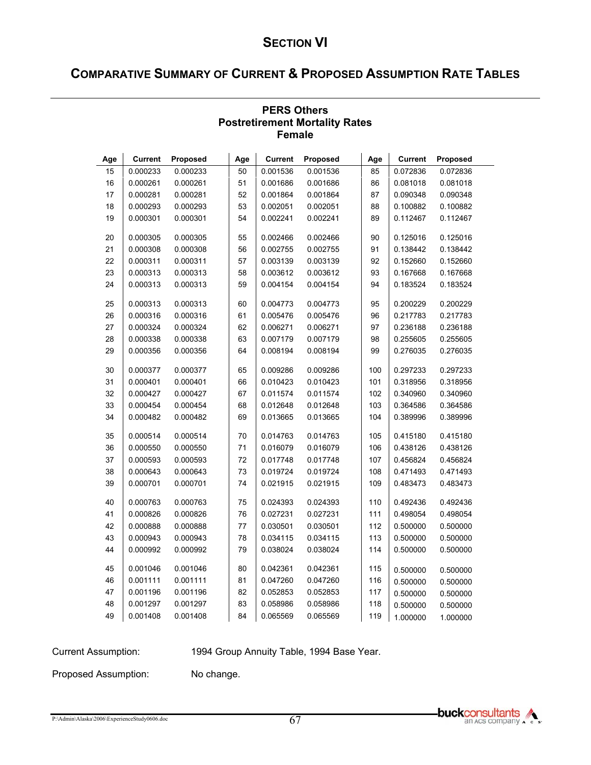# SECTION VI

## COMPARATIVE SUMMARY OF CURRENT & PROPOSED ASSUMPTION RATE TABLES

### PERS Others
### Postretirement Mortality Rates
### Female

| Age | Current | Proposed | Age | Current | Proposed | Age | Current | Proposed |
|---|---|---|---|---|---|---|---|---|
| 15 | 0.000233 | 0.000233 | 50 | 0.001536 | 0.001536 | 85 | 0.072836 | 0.072836 |
| 16 | 0.000261 | 0.000261 | 51 | 0.001686 | 0.001686 | 86 | 0.081018 | 0.081018 |
| 17 | 0.000281 | 0.000281 | 52 | 0.001864 | 0.001864 | 87 | 0.090348 | 0.090348 |
| 18 | 0.000293 | 0.000293 | 53 | 0.002051 | 0.002051 | 88 | 0.100882 | 0.100882 |
| 19 | 0.000301 | 0.000301 | 54 | 0.002241 | 0.002241 | 89 | 0.112467 | 0.112467 |
| 20 | 0.000305 | 0.000305 | 55 | 0.002466 | 0.002466 | 90 | 0.125016 | 0.125016 |
| 21 | 0.000308 | 0.000308 | 56 | 0.002755 | 0.002755 | 91 | 0.138442 | 0.138442 |
| 22 | 0.000311 | 0.000311 | 57 | 0.003139 | 0.003139 | 92 | 0.152660 | 0.152660 |
| 23 | 0.000313 | 0.000313 | 58 | 0.003612 | 0.003612 | 93 | 0.167668 | 0.167668 |
| 24 | 0.000313 | 0.000313 | 59 | 0.004154 | 0.004154 | 94 | 0.183524 | 0.183524 |
| 25 | 0.000313 | 0.000313 | 60 | 0.004773 | 0.004773 | 95 | 0.200229 | 0.200229 |
| 26 | 0.000316 | 0.000316 | 61 | 0.005476 | 0.005476 | 96 | 0.217783 | 0.217783 |
| 27 | 0.000324 | 0.000324 | 62 | 0.006271 | 0.006271 | 97 | 0.236188 | 0.236188 |
| 28 | 0.000338 | 0.000338 | 63 | 0.007179 | 0.007179 | 98 | 0.255605 | 0.255605 |
| 29 | 0.000356 | 0.000356 | 64 | 0.008194 | 0.008194 | 99 | 0.276035 | 0.276035 |
| 30 | 0.000377 | 0.000377 | 65 | 0.009286 | 0.009286 | 100 | 0.297233 | 0.297233 |
| 31 | 0.000401 | 0.000401 | 66 | 0.010423 | 0.010423 | 101 | 0.318956 | 0.318956 |
| 32 | 0.000427 | 0.000427 | 67 | 0.011574 | 0.011574 | 102 | 0.340960 | 0.340960 |
| 33 | 0.000454 | 0.000454 | 68 | 0.012648 | 0.012648 | 103 | 0.364586 | 0.364586 |
| 34 | 0.000482 | 0.000482 | 69 | 0.013665 | 0.013665 | 104 | 0.389996 | 0.389996 |
| 35 | 0.000514 | 0.000514 | 70 | 0.014763 | 0.014763 | 105 | 0.415180 | 0.415180 |
| 36 | 0.000550 | 0.000550 | 71 | 0.016079 | 0.016079 | 106 | 0.438126 | 0.438126 |
| 37 | 0.000593 | 0.000593 | 72 | 0.017748 | 0.017748 | 107 | 0.456824 | 0.456824 |
| 38 | 0.000643 | 0.000643 | 73 | 0.019724 | 0.019724 | 108 | 0.471493 | 0.471493 |
| 39 | 0.000701 | 0.000701 | 74 | 0.021915 | 0.021915 | 109 | 0.483473 | 0.483473 |
| 40 | 0.000763 | 0.000763 | 75 | 0.024393 | 0.024393 | 110 | 0.492436 | 0.492436 |
| 41 | 0.000826 | 0.000826 | 76 | 0.027231 | 0.027231 | 111 | 0.498054 | 0.498054 |
| 42 | 0.000888 | 0.000888 | 77 | 0.030501 | 0.030501 | 112 | 0.500000 | 0.500000 |
| 43 | 0.000943 | 0.000943 | 78 | 0.034115 | 0.034115 | 113 | 0.500000 | 0.500000 |
| 44 | 0.000992 | 0.000992 | 79 | 0.038024 | 0.038024 | 114 | 0.500000 | 0.500000 |
| 45 | 0.001046 | 0.001046 | 80 | 0.042361 | 0.042361 | 115 | 0.500000 | 0.500000 |
| 46 | 0.001111 | 0.001111 | 81 | 0.047260 | 0.047260 | 116 | 0.500000 | 0.500000 |
| 47 | 0.001196 | 0.001196 | 82 | 0.052853 | 0.052853 | 117 | 0.500000 | 0.500000 |
| 48 | 0.001297 | 0.001297 | 83 | 0.058986 | 0.058986 | 118 | 0.500000 | 0.500000 |
| 49 | 0.001408 | 0.001408 | 84 | 0.065569 | 0.065569 | 119 | 1.000000 | 1.000000 |

Current Assumption: 1994 Group Annuity Table, 1994 Base Year.

Proposed Assumption: No change.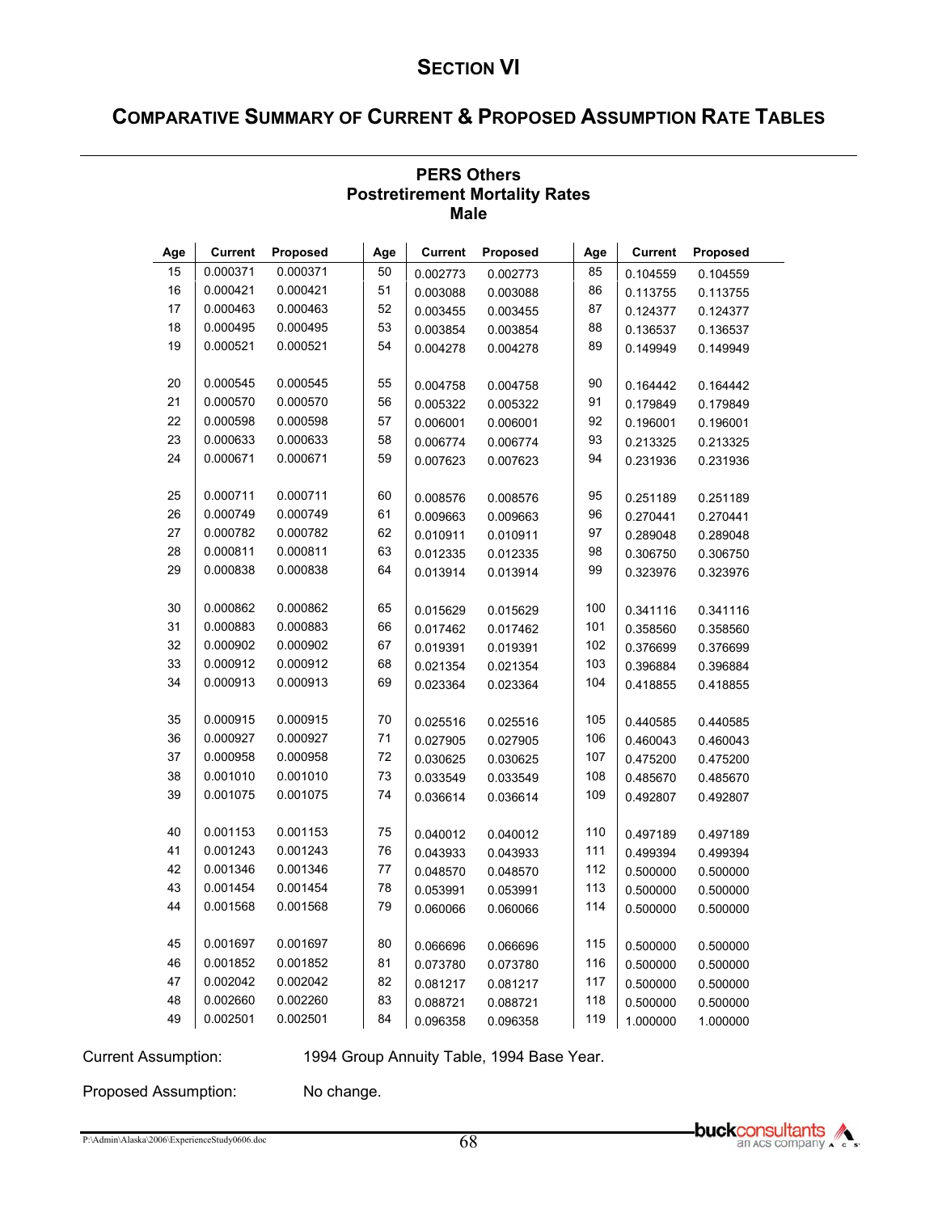# SECTION VI

## COMPARATIVE SUMMARY OF CURRENT & PROPOSED ASSUMPTION RATE TABLES

### PERS Others
### Postretirement Mortality Rates
### Male

| Age | Current | Proposed | Age | Current | Proposed | Age | Current | Proposed |
|---|---|---|---|---|---|---|---|---|
| 15 | 0.000371 | 0.000371 | 50 | 0.002773 | 0.002773 | 85 | 0.104559 | 0.104559 |
| 16 | 0.000421 | 0.000421 | 51 | 0.003088 | 0.003088 | 86 | 0.113755 | 0.113755 |
| 17 | 0.000463 | 0.000463 | 52 | 0.003455 | 0.003455 | 87 | 0.124377 | 0.124377 |
| 18 | 0.000495 | 0.000495 | 53 | 0.003854 | 0.003854 | 88 | 0.136537 | 0.136537 |
| 19 | 0.000521 | 0.000521 | 54 | 0.004278 | 0.004278 | 89 | 0.149949 | 0.149949 |
| 20 | 0.000545 | 0.000545 | 55 | 0.004758 | 0.004758 | 90 | 0.164442 | 0.164442 |
| 21 | 0.000570 | 0.000570 | 56 | 0.005322 | 0.005322 | 91 | 0.179849 | 0.179849 |
| 22 | 0.000598 | 0.000598 | 57 | 0.006001 | 0.006001 | 92 | 0.196001 | 0.196001 |
| 23 | 0.000633 | 0.000633 | 58 | 0.006774 | 0.006774 | 93 | 0.213325 | 0.213325 |
| 24 | 0.000671 | 0.000671 | 59 | 0.007623 | 0.007623 | 94 | 0.231936 | 0.231936 |
| 25 | 0.000711 | 0.000711 | 60 | 0.008576 | 0.008576 | 95 | 0.251189 | 0.251189 |
| 26 | 0.000749 | 0.000749 | 61 | 0.009663 | 0.009663 | 96 | 0.270441 | 0.270441 |
| 27 | 0.000782 | 0.000782 | 62 | 0.010911 | 0.010911 | 97 | 0.289048 | 0.289048 |
| 28 | 0.000811 | 0.000811 | 63 | 0.012335 | 0.012335 | 98 | 0.306750 | 0.306750 |
| 29 | 0.000838 | 0.000838 | 64 | 0.013914 | 0.013914 | 99 | 0.323976 | 0.323976 |
| 30 | 0.000862 | 0.000862 | 65 | 0.015629 | 0.015629 | 100 | 0.341116 | 0.341116 |
| 31 | 0.000883 | 0.000883 | 66 | 0.017462 | 0.017462 | 101 | 0.358560 | 0.358560 |
| 32 | 0.000902 | 0.000902 | 67 | 0.019391 | 0.019391 | 102 | 0.376699 | 0.376699 |
| 33 | 0.000912 | 0.000912 | 68 | 0.021354 | 0.021354 | 103 | 0.396884 | 0.396884 |
| 34 | 0.000913 | 0.000913 | 69 | 0.023364 | 0.023364 | 104 | 0.418855 | 0.418855 |
| 35 | 0.000915 | 0.000915 | 70 | 0.025516 | 0.025516 | 105 | 0.440585 | 0.440585 |
| 36 | 0.000927 | 0.000927 | 71 | 0.027905 | 0.027905 | 106 | 0.460043 | 0.460043 |
| 37 | 0.000958 | 0.000958 | 72 | 0.030625 | 0.030625 | 107 | 0.475200 | 0.475200 |
| 38 | 0.001010 | 0.001010 | 73 | 0.033549 | 0.033549 | 108 | 0.485670 | 0.485670 |
| 39 | 0.001075 | 0.001075 | 74 | 0.036614 | 0.036614 | 109 | 0.492807 | 0.492807 |
| 40 | 0.001153 | 0.001153 | 75 | 0.040012 | 0.040012 | 110 | 0.497189 | 0.497189 |
| 41 | 0.001243 | 0.001243 | 76 | 0.043933 | 0.043933 | 111 | 0.499394 | 0.499394 |
| 42 | 0.001346 | 0.001346 | 77 | 0.048570 | 0.048570 | 112 | 0.500000 | 0.500000 |
| 43 | 0.001454 | 0.001454 | 78 | 0.053991 | 0.053991 | 113 | 0.500000 | 0.500000 |
| 44 | 0.001568 | 0.001568 | 79 | 0.060066 | 0.060066 | 114 | 0.500000 | 0.500000 |
| 45 | 0.001697 | 0.001697 | 80 | 0.066696 | 0.066696 | 115 | 0.500000 | 0.500000 |
| 46 | 0.001852 | 0.001852 | 81 | 0.073780 | 0.073780 | 116 | 0.500000 | 0.500000 |
| 47 | 0.002042 | 0.002042 | 82 | 0.081217 | 0.081217 | 117 | 0.500000 | 0.500000 |
| 48 | 0.002660 | 0.002260 | 83 | 0.088721 | 0.088721 | 118 | 0.500000 | 0.500000 |
| 49 | 0.002501 | 0.002501 | 84 | 0.096358 | 0.096358 | 119 | 1.000000 | 1.000000 |

Current Assumption: 1994 Group Annuity Table, 1994 Base Year.

Proposed Assumption: No change.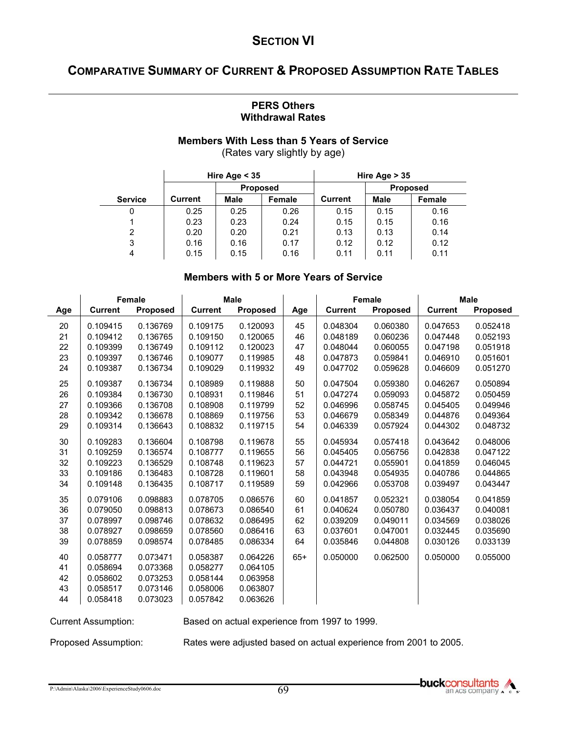# SECTION VI

## COMPARATIVE SUMMARY OF CURRENT & PROPOSED ASSUMPTION RATE TABLES

### PERS Others
### Withdrawal Rates

#### Members With Less than 5 Years of Service
(Rates vary slightly by age)

| | Hire Age < 35 | | | Hire Age > 35 | | |
|---|---|---|---|---|---|---|
| | | Proposed | | | Proposed | |
| Service | Current | Male | Female | Current | Male | Female |
| 0 | 0.25 | 0.25 | 0.26 | 0.15 | 0.15 | 0.16 |
| 1 | 0.23 | 0.23 | 0.24 | 0.15 | 0.15 | 0.16 |
| 2 | 0.20 | 0.20 | 0.21 | 0.13 | 0.13 | 0.14 |
| 3 | 0.16 | 0.16 | 0.17 | 0.12 | 0.12 | 0.12 |
| 4 | 0.15 | 0.15 | 0.16 | 0.11 | 0.11 | 0.11 |

#### Members with 5 or More Years of Service

| | Female | | Male | | | Female | | Male | |
|---|---|---|---|---|---|---|---|---|---|
| Age | Current | Proposed | Current | Proposed | Age | Current | Proposed | Current | Proposed |
| 20 | 0.109415 | 0.136769 | 0.109175 | 0.120093 | 45 | 0.048304 | 0.060380 | 0.047653 | 0.052418 |
| 21 | 0.109412 | 0.136765 | 0.109150 | 0.120065 | 46 | 0.048189 | 0.060236 | 0.047448 | 0.052193 |
| 22 | 0.109399 | 0.136749 | 0.109112 | 0.120023 | 47 | 0.048044 | 0.060055 | 0.047198 | 0.051918 |
| 23 | 0.109397 | 0.136746 | 0.109077 | 0.119985 | 48 | 0.047873 | 0.059841 | 0.046910 | 0.051601 |
| 24 | 0.109387 | 0.136734 | 0.109029 | 0.119932 | 49 | 0.047702 | 0.059628 | 0.046609 | 0.051270 |
| 25 | 0.109387 | 0.136734 | 0.108989 | 0.119888 | 50 | 0.047504 | 0.059380 | 0.046267 | 0.050894 |
| 26 | 0.109384 | 0.136730 | 0.108931 | 0.119846 | 51 | 0.047274 | 0.059093 | 0.045872 | 0.050459 |
| 27 | 0.109366 | 0.136708 | 0.108908 | 0.119799 | 52 | 0.046996 | 0.058745 | 0.045405 | 0.049946 |
| 28 | 0.109342 | 0.136678 | 0.108869 | 0.119756 | 53 | 0.046679 | 0.058349 | 0.044876 | 0.049364 |
| 29 | 0.109314 | 0.136643 | 0.108832 | 0.119715 | 54 | 0.046339 | 0.057924 | 0.044302 | 0.048732 |
| 30 | 0.109283 | 0.136604 | 0.108798 | 0.119678 | 55 | 0.045934 | 0.057418 | 0.043642 | 0.048006 |
| 31 | 0.109259 | 0.136574 | 0.108777 | 0.119655 | 56 | 0.045405 | 0.056756 | 0.042838 | 0.047122 |
| 32 | 0.109223 | 0.136529 | 0.108748 | 0.119623 | 57 | 0.044721 | 0.055901 | 0.041859 | 0.046045 |
| 33 | 0.109186 | 0.136483 | 0.108728 | 0.119601 | 58 | 0.043948 | 0.054935 | 0.040786 | 0.044865 |
| 34 | 0.109148 | 0.136435 | 0.108717 | 0.119589 | 59 | 0.042966 | 0.053708 | 0.039497 | 0.043447 |
| 35 | 0.079106 | 0.098883 | 0.078705 | 0.086576 | 60 | 0.041857 | 0.052321 | 0.038054 | 0.041859 |
| 36 | 0.079050 | 0.098813 | 0.078673 | 0.086540 | 61 | 0.040624 | 0.050780 | 0.036437 | 0.040081 |
| 37 | 0.078997 | 0.098746 | 0.078632 | 0.086495 | 62 | 0.039209 | 0.049011 | 0.034569 | 0.038026 |
| 38 | 0.078927 | 0.098659 | 0.078560 | 0.086416 | 63 | 0.037601 | 0.047001 | 0.032445 | 0.035690 |
| 39 | 0.078859 | 0.098574 | 0.078485 | 0.086334 | 64 | 0.035846 | 0.044808 | 0.030126 | 0.033139 |
| 40 | 0.058777 | 0.073471 | 0.058387 | 0.064226 | 65+ | 0.050000 | 0.062500 | 0.050000 | 0.055000 |
| 41 | 0.058694 | 0.073368 | 0.058277 | 0.064105 | | | | | |
| 42 | 0.058602 | 0.073253 | 0.058144 | 0.063958 | | | | | |
| 43 | 0.058517 | 0.073146 | 0.058006 | 0.063807 | | | | | |
| 44 | 0.058418 | 0.073023 | 0.057842 | 0.063626 | | | | | |

Current Assumption: Based on actual experience from 1997 to 1999.

Proposed Assumption: Rates were adjusted based on actual experience from 2001 to 2005.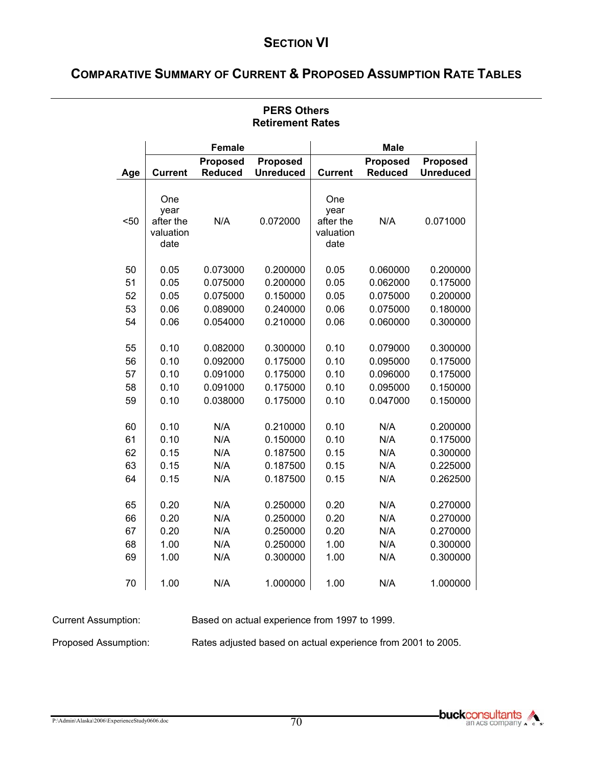# SECTION VI

## COMPARATIVE SUMMARY OF CURRENT & PROPOSED ASSUMPTION RATE TABLES

### PERS Others
### Retirement Rates

| | Female | | | Male | | |
|---|---|---|---|---|---|---|
| Age | Current | Proposed Reduced | Proposed Unreduced | Current | Proposed Reduced | Proposed Unreduced |
| <50 | One year after the valuation date | N/A | 0.072000 | One year after the valuation date | N/A | 0.071000 |
| 50 | 0.05 | 0.073000 | 0.200000 | 0.05 | 0.060000 | 0.200000 |
| 51 | 0.05 | 0.075000 | 0.200000 | 0.05 | 0.062000 | 0.175000 |
| 52 | 0.05 | 0.075000 | 0.150000 | 0.05 | 0.075000 | 0.200000 |
| 53 | 0.06 | 0.089000 | 0.240000 | 0.06 | 0.075000 | 0.180000 |
| 54 | 0.06 | 0.054000 | 0.210000 | 0.06 | 0.060000 | 0.300000 |
| 55 | 0.10 | 0.082000 | 0.300000 | 0.10 | 0.079000 | 0.300000 |
| 56 | 0.10 | 0.092000 | 0.175000 | 0.10 | 0.095000 | 0.175000 |
| 57 | 0.10 | 0.091000 | 0.175000 | 0.10 | 0.096000 | 0.175000 |
| 58 | 0.10 | 0.091000 | 0.175000 | 0.10 | 0.095000 | 0.150000 |
| 59 | 0.10 | 0.038000 | 0.175000 | 0.10 | 0.047000 | 0.150000 |
| 60 | 0.10 | N/A | 0.210000 | 0.10 | N/A | 0.200000 |
| 61 | 0.10 | N/A | 0.150000 | 0.10 | N/A | 0.175000 |
| 62 | 0.15 | N/A | 0.187500 | 0.15 | N/A | 0.300000 |
| 63 | 0.15 | N/A | 0.187500 | 0.15 | N/A | 0.225000 |
| 64 | 0.15 | N/A | 0.187500 | 0.15 | N/A | 0.262500 |
| 65 | 0.20 | N/A | 0.250000 | 0.20 | N/A | 0.270000 |
| 66 | 0.20 | N/A | 0.250000 | 0.20 | N/A | 0.270000 |
| 67 | 0.20 | N/A | 0.250000 | 0.20 | N/A | 0.270000 |
| 68 | 1.00 | N/A | 0.250000 | 1.00 | N/A | 0.300000 |
| 69 | 1.00 | N/A | 0.300000 | 1.00 | N/A | 0.300000 |
| 70 | 1.00 | N/A | 1.000000 | 1.00 | N/A | 1.000000 |

Current Assumption: Based on actual experience from 1997 to 1999.

Proposed Assumption: Rates adjusted based on actual experience from 2001 to 2005.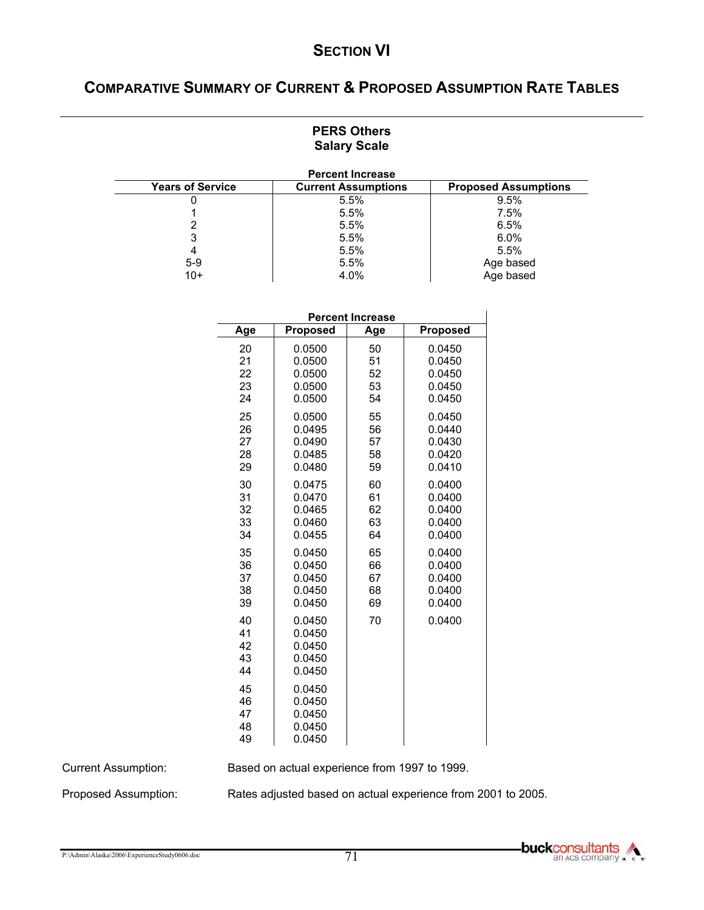# SECTION VI

## COMPARATIVE SUMMARY OF CURRENT & PROPOSED ASSUMPTION RATE TABLES

### PERS Others
### Salary Scale

| | Percent Increase | |
|---|---|---|
| **Years of Service** | **Current Assumptions** | **Proposed Assumptions** |
| 0 | 5.5% | 9.5% |
| 1 | 5.5% | 7.5% |
| 2 | 5.5% | 6.5% |
| 3 | 5.5% | 6.0% |
| 4 | 5.5% | 5.5% |
| 5-9 | 5.5% | Age based |
| 10+ | 4.0% | Age based |

| Percent Increase | | | |
|---|---|---|---|
| **Age** | **Proposed** | **Age** | **Proposed** |
| 20 | 0.0500 | 50 | 0.0450 |
| 21 | 0.0500 | 51 | 0.0450 |
| 22 | 0.0500 | 52 | 0.0450 |
| 23 | 0.0500 | 53 | 0.0450 |
| 24 | 0.0500 | 54 | 0.0450 |
| 25 | 0.0500 | 55 | 0.0450 |
| 26 | 0.0495 | 56 | 0.0440 |
| 27 | 0.0490 | 57 | 0.0430 |
| 28 | 0.0485 | 58 | 0.0420 |
| 29 | 0.0480 | 59 | 0.0410 |
| 30 | 0.0475 | 60 | 0.0400 |
| 31 | 0.0470 | 61 | 0.0400 |
| 32 | 0.0465 | 62 | 0.0400 |
| 33 | 0.0460 | 63 | 0.0400 |
| 34 | 0.0455 | 64 | 0.0400 |
| 35 | 0.0450 | 65 | 0.0400 |
| 36 | 0.0450 | 66 | 0.0400 |
| 37 | 0.0450 | 67 | 0.0400 |
| 38 | 0.0450 | 68 | 0.0400 |
| 39 | 0.0450 | 69 | 0.0400 |
| 40 | 0.0450 | 70 | 0.0400 |
| 41 | 0.0450 | | |
| 42 | 0.0450 | | |
| 43 | 0.0450 | | |
| 44 | 0.0450 | | |
| 45 | 0.0450 | | |
| 46 | 0.0450 | | |
| 47 | 0.0450 | | |
| 48 | 0.0450 | | |
| 49 | 0.0450 | | |

Current Assumption: Based on actual experience from 1997 to 1999.

Proposed Assumption: Rates adjusted based on actual experience from 2001 to 2005.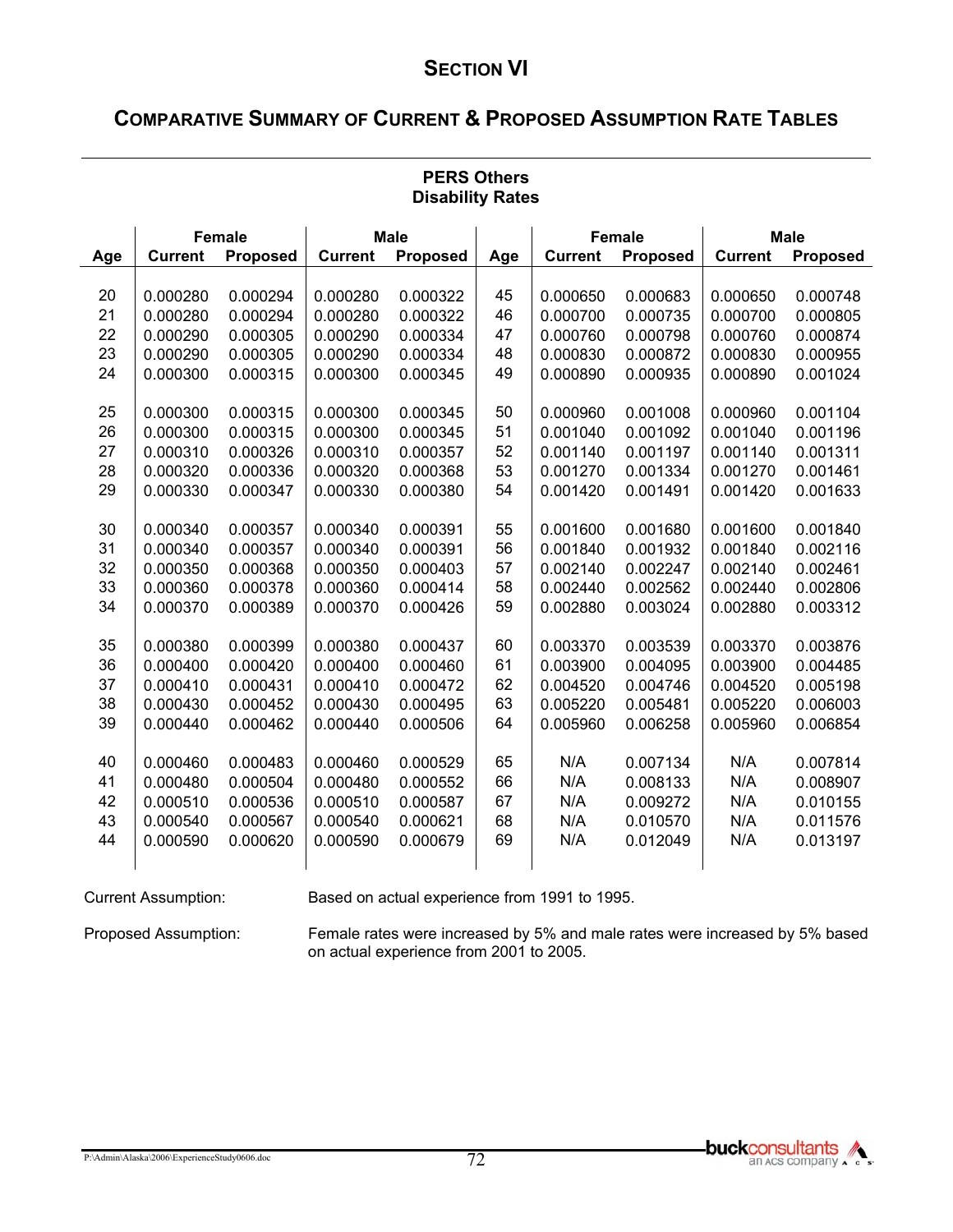# SECTION VI

## COMPARATIVE SUMMARY OF CURRENT & PROPOSED ASSUMPTION RATE TABLES

### PERS Others
### Disability Rates

| | Female | | Male | | | Female | | Male | |
|---|---|---|---|---|---|---|---|---|---|
| **Age** | **Current** | **Proposed** | **Current** | **Proposed** | **Age** | **Current** | **Proposed** | **Current** | **Proposed** |
| 20 | 0.000280 | 0.000294 | 0.000280 | 0.000322 | 45 | 0.000650 | 0.000683 | 0.000650 | 0.000748 |
| 21 | 0.000280 | 0.000294 | 0.000280 | 0.000322 | 46 | 0.000700 | 0.000735 | 0.000700 | 0.000805 |
| 22 | 0.000290 | 0.000305 | 0.000290 | 0.000334 | 47 | 0.000760 | 0.000798 | 0.000760 | 0.000874 |
| 23 | 0.000290 | 0.000305 | 0.000290 | 0.000334 | 48 | 0.000830 | 0.000872 | 0.000830 | 0.000955 |
| 24 | 0.000300 | 0.000315 | 0.000300 | 0.000345 | 49 | 0.000890 | 0.000935 | 0.000890 | 0.001024 |
| 25 | 0.000300 | 0.000315 | 0.000300 | 0.000345 | 50 | 0.000960 | 0.001008 | 0.000960 | 0.001104 |
| 26 | 0.000300 | 0.000315 | 0.000300 | 0.000345 | 51 | 0.001040 | 0.001092 | 0.001040 | 0.001196 |
| 27 | 0.000310 | 0.000326 | 0.000310 | 0.000357 | 52 | 0.001140 | 0.001197 | 0.001140 | 0.001311 |
| 28 | 0.000320 | 0.000336 | 0.000320 | 0.000368 | 53 | 0.001270 | 0.001334 | 0.001270 | 0.001461 |
| 29 | 0.000330 | 0.000347 | 0.000330 | 0.000380 | 54 | 0.001420 | 0.001491 | 0.001420 | 0.001633 |
| 30 | 0.000340 | 0.000357 | 0.000340 | 0.000391 | 55 | 0.001600 | 0.001680 | 0.001600 | 0.001840 |
| 31 | 0.000340 | 0.000357 | 0.000340 | 0.000391 | 56 | 0.001840 | 0.001932 | 0.001840 | 0.002116 |
| 32 | 0.000350 | 0.000368 | 0.000350 | 0.000403 | 57 | 0.002140 | 0.002247 | 0.002140 | 0.002461 |
| 33 | 0.000360 | 0.000378 | 0.000360 | 0.000414 | 58 | 0.002440 | 0.002562 | 0.002440 | 0.002806 |
| 34 | 0.000370 | 0.000389 | 0.000370 | 0.000426 | 59 | 0.002880 | 0.003024 | 0.002880 | 0.003312 |
| 35 | 0.000380 | 0.000399 | 0.000380 | 0.000437 | 60 | 0.003370 | 0.003539 | 0.003370 | 0.003876 |
| 36 | 0.000400 | 0.000420 | 0.000400 | 0.000460 | 61 | 0.003900 | 0.004095 | 0.003900 | 0.004485 |
| 37 | 0.000410 | 0.000431 | 0.000410 | 0.000472 | 62 | 0.004520 | 0.004746 | 0.004520 | 0.005198 |
| 38 | 0.000430 | 0.000452 | 0.000430 | 0.000495 | 63 | 0.005220 | 0.005481 | 0.005220 | 0.006003 |
| 39 | 0.000440 | 0.000462 | 0.000440 | 0.000506 | 64 | 0.005960 | 0.006258 | 0.005960 | 0.006854 |
| 40 | 0.000460 | 0.000483 | 0.000460 | 0.000529 | 65 | N/A | 0.007134 | N/A | 0.007814 |
| 41 | 0.000480 | 0.000504 | 0.000480 | 0.000552 | 66 | N/A | 0.008133 | N/A | 0.008907 |
| 42 | 0.000510 | 0.000536 | 0.000510 | 0.000587 | 67 | N/A | 0.009272 | N/A | 0.010155 |
| 43 | 0.000540 | 0.000567 | 0.000540 | 0.000621 | 68 | N/A | 0.010570 | N/A | 0.011576 |
| 44 | 0.000590 | 0.000620 | 0.000590 | 0.000679 | 69 | N/A | 0.012049 | N/A | 0.013197 |

Current Assumption: Based on actual experience from 1991 to 1995.

Proposed Assumption: Female rates were increased by 5% and male rates were increased by 5% based on actual experience from 2001 to 2005.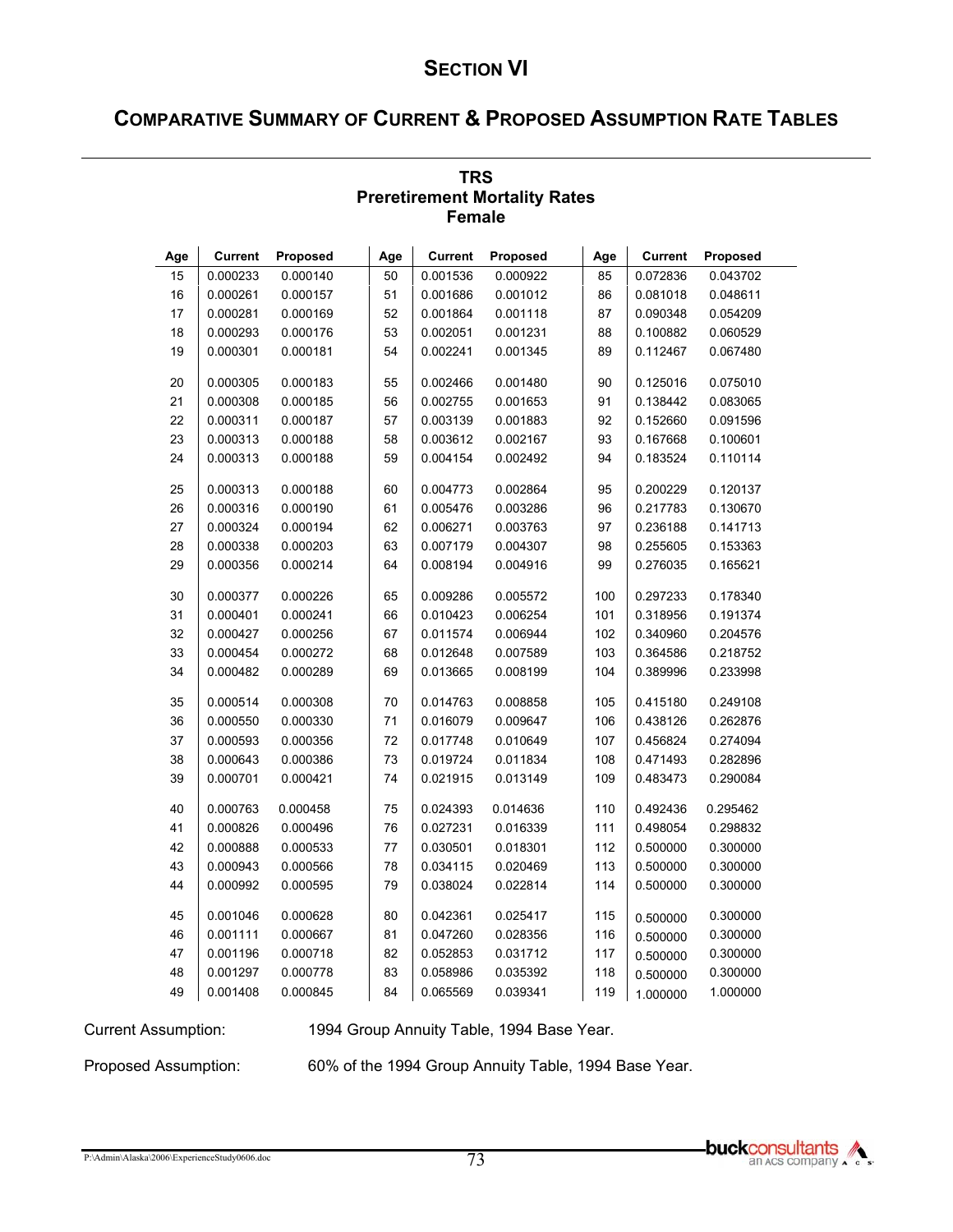# SECTION VI

## COMPARATIVE SUMMARY OF CURRENT & PROPOSED ASSUMPTION RATE TABLES

### TRS
### Preretirement Mortality Rates
### Female

| Age | Current | Proposed | Age | Current | Proposed | Age | Current | Proposed |
|---|---|---|---|---|---|---|---|---|
| 15 | 0.000233 | 0.000140 | 50 | 0.001536 | 0.000922 | 85 | 0.072836 | 0.043702 |
| 16 | 0.000261 | 0.000157 | 51 | 0.001686 | 0.001012 | 86 | 0.081018 | 0.048611 |
| 17 | 0.000281 | 0.000169 | 52 | 0.001864 | 0.001118 | 87 | 0.090348 | 0.054209 |
| 18 | 0.000293 | 0.000176 | 53 | 0.002051 | 0.001231 | 88 | 0.100882 | 0.060529 |
| 19 | 0.000301 | 0.000181 | 54 | 0.002241 | 0.001345 | 89 | 0.112467 | 0.067480 |
| 20 | 0.000305 | 0.000183 | 55 | 0.002466 | 0.001480 | 90 | 0.125016 | 0.075010 |
| 21 | 0.000308 | 0.000185 | 56 | 0.002755 | 0.001653 | 91 | 0.138442 | 0.083065 |
| 22 | 0.000311 | 0.000187 | 57 | 0.003139 | 0.001883 | 92 | 0.152660 | 0.091596 |
| 23 | 0.000313 | 0.000188 | 58 | 0.003612 | 0.002167 | 93 | 0.167668 | 0.100601 |
| 24 | 0.000313 | 0.000188 | 59 | 0.004154 | 0.002492 | 94 | 0.183524 | 0.110114 |
| 25 | 0.000313 | 0.000188 | 60 | 0.004773 | 0.002864 | 95 | 0.200229 | 0.120137 |
| 26 | 0.000316 | 0.000190 | 61 | 0.005476 | 0.003286 | 96 | 0.217783 | 0.130670 |
| 27 | 0.000324 | 0.000194 | 62 | 0.006271 | 0.003763 | 97 | 0.236188 | 0.141713 |
| 28 | 0.000338 | 0.000203 | 63 | 0.007179 | 0.004307 | 98 | 0.255605 | 0.153363 |
| 29 | 0.000356 | 0.000214 | 64 | 0.008194 | 0.004916 | 99 | 0.276035 | 0.165621 |
| 30 | 0.000377 | 0.000226 | 65 | 0.009286 | 0.005572 | 100 | 0.297233 | 0.178340 |
| 31 | 0.000401 | 0.000241 | 66 | 0.010423 | 0.006254 | 101 | 0.318956 | 0.191374 |
| 32 | 0.000427 | 0.000256 | 67 | 0.011574 | 0.006944 | 102 | 0.340960 | 0.204576 |
| 33 | 0.000454 | 0.000272 | 68 | 0.012648 | 0.007589 | 103 | 0.364586 | 0.218752 |
| 34 | 0.000482 | 0.000289 | 69 | 0.013665 | 0.008199 | 104 | 0.389996 | 0.233998 |
| 35 | 0.000514 | 0.000308 | 70 | 0.014763 | 0.008858 | 105 | 0.415180 | 0.249108 |
| 36 | 0.000550 | 0.000330 | 71 | 0.016079 | 0.009647 | 106 | 0.438126 | 0.262876 |
| 37 | 0.000593 | 0.000356 | 72 | 0.017748 | 0.010649 | 107 | 0.456824 | 0.274094 |
| 38 | 0.000643 | 0.000386 | 73 | 0.019724 | 0.011834 | 108 | 0.471493 | 0.282896 |
| 39 | 0.000701 | 0.000421 | 74 | 0.021915 | 0.013149 | 109 | 0.483473 | 0.290084 |
| 40 | 0.000763 | 0.000458 | 75 | 0.024393 | 0.014636 | 110 | 0.492436 | 0.295462 |
| 41 | 0.000826 | 0.000496 | 76 | 0.027231 | 0.016339 | 111 | 0.498054 | 0.298832 |
| 42 | 0.000888 | 0.000533 | 77 | 0.030501 | 0.018301 | 112 | 0.500000 | 0.300000 |
| 43 | 0.000943 | 0.000566 | 78 | 0.034115 | 0.020469 | 113 | 0.500000 | 0.300000 |
| 44 | 0.000992 | 0.000595 | 79 | 0.038024 | 0.022814 | 114 | 0.500000 | 0.300000 |
| 45 | 0.001046 | 0.000628 | 80 | 0.042361 | 0.025417 | 115 | 0.500000 | 0.300000 |
| 46 | 0.001111 | 0.000667 | 81 | 0.047260 | 0.028356 | 116 | 0.500000 | 0.300000 |
| 47 | 0.001196 | 0.000718 | 82 | 0.052853 | 0.031712 | 117 | 0.500000 | 0.300000 |
| 48 | 0.001297 | 0.000778 | 83 | 0.058986 | 0.035392 | 118 | 0.500000 | 0.300000 |
| 49 | 0.001408 | 0.000845 | 84 | 0.065569 | 0.039341 | 119 | 1.000000 | 1.000000 |

Current Assumption: 1994 Group Annuity Table, 1994 Base Year.

Proposed Assumption: 60% of the 1994 Group Annuity Table, 1994 Base Year.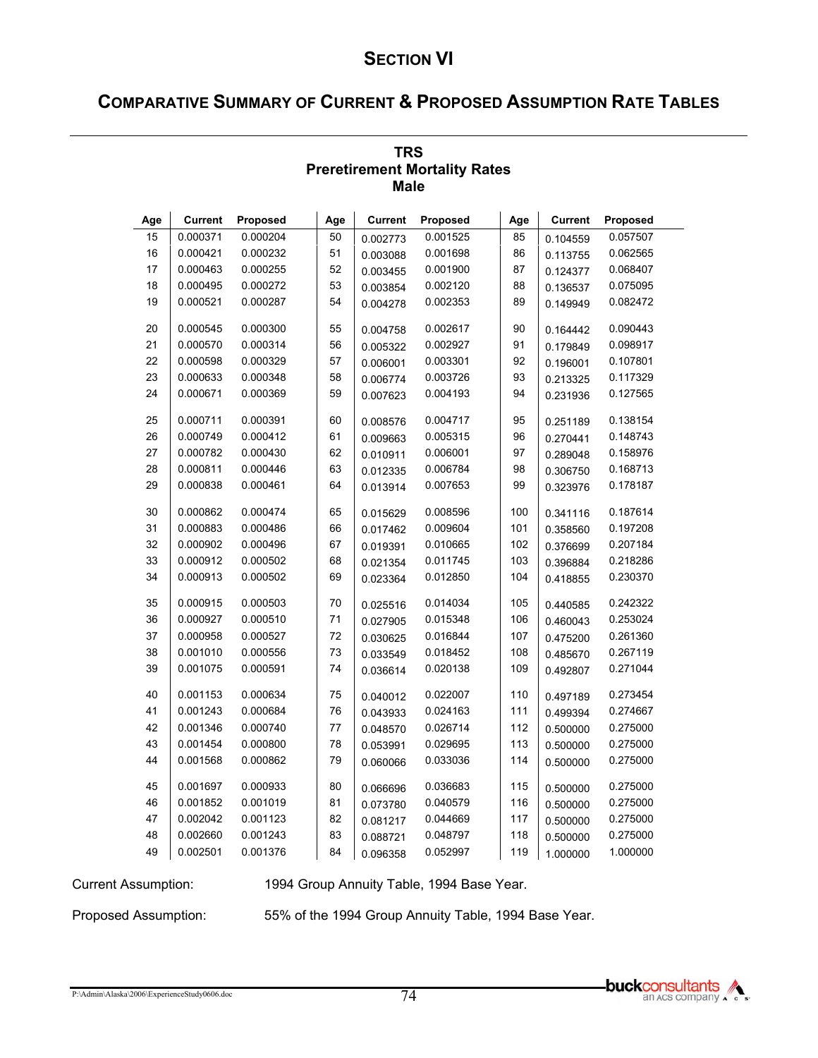# SECTION VI

## COMPARATIVE SUMMARY OF CURRENT & PROPOSED ASSUMPTION RATE TABLES

### TRS
### Preretirement Mortality Rates
### Male

| Age | Current | Proposed | Age | Current | Proposed | Age | Current | Proposed |
|---|---|---|---|---|---|---|---|---|
| 15 | 0.000371 | 0.000204 | 50 | 0.002773 | 0.001525 | 85 | 0.104559 | 0.057507 |
| 16 | 0.000421 | 0.000232 | 51 | 0.003088 | 0.001698 | 86 | 0.113755 | 0.062565 |
| 17 | 0.000463 | 0.000255 | 52 | 0.003455 | 0.001900 | 87 | 0.124377 | 0.068407 |
| 18 | 0.000495 | 0.000272 | 53 | 0.003854 | 0.002120 | 88 | 0.136537 | 0.075095 |
| 19 | 0.000521 | 0.000287 | 54 | 0.004278 | 0.002353 | 89 | 0.149949 | 0.082472 |
| 20 | 0.000545 | 0.000300 | 55 | 0.004758 | 0.002617 | 90 | 0.164442 | 0.090443 |
| 21 | 0.000570 | 0.000314 | 56 | 0.005322 | 0.002927 | 91 | 0.179849 | 0.098917 |
| 22 | 0.000598 | 0.000329 | 57 | 0.006001 | 0.003301 | 92 | 0.196001 | 0.107801 |
| 23 | 0.000633 | 0.000348 | 58 | 0.006774 | 0.003726 | 93 | 0.213325 | 0.117329 |
| 24 | 0.000671 | 0.000369 | 59 | 0.007623 | 0.004193 | 94 | 0.231936 | 0.127565 |
| 25 | 0.000711 | 0.000391 | 60 | 0.008576 | 0.004717 | 95 | 0.251189 | 0.138154 |
| 26 | 0.000749 | 0.000412 | 61 | 0.009663 | 0.005315 | 96 | 0.270441 | 0.148743 |
| 27 | 0.000782 | 0.000430 | 62 | 0.010911 | 0.006001 | 97 | 0.289048 | 0.158976 |
| 28 | 0.000811 | 0.000446 | 63 | 0.012335 | 0.006784 | 98 | 0.306750 | 0.168713 |
| 29 | 0.000838 | 0.000461 | 64 | 0.013914 | 0.007653 | 99 | 0.323976 | 0.178187 |
| 30 | 0.000862 | 0.000474 | 65 | 0.015629 | 0.008596 | 100 | 0.341116 | 0.187614 |
| 31 | 0.000883 | 0.000486 | 66 | 0.017462 | 0.009604 | 101 | 0.358560 | 0.197208 |
| 32 | 0.000902 | 0.000496 | 67 | 0.019391 | 0.010665 | 102 | 0.376699 | 0.207184 |
| 33 | 0.000912 | 0.000502 | 68 | 0.021354 | 0.011745 | 103 | 0.396884 | 0.218286 |
| 34 | 0.000913 | 0.000502 | 69 | 0.023364 | 0.012850 | 104 | 0.418855 | 0.230370 |
| 35 | 0.000915 | 0.000503 | 70 | 0.025516 | 0.014034 | 105 | 0.440585 | 0.242322 |
| 36 | 0.000927 | 0.000510 | 71 | 0.027905 | 0.015348 | 106 | 0.460043 | 0.253024 |
| 37 | 0.000958 | 0.000527 | 72 | 0.030625 | 0.016844 | 107 | 0.475200 | 0.261360 |
| 38 | 0.001010 | 0.000556 | 73 | 0.033549 | 0.018452 | 108 | 0.485670 | 0.267119 |
| 39 | 0.001075 | 0.000591 | 74 | 0.036614 | 0.020138 | 109 | 0.492807 | 0.271044 |
| 40 | 0.001153 | 0.000634 | 75 | 0.040012 | 0.022007 | 110 | 0.497189 | 0.273454 |
| 41 | 0.001243 | 0.000684 | 76 | 0.043933 | 0.024163 | 111 | 0.499394 | 0.274667 |
| 42 | 0.001346 | 0.000740 | 77 | 0.048570 | 0.026714 | 112 | 0.500000 | 0.275000 |
| 43 | 0.001454 | 0.000800 | 78 | 0.053991 | 0.029695 | 113 | 0.500000 | 0.275000 |
| 44 | 0.001568 | 0.000862 | 79 | 0.060066 | 0.033036 | 114 | 0.500000 | 0.275000 |
| 45 | 0.001697 | 0.000933 | 80 | 0.066696 | 0.036683 | 115 | 0.500000 | 0.275000 |
| 46 | 0.001852 | 0.001019 | 81 | 0.073780 | 0.040579 | 116 | 0.500000 | 0.275000 |
| 47 | 0.002042 | 0.001123 | 82 | 0.081217 | 0.044669 | 117 | 0.500000 | 0.275000 |
| 48 | 0.002660 | 0.001243 | 83 | 0.088721 | 0.048797 | 118 | 0.500000 | 0.275000 |
| 49 | 0.002501 | 0.001376 | 84 | 0.096358 | 0.052997 | 119 | 1.000000 | 1.000000 |

Current Assumption: 1994 Group Annuity Table, 1994 Base Year.

Proposed Assumption: 55% of the 1994 Group Annuity Table, 1994 Base Year.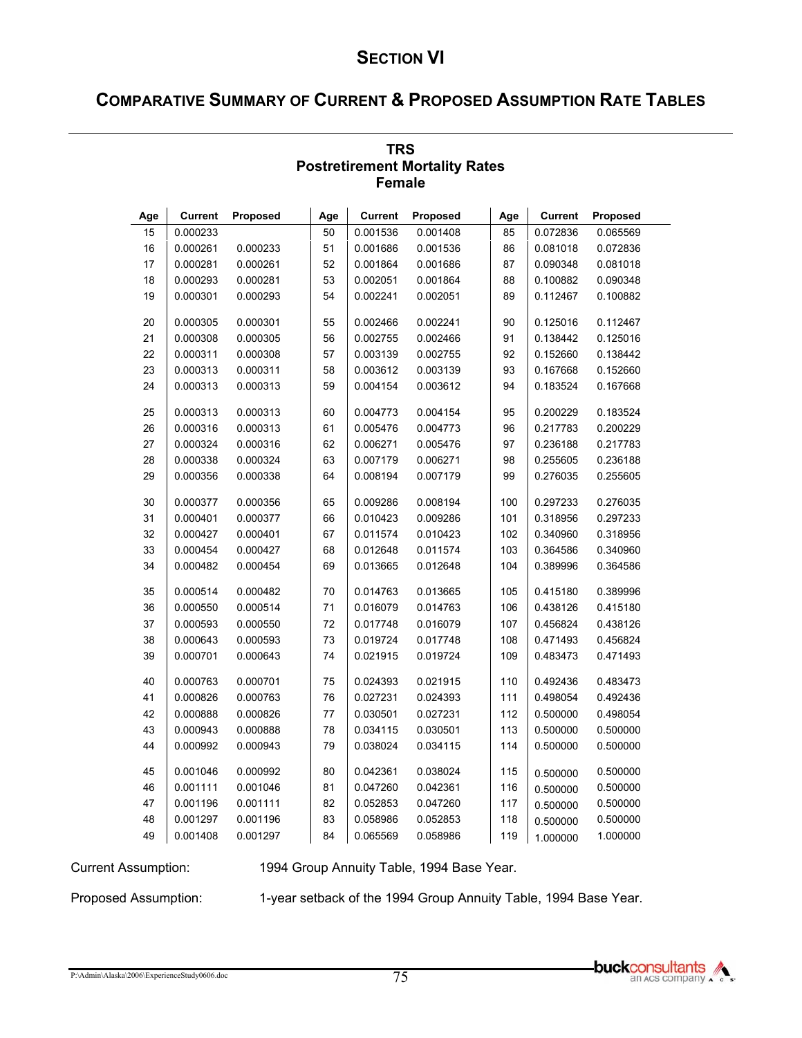## SECTION VI

## COMPARATIVE SUMMARY OF CURRENT & PROPOSED ASSUMPTION RATE TABLES

### TRS
### Postretirement Mortality Rates
### Female

| Age | Current | Proposed | Age | Current | Proposed | Age | Current | Proposed |
|---|---|---|---|---|---|---|---|---|
| 15 | 0.000233 | | 50 | 0.001536 | 0.001408 | 85 | 0.072836 | 0.065569 |
| 16 | 0.000261 | 0.000233 | 51 | 0.001686 | 0.001536 | 86 | 0.081018 | 0.072836 |
| 17 | 0.000281 | 0.000261 | 52 | 0.001864 | 0.001686 | 87 | 0.090348 | 0.081018 |
| 18 | 0.000293 | 0.000281 | 53 | 0.002051 | 0.001864 | 88 | 0.100882 | 0.090348 |
| 19 | 0.000301 | 0.000293 | 54 | 0.002241 | 0.002051 | 89 | 0.112467 | 0.100882 |
| 20 | 0.000305 | 0.000301 | 55 | 0.002466 | 0.002241 | 90 | 0.125016 | 0.112467 |
| 21 | 0.000308 | 0.000305 | 56 | 0.002755 | 0.002466 | 91 | 0.138442 | 0.125016 |
| 22 | 0.000311 | 0.000308 | 57 | 0.003139 | 0.002755 | 92 | 0.152660 | 0.138442 |
| 23 | 0.000313 | 0.000311 | 58 | 0.003612 | 0.003139 | 93 | 0.167668 | 0.152660 |
| 24 | 0.000313 | 0.000313 | 59 | 0.004154 | 0.003612 | 94 | 0.183524 | 0.167668 |
| 25 | 0.000313 | 0.000313 | 60 | 0.004773 | 0.004154 | 95 | 0.200229 | 0.183524 |
| 26 | 0.000316 | 0.000313 | 61 | 0.005476 | 0.004773 | 96 | 0.217783 | 0.200229 |
| 27 | 0.000324 | 0.000316 | 62 | 0.006271 | 0.005476 | 97 | 0.236188 | 0.217783 |
| 28 | 0.000338 | 0.000324 | 63 | 0.007179 | 0.006271 | 98 | 0.255605 | 0.236188 |
| 29 | 0.000356 | 0.000338 | 64 | 0.008194 | 0.007179 | 99 | 0.276035 | 0.255605 |
| 30 | 0.000377 | 0.000356 | 65 | 0.009286 | 0.008194 | 100 | 0.297233 | 0.276035 |
| 31 | 0.000401 | 0.000377 | 66 | 0.010423 | 0.009286 | 101 | 0.318956 | 0.297233 |
| 32 | 0.000427 | 0.000401 | 67 | 0.011574 | 0.010423 | 102 | 0.340960 | 0.318956 |
| 33 | 0.000454 | 0.000427 | 68 | 0.012648 | 0.011574 | 103 | 0.364586 | 0.340960 |
| 34 | 0.000482 | 0.000454 | 69 | 0.013665 | 0.012648 | 104 | 0.389996 | 0.364586 |
| 35 | 0.000514 | 0.000482 | 70 | 0.014763 | 0.013665 | 105 | 0.415180 | 0.389996 |
| 36 | 0.000550 | 0.000514 | 71 | 0.016079 | 0.014763 | 106 | 0.438126 | 0.415180 |
| 37 | 0.000593 | 0.000550 | 72 | 0.017748 | 0.016079 | 107 | 0.456824 | 0.438126 |
| 38 | 0.000643 | 0.000593 | 73 | 0.019724 | 0.017748 | 108 | 0.471493 | 0.456824 |
| 39 | 0.000701 | 0.000643 | 74 | 0.021915 | 0.019724 | 109 | 0.483473 | 0.471493 |
| 40 | 0.000763 | 0.000701 | 75 | 0.024393 | 0.021915 | 110 | 0.492436 | 0.483473 |
| 41 | 0.000826 | 0.000763 | 76 | 0.027231 | 0.024393 | 111 | 0.498054 | 0.492436 |
| 42 | 0.000888 | 0.000826 | 77 | 0.030501 | 0.027231 | 112 | 0.500000 | 0.498054 |
| 43 | 0.000943 | 0.000888 | 78 | 0.034115 | 0.030501 | 113 | 0.500000 | 0.500000 |
| 44 | 0.000992 | 0.000943 | 79 | 0.038024 | 0.034115 | 114 | 0.500000 | 0.500000 |
| 45 | 0.001046 | 0.000992 | 80 | 0.042361 | 0.038024 | 115 | 0.500000 | 0.500000 |
| 46 | 0.001111 | 0.001046 | 81 | 0.047260 | 0.042361 | 116 | 0.500000 | 0.500000 |
| 47 | 0.001196 | 0.001111 | 82 | 0.052853 | 0.047260 | 117 | 0.500000 | 0.500000 |
| 48 | 0.001297 | 0.001196 | 83 | 0.058986 | 0.052853 | 118 | 0.500000 | 0.500000 |
| 49 | 0.001408 | 0.001297 | 84 | 0.065569 | 0.058986 | 119 | 1.000000 | 1.000000 |

Current Assumption: 1994 Group Annuity Table, 1994 Base Year.

Proposed Assumption: 1-year setback of the 1994 Group Annuity Table, 1994 Base Year.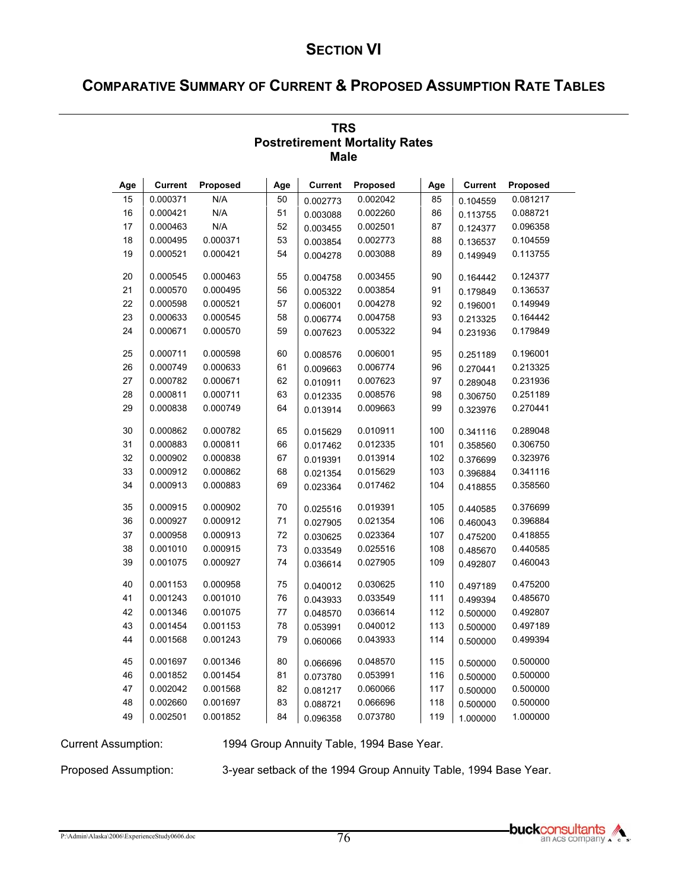# SECTION VI

## COMPARATIVE SUMMARY OF CURRENT & PROPOSED ASSUMPTION RATE TABLES

### TRS
### Postretirement Mortality Rates
### Male

| Age | Current | Proposed | Age | Current | Proposed | Age | Current | Proposed |
|---|---|---|---|---|---|---|---|---|
| 15 | 0.000371 | N/A | 50 | 0.002773 | 0.002042 | 85 | 0.104559 | 0.081217 |
| 16 | 0.000421 | N/A | 51 | 0.003088 | 0.002260 | 86 | 0.113755 | 0.088721 |
| 17 | 0.000463 | N/A | 52 | 0.003455 | 0.002501 | 87 | 0.124377 | 0.096358 |
| 18 | 0.000495 | 0.000371 | 53 | 0.003854 | 0.002773 | 88 | 0.136537 | 0.104559 |
| 19 | 0.000521 | 0.000421 | 54 | 0.004278 | 0.003088 | 89 | 0.149949 | 0.113755 |
| 20 | 0.000545 | 0.000463 | 55 | 0.004758 | 0.003455 | 90 | 0.164442 | 0.124377 |
| 21 | 0.000570 | 0.000495 | 56 | 0.005322 | 0.003854 | 91 | 0.179849 | 0.136537 |
| 22 | 0.000598 | 0.000521 | 57 | 0.006001 | 0.004278 | 92 | 0.196001 | 0.149949 |
| 23 | 0.000633 | 0.000545 | 58 | 0.006774 | 0.004758 | 93 | 0.213325 | 0.164442 |
| 24 | 0.000671 | 0.000570 | 59 | 0.007623 | 0.005322 | 94 | 0.231936 | 0.179849 |
| 25 | 0.000711 | 0.000598 | 60 | 0.008576 | 0.006001 | 95 | 0.251189 | 0.196001 |
| 26 | 0.000749 | 0.000633 | 61 | 0.009663 | 0.006774 | 96 | 0.270441 | 0.213325 |
| 27 | 0.000782 | 0.000671 | 62 | 0.010911 | 0.007623 | 97 | 0.289048 | 0.231936 |
| 28 | 0.000811 | 0.000711 | 63 | 0.012335 | 0.008576 | 98 | 0.306750 | 0.251189 |
| 29 | 0.000838 | 0.000749 | 64 | 0.013914 | 0.009663 | 99 | 0.323976 | 0.270441 |
| 30 | 0.000862 | 0.000782 | 65 | 0.015629 | 0.010911 | 100 | 0.341116 | 0.289048 |
| 31 | 0.000883 | 0.000811 | 66 | 0.017462 | 0.012335 | 101 | 0.358560 | 0.306750 |
| 32 | 0.000902 | 0.000838 | 67 | 0.019391 | 0.013914 | 102 | 0.376699 | 0.323976 |
| 33 | 0.000912 | 0.000862 | 68 | 0.021354 | 0.015629 | 103 | 0.396884 | 0.341116 |
| 34 | 0.000913 | 0.000883 | 69 | 0.023364 | 0.017462 | 104 | 0.418855 | 0.358560 |
| 35 | 0.000915 | 0.000902 | 70 | 0.025516 | 0.019391 | 105 | 0.440585 | 0.376699 |
| 36 | 0.000927 | 0.000912 | 71 | 0.027905 | 0.021354 | 106 | 0.460043 | 0.396884 |
| 37 | 0.000958 | 0.000913 | 72 | 0.030625 | 0.023364 | 107 | 0.475200 | 0.418855 |
| 38 | 0.001010 | 0.000915 | 73 | 0.033549 | 0.025516 | 108 | 0.485670 | 0.440585 |
| 39 | 0.001075 | 0.000927 | 74 | 0.036614 | 0.027905 | 109 | 0.492807 | 0.460043 |
| 40 | 0.001153 | 0.000958 | 75 | 0.040012 | 0.030625 | 110 | 0.497189 | 0.475200 |
| 41 | 0.001243 | 0.001010 | 76 | 0.043933 | 0.033549 | 111 | 0.499394 | 0.485670 |
| 42 | 0.001346 | 0.001075 | 77 | 0.048570 | 0.036614 | 112 | 0.500000 | 0.492807 |
| 43 | 0.001454 | 0.001153 | 78 | 0.053991 | 0.040012 | 113 | 0.500000 | 0.497189 |
| 44 | 0.001568 | 0.001243 | 79 | 0.060066 | 0.043933 | 114 | 0.500000 | 0.499394 |
| 45 | 0.001697 | 0.001346 | 80 | 0.066696 | 0.048570 | 115 | 0.500000 | 0.500000 |
| 46 | 0.001852 | 0.001454 | 81 | 0.073780 | 0.053991 | 116 | 0.500000 | 0.500000 |
| 47 | 0.002042 | 0.001568 | 82 | 0.081217 | 0.060066 | 117 | 0.500000 | 0.500000 |
| 48 | 0.002660 | 0.001697 | 83 | 0.088721 | 0.066696 | 118 | 0.500000 | 0.500000 |
| 49 | 0.002501 | 0.001852 | 84 | 0.096358 | 0.073780 | 119 | 1.000000 | 1.000000 |

Current Assumption: 1994 Group Annuity Table, 1994 Base Year.

Proposed Assumption: 3-year setback of the 1994 Group Annuity Table, 1994 Base Year.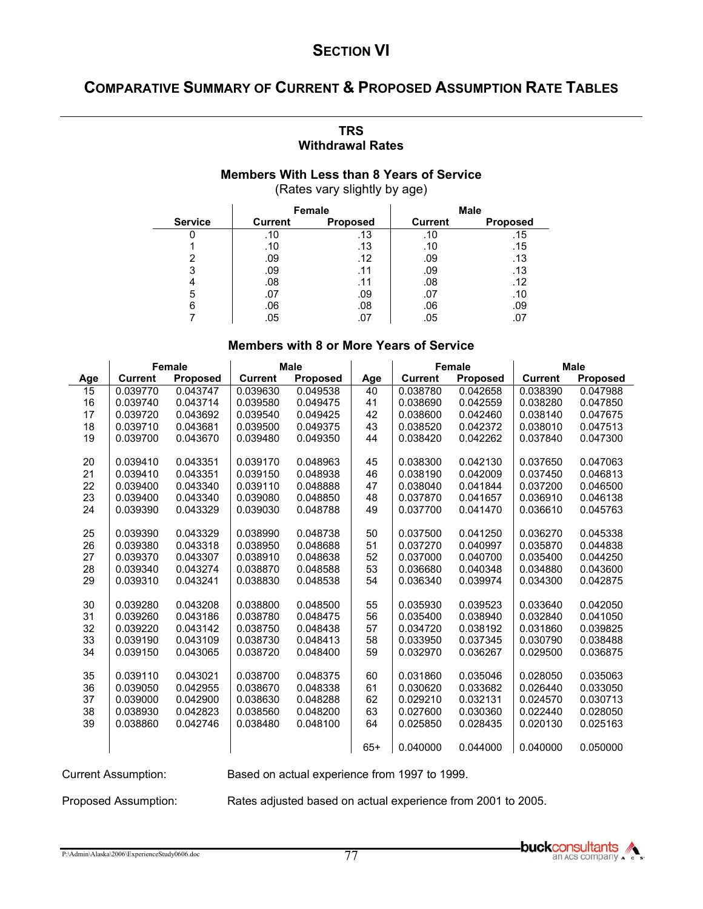# SECTION VI

## COMPARATIVE SUMMARY OF CURRENT & PROPOSED ASSUMPTION RATE TABLES

### TRS
### Withdrawal Rates

#### Members With Less than 8 Years of Service
(Rates vary slightly by age)

| | Female | | Male | |
|---|---|---|---|---|
| **Service** | **Current** | **Proposed** | **Current** | **Proposed** |
| 0 | .10 | .13 | .10 | .15 |
| 1 | .10 | .13 | .10 | .15 |
| 2 | .09 | .12 | .09 | .13 |
| 3 | .09 | .11 | .09 | .13 |
| 4 | .08 | .11 | .08 | .12 |
| 5 | .07 | .09 | .07 | .10 |
| 6 | .06 | .08 | .06 | .09 |
| 7 | .05 | .07 | .05 | .07 |

#### Members with 8 or More Years of Service

| | Female | | Male | | | Female | | Male | |
|---|---|---|---|---|---|---|---|---|---|
| **Age** | **Current** | **Proposed** | **Current** | **Proposed** | **Age** | **Current** | **Proposed** | **Current** | **Proposed** |
| 15 | 0.039770 | 0.043747 | 0.039630 | 0.049538 | 40 | 0.038780 | 0.042658 | 0.038390 | 0.047988 |
| 16 | 0.039740 | 0.043714 | 0.039580 | 0.049475 | 41 | 0.038690 | 0.042559 | 0.038280 | 0.047850 |
| 17 | 0.039720 | 0.043692 | 0.039540 | 0.049425 | 42 | 0.038600 | 0.042460 | 0.038140 | 0.047675 |
| 18 | 0.039710 | 0.043681 | 0.039500 | 0.049375 | 43 | 0.038520 | 0.042372 | 0.038010 | 0.047513 |
| 19 | 0.039700 | 0.043670 | 0.039480 | 0.049350 | 44 | 0.038420 | 0.042262 | 0.037840 | 0.047300 |
| 20 | 0.039410 | 0.043351 | 0.039170 | 0.048963 | 45 | 0.038300 | 0.042130 | 0.037650 | 0.047063 |
| 21 | 0.039410 | 0.043351 | 0.039150 | 0.048938 | 46 | 0.038190 | 0.042009 | 0.037450 | 0.046813 |
| 22 | 0.039400 | 0.043340 | 0.039110 | 0.048888 | 47 | 0.038040 | 0.041844 | 0.037200 | 0.046500 |
| 23 | 0.039400 | 0.043340 | 0.039080 | 0.048850 | 48 | 0.037870 | 0.041657 | 0.036910 | 0.046138 |
| 24 | 0.039390 | 0.043329 | 0.039030 | 0.048788 | 49 | 0.037700 | 0.041470 | 0.036610 | 0.045763 |
| 25 | 0.039390 | 0.043329 | 0.038990 | 0.048738 | 50 | 0.037500 | 0.041250 | 0.036270 | 0.045338 |
| 26 | 0.039380 | 0.043318 | 0.038950 | 0.048688 | 51 | 0.037270 | 0.040997 | 0.035870 | 0.044838 |
| 27 | 0.039370 | 0.043307 | 0.038910 | 0.048638 | 52 | 0.037000 | 0.040700 | 0.035400 | 0.044250 |
| 28 | 0.039340 | 0.043274 | 0.038870 | 0.048588 | 53 | 0.036680 | 0.040348 | 0.034880 | 0.043600 |
| 29 | 0.039310 | 0.043241 | 0.038830 | 0.048538 | 54 | 0.036340 | 0.039974 | 0.034300 | 0.042875 |
| 30 | 0.039280 | 0.043208 | 0.038800 | 0.048500 | 55 | 0.035930 | 0.039523 | 0.033640 | 0.042050 |
| 31 | 0.039260 | 0.043186 | 0.038780 | 0.048475 | 56 | 0.035400 | 0.038940 | 0.032840 | 0.041050 |
| 32 | 0.039220 | 0.043142 | 0.038750 | 0.048438 | 57 | 0.034720 | 0.038192 | 0.031860 | 0.039825 |
| 33 | 0.039190 | 0.043109 | 0.038730 | 0.048413 | 58 | 0.033950 | 0.037345 | 0.030790 | 0.038488 |
| 34 | 0.039150 | 0.043065 | 0.038720 | 0.048400 | 59 | 0.032970 | 0.036267 | 0.029500 | 0.036875 |
| 35 | 0.039110 | 0.043021 | 0.038700 | 0.048375 | 60 | 0.031860 | 0.035046 | 0.028050 | 0.035063 |
| 36 | 0.039050 | 0.042955 | 0.038670 | 0.048338 | 61 | 0.030620 | 0.033682 | 0.026440 | 0.033050 |
| 37 | 0.039000 | 0.042900 | 0.038630 | 0.048288 | 62 | 0.029210 | 0.032131 | 0.024570 | 0.030713 |
| 38 | 0.038930 | 0.042823 | 0.038560 | 0.048200 | 63 | 0.027600 | 0.030360 | 0.022440 | 0.028050 |
| 39 | 0.038860 | 0.042746 | 0.038480 | 0.048100 | 64 | 0.025850 | 0.028435 | 0.020130 | 0.025163 |
| | | | | | 65+ | 0.040000 | 0.044000 | 0.040000 | 0.050000 |

Current Assumption: Based on actual experience from 1997 to 1999.

Proposed Assumption: Rates adjusted based on actual experience from 2001 to 2005.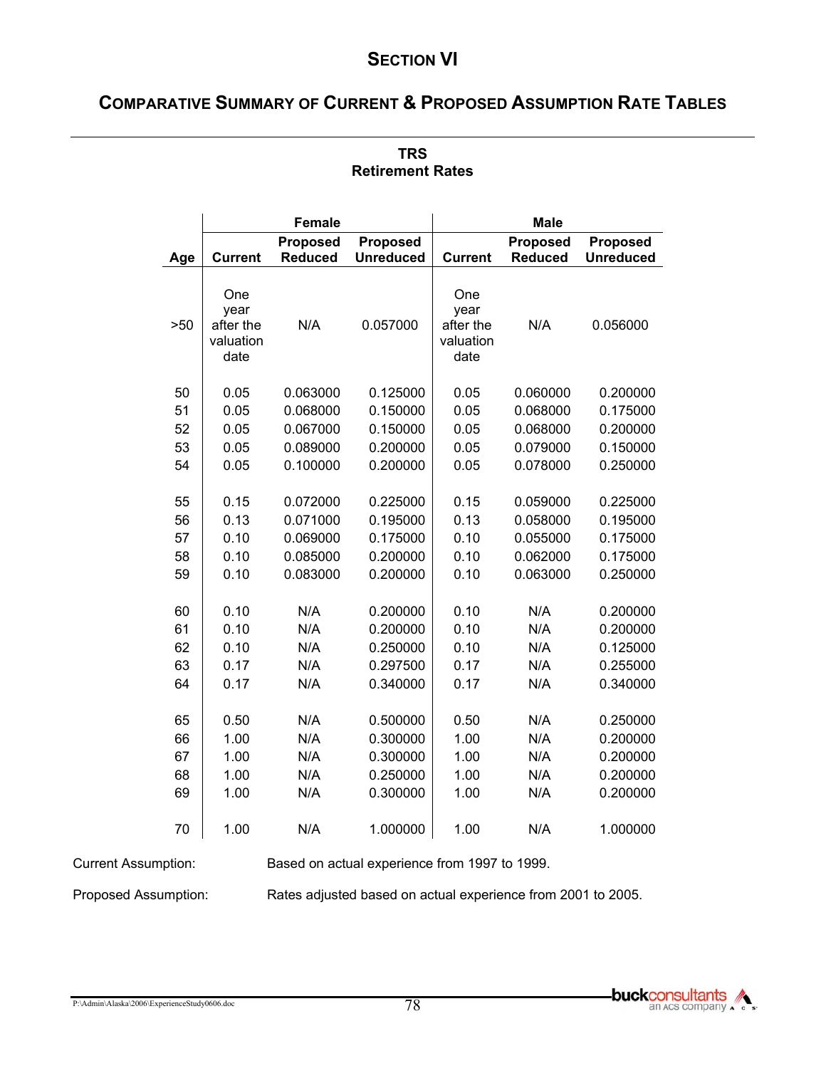# SECTION VI

## COMPARATIVE SUMMARY OF CURRENT & PROPOSED ASSUMPTION RATE TABLES

### TRS
### Retirement Rates

| | Female | | | Male | | |
|---|---|---|---|---|---|---|
| Age | Current | Proposed Reduced | Proposed Unreduced | Current | Proposed Reduced | Proposed Unreduced |
| >50 | One year after the valuation date | N/A | 0.057000 | One year after the valuation date | N/A | 0.056000 |
| 50 | 0.05 | 0.063000 | 0.125000 | 0.05 | 0.060000 | 0.200000 |
| 51 | 0.05 | 0.068000 | 0.150000 | 0.05 | 0.068000 | 0.175000 |
| 52 | 0.05 | 0.067000 | 0.150000 | 0.05 | 0.068000 | 0.200000 |
| 53 | 0.05 | 0.089000 | 0.200000 | 0.05 | 0.079000 | 0.150000 |
| 54 | 0.05 | 0.100000 | 0.200000 | 0.05 | 0.078000 | 0.250000 |
| 55 | 0.15 | 0.072000 | 0.225000 | 0.15 | 0.059000 | 0.225000 |
| 56 | 0.13 | 0.071000 | 0.195000 | 0.13 | 0.058000 | 0.195000 |
| 57 | 0.10 | 0.069000 | 0.175000 | 0.10 | 0.055000 | 0.175000 |
| 58 | 0.10 | 0.085000 | 0.200000 | 0.10 | 0.062000 | 0.175000 |
| 59 | 0.10 | 0.083000 | 0.200000 | 0.10 | 0.063000 | 0.250000 |
| 60 | 0.10 | N/A | 0.200000 | 0.10 | N/A | 0.200000 |
| 61 | 0.10 | N/A | 0.200000 | 0.10 | N/A | 0.200000 |
| 62 | 0.10 | N/A | 0.250000 | 0.10 | N/A | 0.125000 |
| 63 | 0.17 | N/A | 0.297500 | 0.17 | N/A | 0.255000 |
| 64 | 0.17 | N/A | 0.340000 | 0.17 | N/A | 0.340000 |
| 65 | 0.50 | N/A | 0.500000 | 0.50 | N/A | 0.250000 |
| 66 | 1.00 | N/A | 0.300000 | 1.00 | N/A | 0.200000 |
| 67 | 1.00 | N/A | 0.300000 | 1.00 | N/A | 0.200000 |
| 68 | 1.00 | N/A | 0.250000 | 1.00 | N/A | 0.200000 |
| 69 | 1.00 | N/A | 0.300000 | 1.00 | N/A | 0.200000 |
| 70 | 1.00 | N/A | 1.000000 | 1.00 | N/A | 1.000000 |

Current Assumption: Based on actual experience from 1997 to 1999.

Proposed Assumption: Rates adjusted based on actual experience from 2001 to 2005.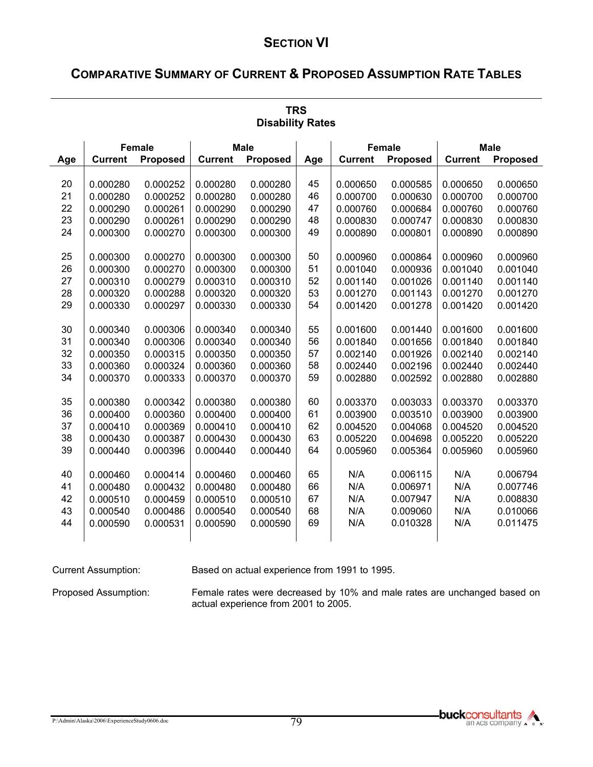# SECTION VI

## COMPARATIVE SUMMARY OF CURRENT & PROPOSED ASSUMPTION RATE TABLES

### TRS
### Disability Rates

| Age | Female | | Male | | Age | Female | | Male | |
|---|---|---|---|---|---|---|---|---|---|
| | Current | Proposed | Current | Proposed | | Current | Proposed | Current | Proposed |
| 20 | 0.000280 | 0.000252 | 0.000280 | 0.000280 | 45 | 0.000650 | 0.000585 | 0.000650 | 0.000650 |
| 21 | 0.000280 | 0.000252 | 0.000280 | 0.000280 | 46 | 0.000700 | 0.000630 | 0.000700 | 0.000700 |
| 22 | 0.000290 | 0.000261 | 0.000290 | 0.000290 | 47 | 0.000760 | 0.000684 | 0.000760 | 0.000760 |
| 23 | 0.000290 | 0.000261 | 0.000290 | 0.000290 | 48 | 0.000830 | 0.000747 | 0.000830 | 0.000830 |
| 24 | 0.000300 | 0.000270 | 0.000300 | 0.000300 | 49 | 0.000890 | 0.000801 | 0.000890 | 0.000890 |
| 25 | 0.000300 | 0.000270 | 0.000300 | 0.000300 | 50 | 0.000960 | 0.000864 | 0.000960 | 0.000960 |
| 26 | 0.000300 | 0.000270 | 0.000300 | 0.000300 | 51 | 0.001040 | 0.000936 | 0.001040 | 0.001040 |
| 27 | 0.000310 | 0.000279 | 0.000310 | 0.000310 | 52 | 0.001140 | 0.001026 | 0.001140 | 0.001140 |
| 28 | 0.000320 | 0.000288 | 0.000320 | 0.000320 | 53 | 0.001270 | 0.001143 | 0.001270 | 0.001270 |
| 29 | 0.000330 | 0.000297 | 0.000330 | 0.000330 | 54 | 0.001420 | 0.001278 | 0.001420 | 0.001420 |
| 30 | 0.000340 | 0.000306 | 0.000340 | 0.000340 | 55 | 0.001600 | 0.001440 | 0.001600 | 0.001600 |
| 31 | 0.000340 | 0.000306 | 0.000340 | 0.000340 | 56 | 0.001840 | 0.001656 | 0.001840 | 0.001840 |
| 32 | 0.000350 | 0.000315 | 0.000350 | 0.000350 | 57 | 0.002140 | 0.001926 | 0.002140 | 0.002140 |
| 33 | 0.000360 | 0.000324 | 0.000360 | 0.000360 | 58 | 0.002440 | 0.002196 | 0.002440 | 0.002440 |
| 34 | 0.000370 | 0.000333 | 0.000370 | 0.000370 | 59 | 0.002880 | 0.002592 | 0.002880 | 0.002880 |
| 35 | 0.000380 | 0.000342 | 0.000380 | 0.000380 | 60 | 0.003370 | 0.003033 | 0.003370 | 0.003370 |
| 36 | 0.000400 | 0.000360 | 0.000400 | 0.000400 | 61 | 0.003900 | 0.003510 | 0.003900 | 0.003900 |
| 37 | 0.000410 | 0.000369 | 0.000410 | 0.000410 | 62 | 0.004520 | 0.004068 | 0.004520 | 0.004520 |
| 38 | 0.000430 | 0.000387 | 0.000430 | 0.000430 | 63 | 0.005220 | 0.004698 | 0.005220 | 0.005220 |
| 39 | 0.000440 | 0.000396 | 0.000440 | 0.000440 | 64 | 0.005960 | 0.005364 | 0.005960 | 0.005960 |
| 40 | 0.000460 | 0.000414 | 0.000460 | 0.000460 | 65 | N/A | 0.006115 | N/A | 0.006794 |
| 41 | 0.000480 | 0.000432 | 0.000480 | 0.000480 | 66 | N/A | 0.006971 | N/A | 0.007746 |
| 42 | 0.000510 | 0.000459 | 0.000510 | 0.000510 | 67 | N/A | 0.007947 | N/A | 0.008830 |
| 43 | 0.000540 | 0.000486 | 0.000540 | 0.000540 | 68 | N/A | 0.009060 | N/A | 0.010066 |
| 44 | 0.000590 | 0.000531 | 0.000590 | 0.000590 | 69 | N/A | 0.010328 | N/A | 0.011475 |

Current Assumption: Based on actual experience from 1991 to 1995.

Proposed Assumption: Female rates were decreased by 10% and male rates are unchanged based on actual experience from 2001 to 2005.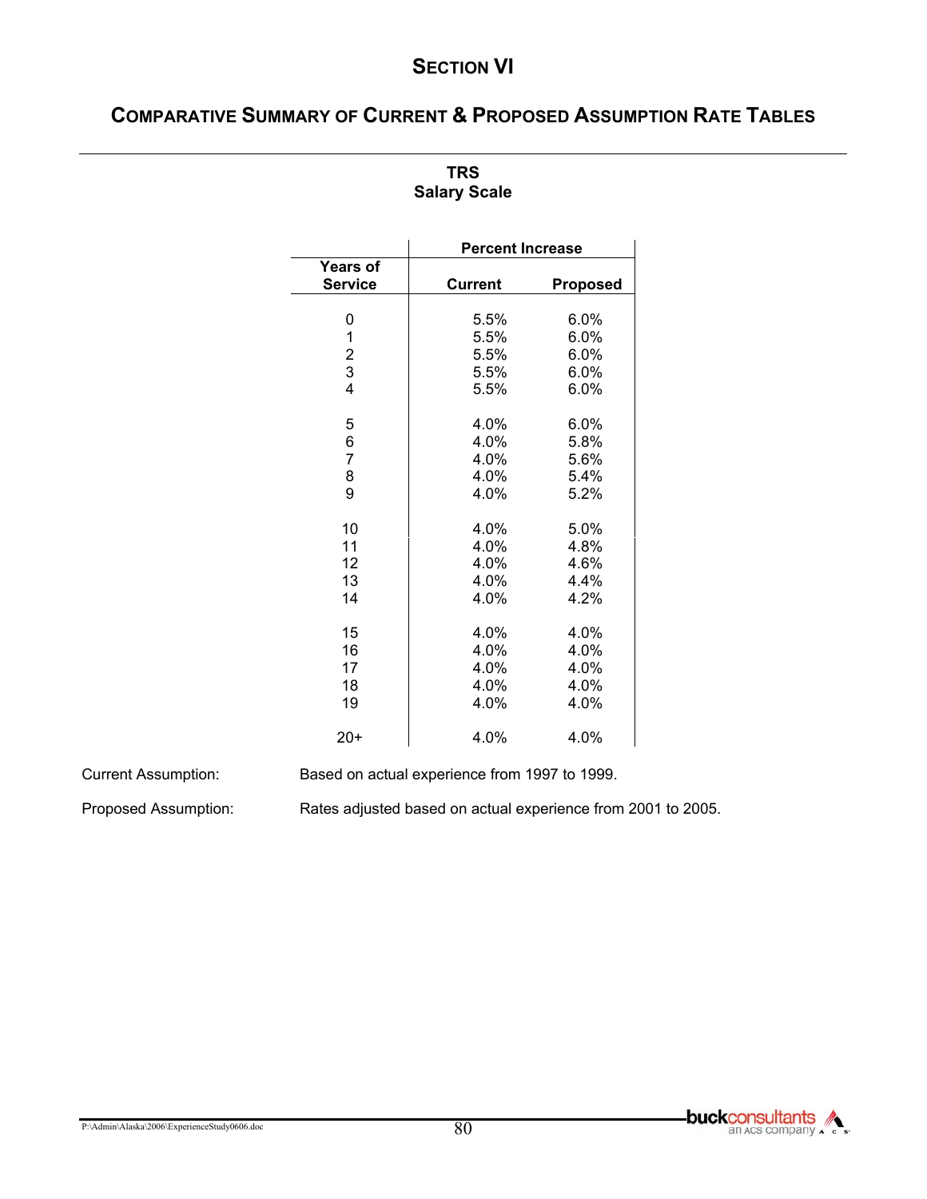# SECTION VI

## COMPARATIVE SUMMARY OF CURRENT & PROPOSED ASSUMPTION RATE TABLES

### TRS
### Salary Scale

| | Percent Increase | |
|---|---|---|
| Years of Service | Current | Proposed |
| 0 | 5.5% | 6.0% |
| 1 | 5.5% | 6.0% |
| 2 | 5.5% | 6.0% |
| 3 | 5.5% | 6.0% |
| 4 | 5.5% | 6.0% |
| 5 | 4.0% | 6.0% |
| 6 | 4.0% | 5.8% |
| 7 | 4.0% | 5.6% |
| 8 | 4.0% | 5.4% |
| 9 | 4.0% | 5.2% |
| 10 | 4.0% | 5.0% |
| 11 | 4.0% | 4.8% |
| 12 | 4.0% | 4.6% |
| 13 | 4.0% | 4.4% |
| 14 | 4.0% | 4.2% |
| 15 | 4.0% | 4.0% |
| 16 | 4.0% | 4.0% |
| 17 | 4.0% | 4.0% |
| 18 | 4.0% | 4.0% |
| 19 | 4.0% | 4.0% |
| 20+ | 4.0% | 4.0% |

Current Assumption: Based on actual experience from 1997 to 1999.

Proposed Assumption: Rates adjusted based on actual experience from 2001 to 2005.